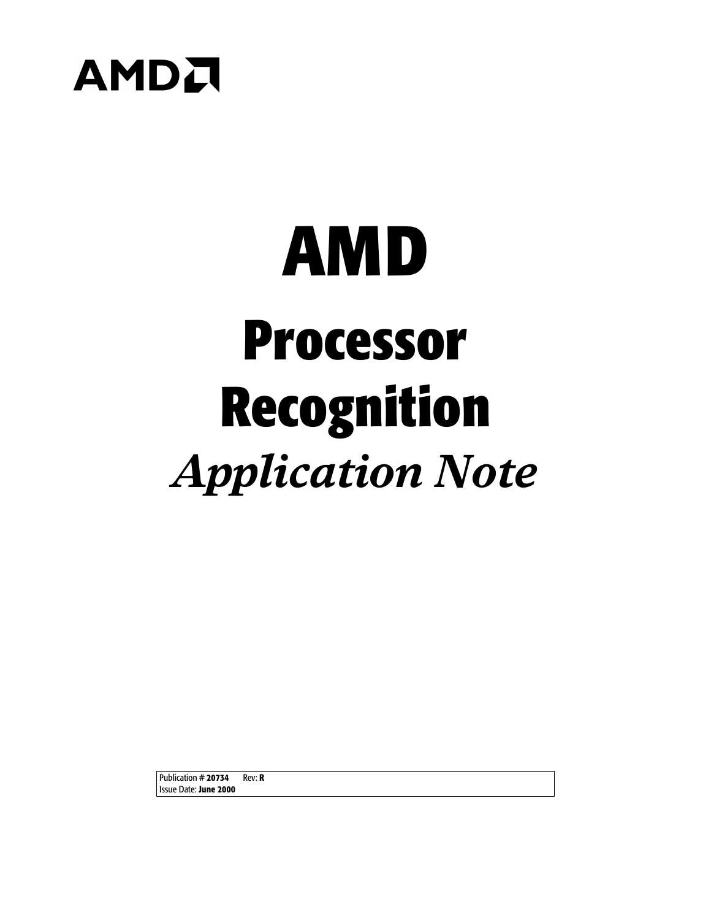AMD

# AMD

# Processor Recognition

## *Application Note*

| | |
|---|---|
| Publication # **20734** | Rev: **R** |
| Issue Date: **June 2000** | |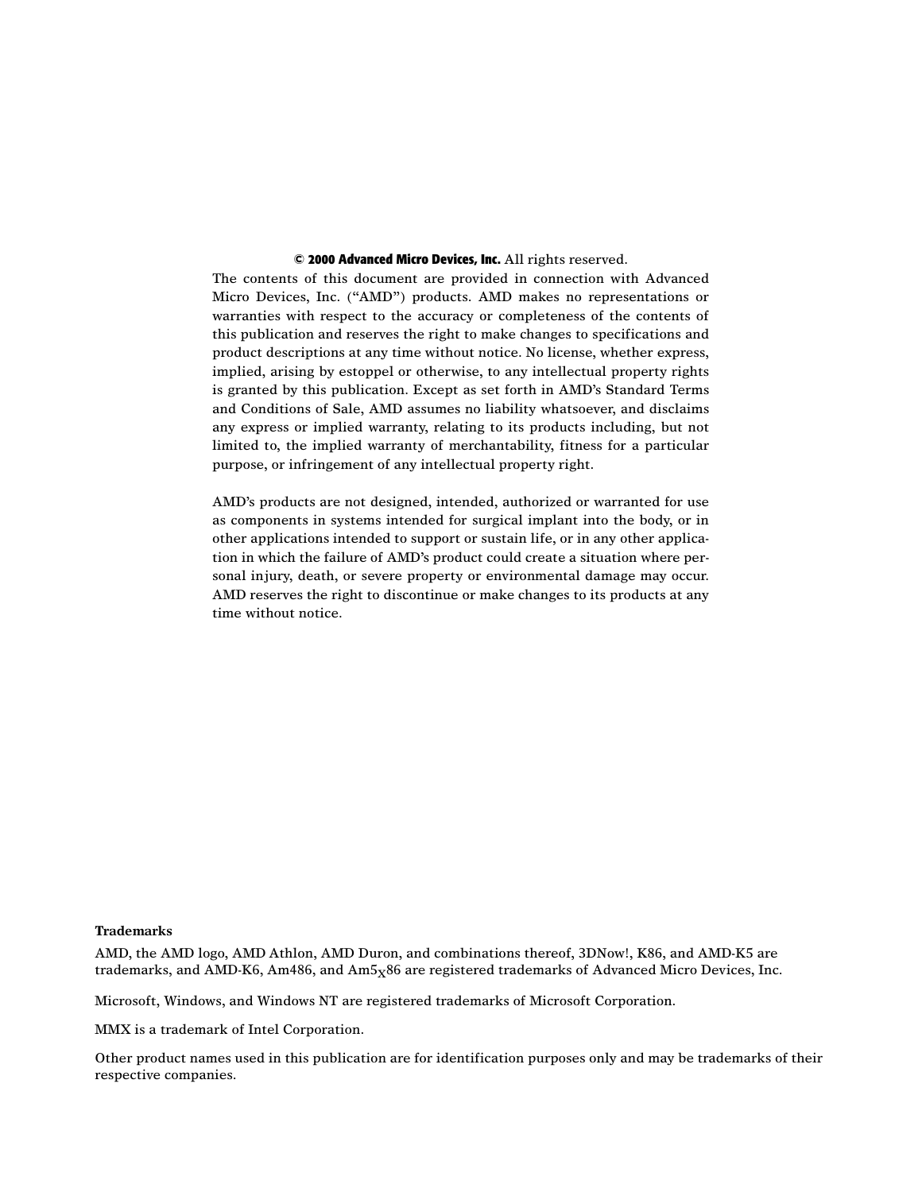**© 2000 Advanced Micro Devices, Inc.** All rights reserved.

The contents of this document are provided in connection with Advanced Micro Devices, Inc. (“AMD”) products. AMD makes no representations or warranties with respect to the accuracy or completeness of the contents of this publication and reserves the right to make changes to specifications and product descriptions at any time without notice. No license, whether express, implied, arising by estoppel or otherwise, to any intellectual property rights is granted by this publication. Except as set forth in AMD’s Standard Terms and Conditions of Sale, AMD assumes no liability whatsoever, and disclaims any express or implied warranty, relating to its products including, but not limited to, the implied warranty of merchantability, fitness for a particular purpose, or infringement of any intellectual property right.

AMD’s products are not designed, intended, authorized or warranted for use as components in systems intended for surgical implant into the body, or in other applications intended to support or sustain life, or in any other application in which the failure of AMD’s product could create a situation where personal injury, death, or severe property or environmental damage may occur. AMD reserves the right to discontinue or make changes to its products at any time without notice.

**Trademarks**

AMD, the AMD logo, AMD Athlon, AMD Duron, and combinations thereof, 3DNow!, K86, and AMD-K5 are trademarks, and AMD-K6, Am486, and $Am5_X86$ are registered trademarks of Advanced Micro Devices, Inc.

Microsoft, Windows, and Windows NT are registered trademarks of Microsoft Corporation.

MMX is a trademark of Intel Corporation.

Other product names used in this publication are for identification purposes only and may be trademarks of their respective companies.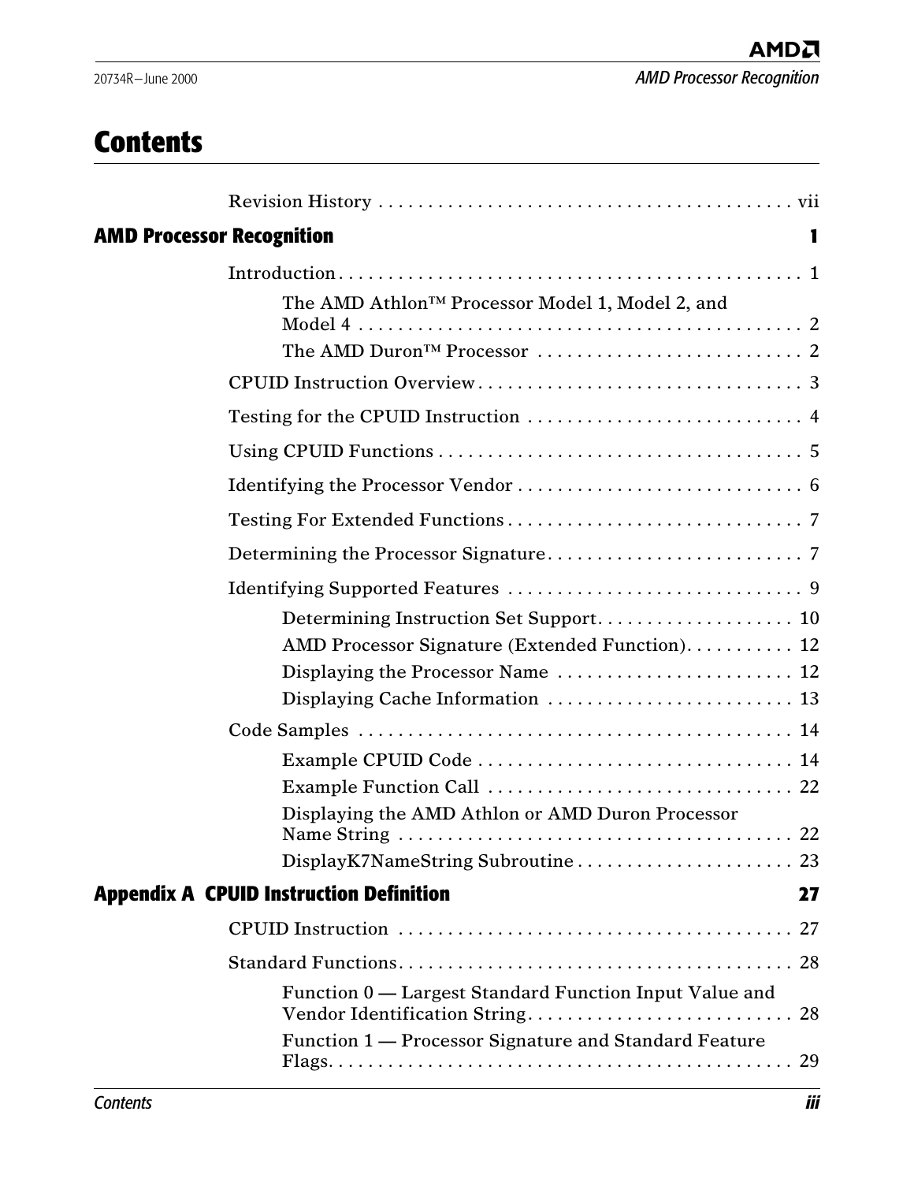# Contents

Revision History . . . . . . . . . . . . . . . . . . . . . . . . . . . . . . . . . . . . . . . . . vii

**AMD Processor Recognition** **1**

Introduction. . . . . . . . . . . . . . . . . . . . . . . . . . . . . . . . . . . . . . . . . . . . . . 1

- The AMD Athlon™ Processor Model 1, Model 2, and Model 4 . . . . . . . . . . . . . . . . . . . . . . . . . . . . . . . . . . . . . . . . . . . 2
- The AMD Duron™ Processor . . . . . . . . . . . . . . . . . . . . . . . . . . 2

CPUID Instruction Overview. . . . . . . . . . . . . . . . . . . . . . . . . . . . . . . . 3

Testing for the CPUID Instruction . . . . . . . . . . . . . . . . . . . . . . . . . . . 4

Using CPUID Functions . . . . . . . . . . . . . . . . . . . . . . . . . . . . . . . . . . . . 5

Identifying the Processor Vendor . . . . . . . . . . . . . . . . . . . . . . . . . . . . 6

Testing For Extended Functions . . . . . . . . . . . . . . . . . . . . . . . . . . . . . 7

Determining the Processor Signature. . . . . . . . . . . . . . . . . . . . . . . . . 7

Identifying Supported Features . . . . . . . . . . . . . . . . . . . . . . . . . . . . . 9

- Determining Instruction Set Support. . . . . . . . . . . . . . . . . . . . 10
- AMD Processor Signature (Extended Function). . . . . . . . . . . 12
- Displaying the Processor Name . . . . . . . . . . . . . . . . . . . . . . . 12
- Displaying Cache Information . . . . . . . . . . . . . . . . . . . . . . . . 13

Code Samples . . . . . . . . . . . . . . . . . . . . . . . . . . . . . . . . . . . . . . . . . . . 14

- Example CPUID Code . . . . . . . . . . . . . . . . . . . . . . . . . . . . . . . 14
- Example Function Call . . . . . . . . . . . . . . . . . . . . . . . . . . . . . . 22
- Displaying the AMD Athlon or AMD Duron Processor Name String . . . . . . . . . . . . . . . . . . . . . . . . . . . . . . . . . . . . . . . 22
- DisplayK7NameString Subroutine . . . . . . . . . . . . . . . . . . . . . 23

**Appendix A CPUID Instruction Definition** **27**

CPUID Instruction . . . . . . . . . . . . . . . . . . . . . . . . . . . . . . . . . . . . . . . 27

Standard Functions. . . . . . . . . . . . . . . . . . . . . . . . . . . . . . . . . . . . . . . 28

- Function 0 — Largest Standard Function Input Value and Vendor Identification String. . . . . . . . . . . . . . . . . . . . . . . . . . 28
- Function 1 — Processor Signature and Standard Feature Flags. . . . . . . . . . . . . . . . . . . . . . . . . . . . . . . . . . . . . . . . . . . . . . 29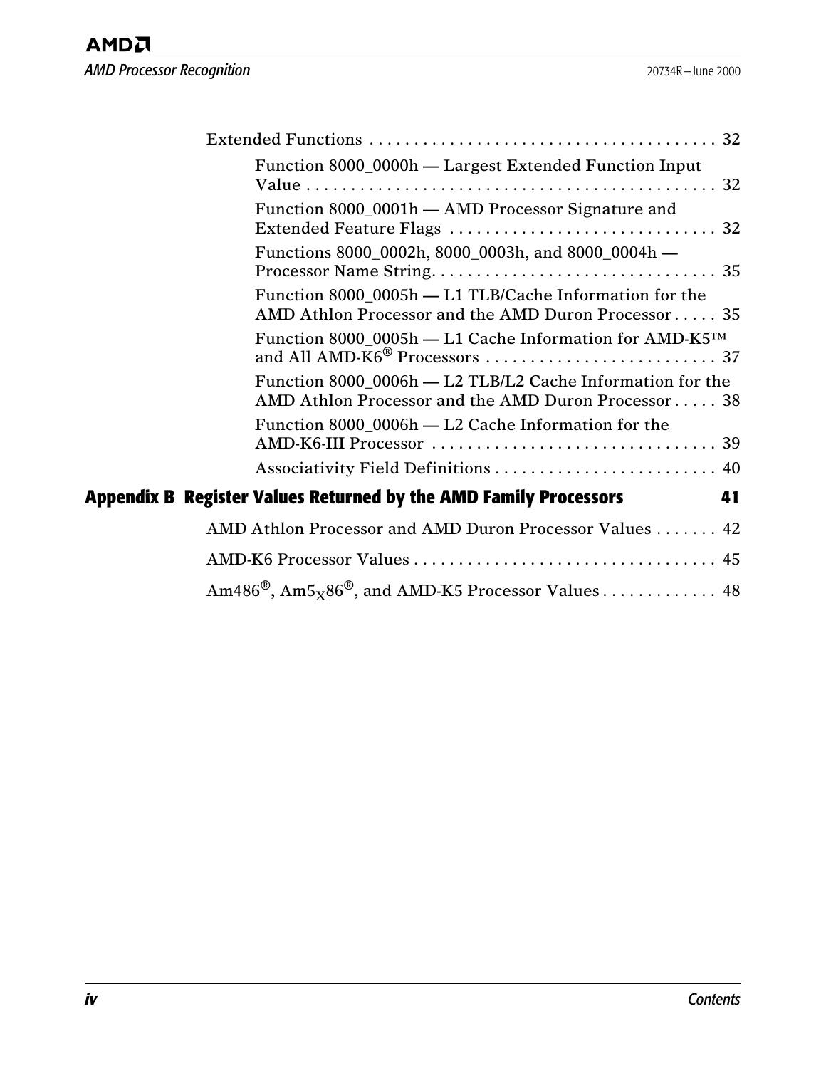Extended Functions . . . . . . . . . . . . . . . . . . . . . . . . . . . . . . . . . . . . . . . 32

Function 8000_0000h — Largest Extended Function Input Value . . . . . . . . . . . . . . . . . . . . . . . . . . . . . . . . . . . . . . . . . . . . . 32

Function 8000_0001h — AMD Processor Signature and Extended Feature Flags . . . . . . . . . . . . . . . . . . . . . . . . . . . . . 32

Functions 8000_0002h, 8000_0003h, and 8000_0004h — Processor Name String. . . . . . . . . . . . . . . . . . . . . . . . . . . . . . . 35

Function 8000_0005h — L1 TLB/Cache Information for the AMD Athlon Processor and the AMD Duron Processor . . . . . 35

Function 8000_0005h — L1 Cache Information for AMD-K5™ and All AMD-K6® Processors . . . . . . . . . . . . . . . . . . . . . . . . . . 37

Function 8000_0006h — L2 TLB/L2 Cache Information for the AMD Athlon Processor and the AMD Duron Processor . . . . . 38

Function 8000_0006h — L2 Cache Information for the AMD-K6-III Processor . . . . . . . . . . . . . . . . . . . . . . . . . . . . . . . 39

Associativity Field Definitions . . . . . . . . . . . . . . . . . . . . . . . . 40

## Appendix B Register Values Returned by the AMD Family Processors 41

AMD Athlon Processor and AMD Duron Processor Values . . . . . . . 42

AMD-K6 Processor Values . . . . . . . . . . . . . . . . . . . . . . . . . . . . . . . . . 45

Am486®, Am5$_X$86®, and AMD-K5 Processor Values . . . . . . . . . . . . 48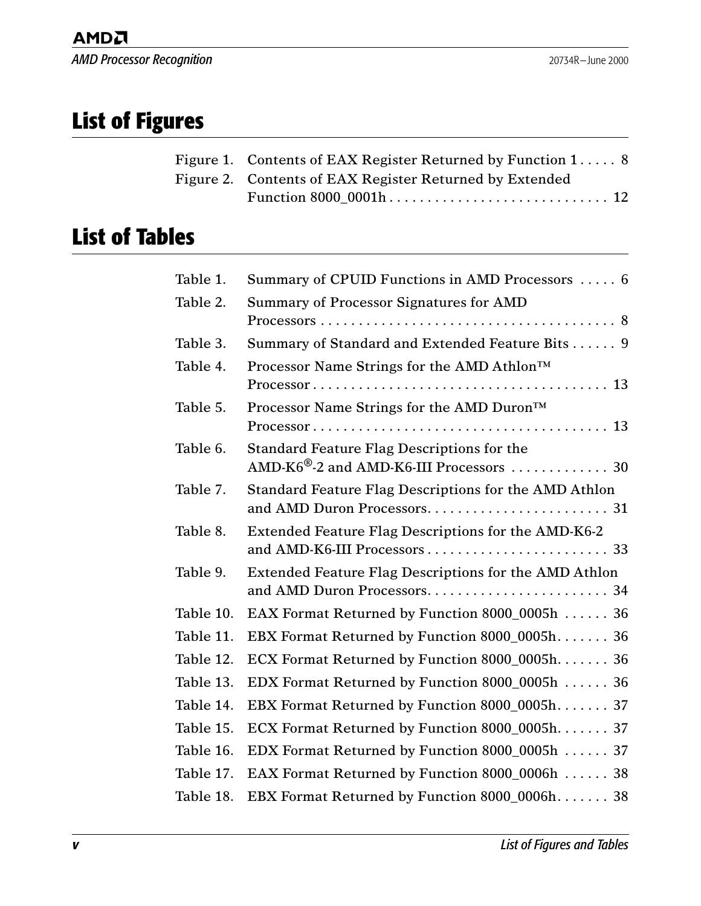# List of Figures

Figure 1. Contents of EAX Register Returned by Function 1 . . . . . 8
Figure 2. Contents of EAX Register Returned by Extended Function 8000_0001h . . . . . . . . . . . . . . . . . . . . . . . . . . . . . 12

# List of Tables

Table 1. Summary of CPUID Functions in AMD Processors . . . . . 6
Table 2. Summary of Processor Signatures for AMD Processors . . . . . . . . . . . . . . . . . . . . . . . . . . . . . . . . . . . . . . . 8
Table 3. Summary of Standard and Extended Feature Bits . . . . . . 9
Table 4. Processor Name Strings for the AMD Athlon™ Processor . . . . . . . . . . . . . . . . . . . . . . . . . . . . . . . . . . . . . . . 13
Table 5. Processor Name Strings for the AMD Duron™ Processor . . . . . . . . . . . . . . . . . . . . . . . . . . . . . . . . . . . . . . . 13
Table 6. Standard Feature Flag Descriptions for the AMD-K6®-2 and AMD-K6-III Processors . . . . . . . . . . . . . 30
Table 7. Standard Feature Flag Descriptions for the AMD Athlon and AMD Duron Processors. . . . . . . . . . . . . . . . . . . . . . . . 31
Table 8. Extended Feature Flag Descriptions for the AMD-K6-2 and AMD-K6-III Processors . . . . . . . . . . . . . . . . . . . . . . . . 33
Table 9. Extended Feature Flag Descriptions for the AMD Athlon and AMD Duron Processors. . . . . . . . . . . . . . . . . . . . . . . . 34
Table 10. EAX Format Returned by Function 8000_0005h . . . . . . 36
Table 11. EBX Format Returned by Function 8000_0005h. . . . . . . 36
Table 12. ECX Format Returned by Function 8000_0005h. . . . . . . 36
Table 13. EDX Format Returned by Function 8000_0005h . . . . . . 36
Table 14. EBX Format Returned by Function 8000_0005h. . . . . . . 37
Table 15. ECX Format Returned by Function 8000_0005h. . . . . . . 37
Table 16. EDX Format Returned by Function 8000_0005h . . . . . . 37
Table 17. EAX Format Returned by Function 8000_0006h . . . . . . 38
Table 18. EBX Format Returned by Function 8000_0006h. . . . . . . 38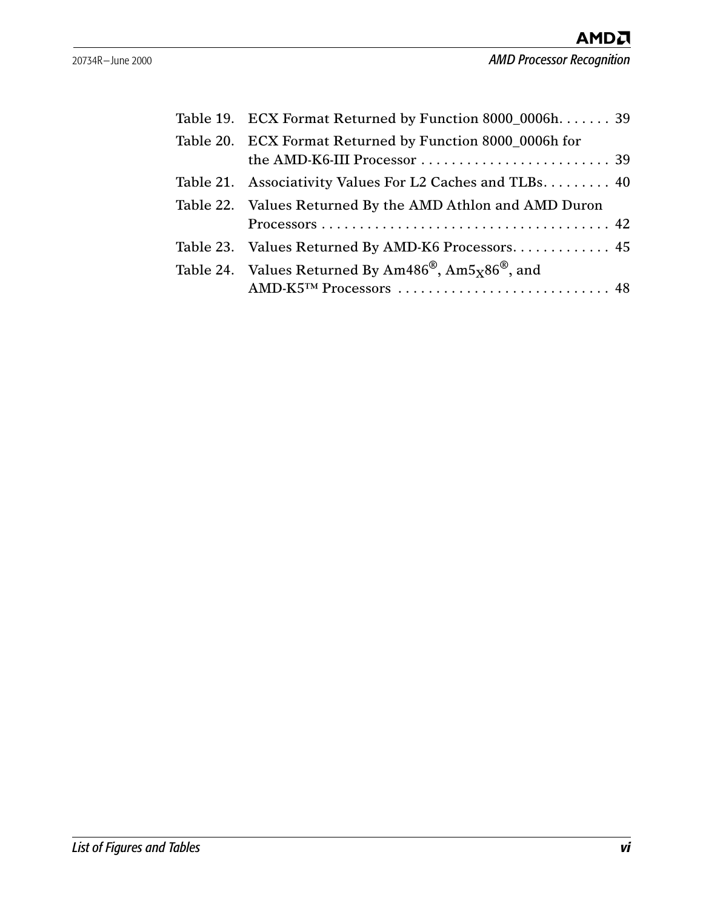| | | |
|---|---|---|
| Table 19. | ECX Format Returned by Function 8000_0006h. | 39 |
| Table 20. | ECX Format Returned by Function 8000_0006h for the AMD-K6-III Processor | 39 |
| Table 21. | Associativity Values For L2 Caches and TLBs. | 40 |
| Table 22. | Values Returned By the AMD Athlon and AMD Duron Processors | 42 |
| Table 23. | Values Returned By AMD-K6 Processors. | 45 |
| Table 24. | Values Returned By Am486®, Am5$_X$86®, and AMD-K5™ Processors | 48 |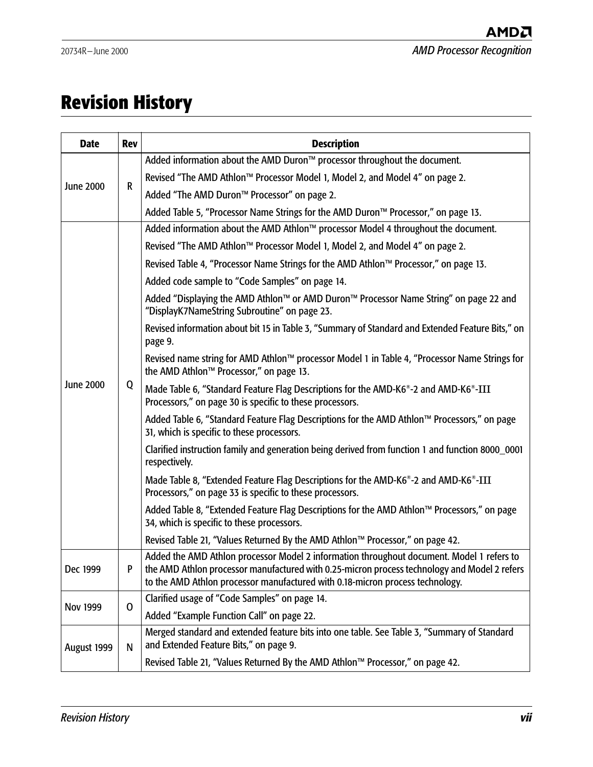# Revision History

| Date | Rev | Description |
|---|---|---|
| June 2000 | R | Added information about the AMD Duron™ processor throughout the document. |
| | | Revised "The AMD Athlon™ Processor Model 1, Model 2, and Model 4" on page 2. |
| | | Added "The AMD Duron™ Processor" on page 2. |
| | | Added Table 5, "Processor Name Strings for the AMD Duron™ Processor," on page 13. |
| June 2000 | Q | Added information about the AMD Athlon™ processor Model 4 throughout the document. |
| | | Revised "The AMD Athlon™ Processor Model 1, Model 2, and Model 4" on page 2. |
| | | Revised Table 4, "Processor Name Strings for the AMD Athlon™ Processor," on page 13. |
| | | Added code sample to "Code Samples" on page 14. |
| | | Added "Displaying the AMD Athlon™ or AMD Duron™ Processor Name String" on page 22 and "DisplayK7NameString Subroutine" on page 23. |
| | | Revised information about bit 15 in Table 3, "Summary of Standard and Extended Feature Bits," on page 9. |
| | | Revised name string for AMD Athlon™ processor Model 1 in Table 4, "Processor Name Strings for the AMD Athlon™ Processor," on page 13. |
| | | Made Table 6, "Standard Feature Flag Descriptions for the AMD-K6®-2 and AMD-K6®-III Processors," on page 30 is specific to these processors. |
| | | Added Table 6, "Standard Feature Flag Descriptions for the AMD Athlon™ Processors," on page 31, which is specific to these processors. |
| | | Clarified instruction family and generation being derived from function 1 and function 8000_0001 respectively. |
| | | Made Table 8, "Extended Feature Flag Descriptions for the AMD-K6®-2 and AMD-K6®-III Processors," on page 33 is specific to these processors. |
| | | Added Table 8, "Extended Feature Flag Descriptions for the AMD Athlon™ Processors," on page 34, which is specific to these processors. |
| | | Revised Table 21, "Values Returned By the AMD Athlon™ Processor," on page 42. |
| Dec 1999 | P | Added the AMD Athlon processor Model 2 information throughout document. Model 1 refers to the AMD Athlon processor manufactured with 0.25-micron process technology and Model 2 refers to the AMD Athlon processor manufactured with 0.18-micron process technology. |
| Nov 1999 | O | Clarified usage of "Code Samples" on page 14. |
| | | Added "Example Function Call" on page 22. |
| August 1999 | N | Merged standard and extended feature bits into one table. See Table 3, "Summary of Standard and Extended Feature Bits," on page 9. |
| | | Revised Table 21, "Values Returned By the AMD Athlon™ Processor," on page 42. |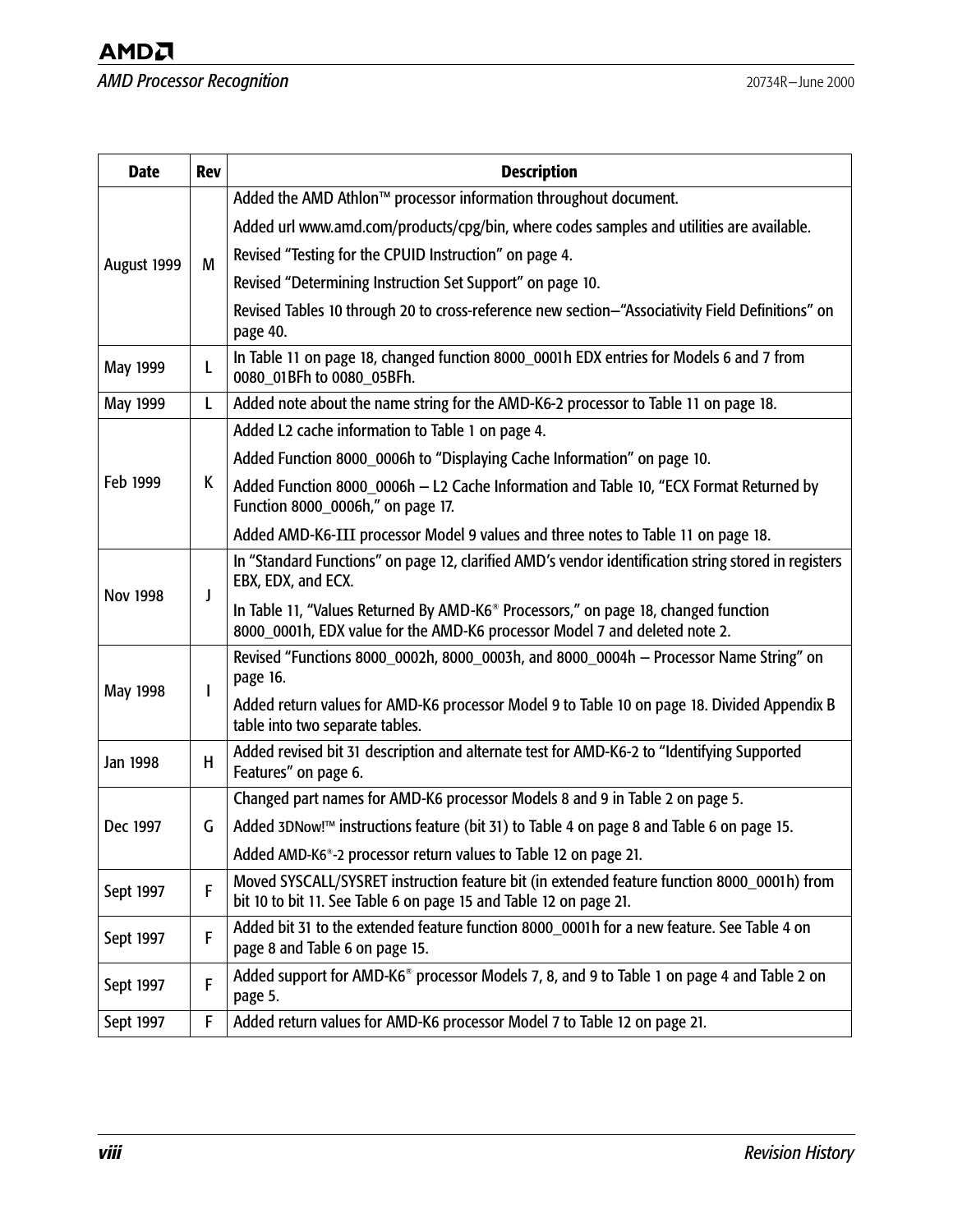| Date | Rev | Description |
|---|---|---|
| August 1999 | M | Added the AMD Athlon™ processor information throughout document. |
| | | Added url www.amd.com/products/cpg/bin, where codes samples and utilities are available. |
| | | Revised "Testing for the CPUID Instruction" on page 4. |
| | | Revised "Determining Instruction Set Support" on page 10. |
| | | Revised Tables 10 through 20 to cross-reference new section—"Associativity Field Definitions" on page 40. |
| May 1999 | L | In Table 11 on page 18, changed function 8000_0001h EDX entries for Models 6 and 7 from 0080_01BFh to 0080_05BFh. |
| May 1999 | L | Added note about the name string for the AMD-K6-2 processor to Table 11 on page 18. |
| Feb 1999 | K | Added L2 cache information to Table 1 on page 4. |
| | | Added Function 8000_0006h to "Displaying Cache Information" on page 10. |
| | | Added Function 8000_0006h – L2 Cache Information and Table 10, "ECX Format Returned by Function 8000_0006h," on page 17. |
| | | Added AMD-K6-III processor Model 9 values and three notes to Table 11 on page 18. |
| Nov 1998 | J | In "Standard Functions" on page 12, clarified AMD's vendor identification string stored in registers EBX, EDX, and ECX. |
| | | In Table 11, "Values Returned By AMD-K6® Processors," on page 18, changed function 8000_0001h, EDX value for the AMD-K6 processor Model 7 and deleted note 2. |
| May 1998 | I | Revised "Functions 8000_0002h, 8000_0003h, and 8000_0004h – Processor Name String" on page 16. |
| | | Added return values for AMD-K6 processor Model 9 to Table 10 on page 18. Divided Appendix B table into two separate tables. |
| Jan 1998 | H | Added revised bit 31 description and alternate test for AMD-K6-2 to "Identifying Supported Features" on page 6. |
| Dec 1997 | G | Changed part names for AMD-K6 processor Models 8 and 9 in Table 2 on page 5. |
| | | Added 3DNow!™ instructions feature (bit 31) to Table 4 on page 8 and Table 6 on page 15. |
| | | Added AMD-K6®-2 processor return values to Table 12 on page 21. |
| Sept 1997 | F | Moved SYSCALL/SYSRET instruction feature bit (in extended feature function 8000_0001h) from bit 10 to bit 11. See Table 6 on page 15 and Table 12 on page 21. |
| Sept 1997 | F | Added bit 31 to the extended feature function 8000_0001h for a new feature. See Table 4 on page 8 and Table 6 on page 15. |
| Sept 1997 | F | Added support for AMD-K6® processor Models 7, 8, and 9 to Table 1 on page 4 and Table 2 on page 5. |
| Sept 1997 | F | Added return values for AMD-K6 processor Model 7 to Table 12 on page 21. |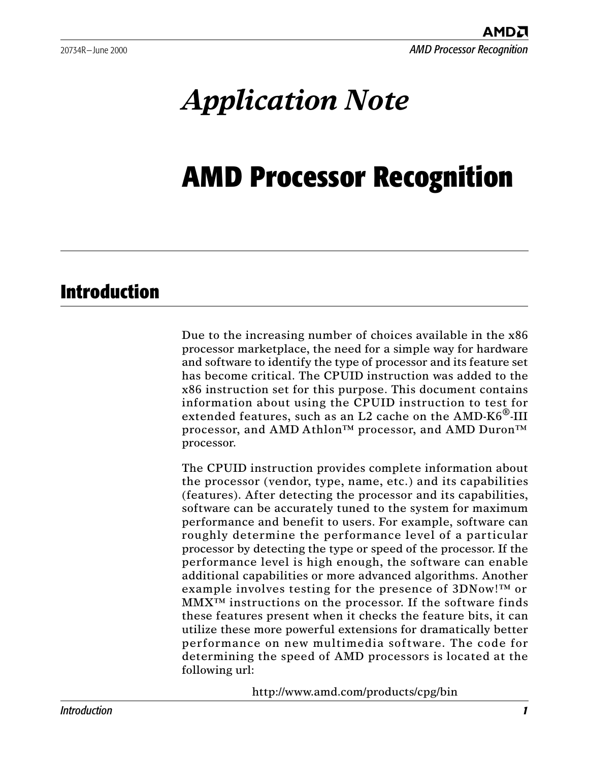# Application Note

# AMD Processor Recognition

## Introduction

Due to the increasing number of choices available in the x86 processor marketplace, the need for a simple way for hardware and software to identify the type of processor and its feature set has become critical. The CPUID instruction was added to the x86 instruction set for this purpose. This document contains information about using the CPUID instruction to test for extended features, such as an L2 cache on the AMD-K6®-III processor, and AMD Athlon™ processor, and AMD Duron™ processor.

The CPUID instruction provides complete information about the processor (vendor, type, name, etc.) and its capabilities (features). After detecting the processor and its capabilities, software can be accurately tuned to the system for maximum performance and benefit to users. For example, software can roughly determine the performance level of a particular processor by detecting the type or speed of the processor. If the performance level is high enough, the software can enable additional capabilities or more advanced algorithms. Another example involves testing for the presence of 3DNow!™ or MMX™ instructions on the processor. If the software finds these features present when it checks the feature bits, it can utilize these more powerful extensions for dramatically better performance on new multimedia software. The code for determining the speed of AMD processors is located at the following url:

http://www.amd.com/products/cpg/bin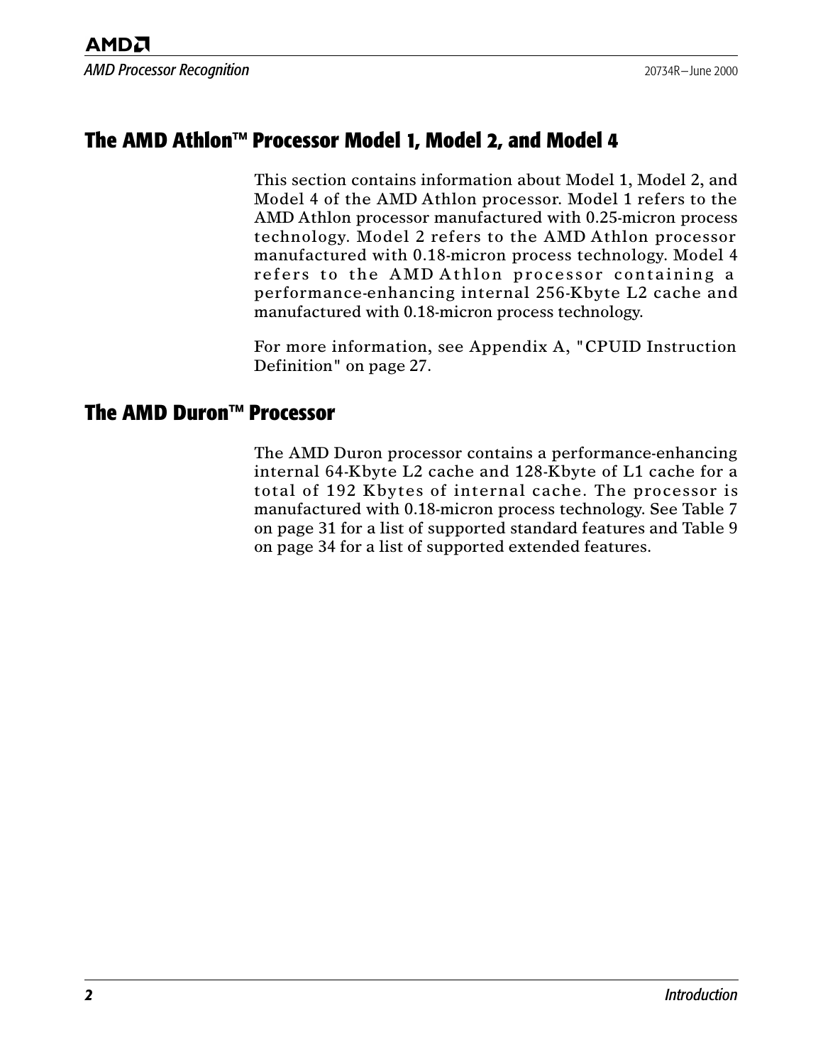## The AMD Athlon™ Processor Model 1, Model 2, and Model 4

This section contains information about Model 1, Model 2, and Model 4 of the AMD Athlon processor. Model 1 refers to the AMD Athlon processor manufactured with 0.25-micron process technology. Model 2 refers to the AMD Athlon processor manufactured with 0.18-micron process technology. Model 4 refers to the AMD Athlon processor containing a performance-enhancing internal 256-Kbyte L2 cache and manufactured with 0.18-micron process technology.

For more information, see Appendix A, "CPUID Instruction Definition" on page 27.

## The AMD Duron™ Processor

The AMD Duron processor contains a performance-enhancing internal 64-Kbyte L2 cache and 128-Kbyte of L1 cache for a total of 192 Kbytes of internal cache. The processor is manufactured with 0.18-micron process technology. See Table 7 on page 31 for a list of supported standard features and Table 9 on page 34 for a list of supported extended features.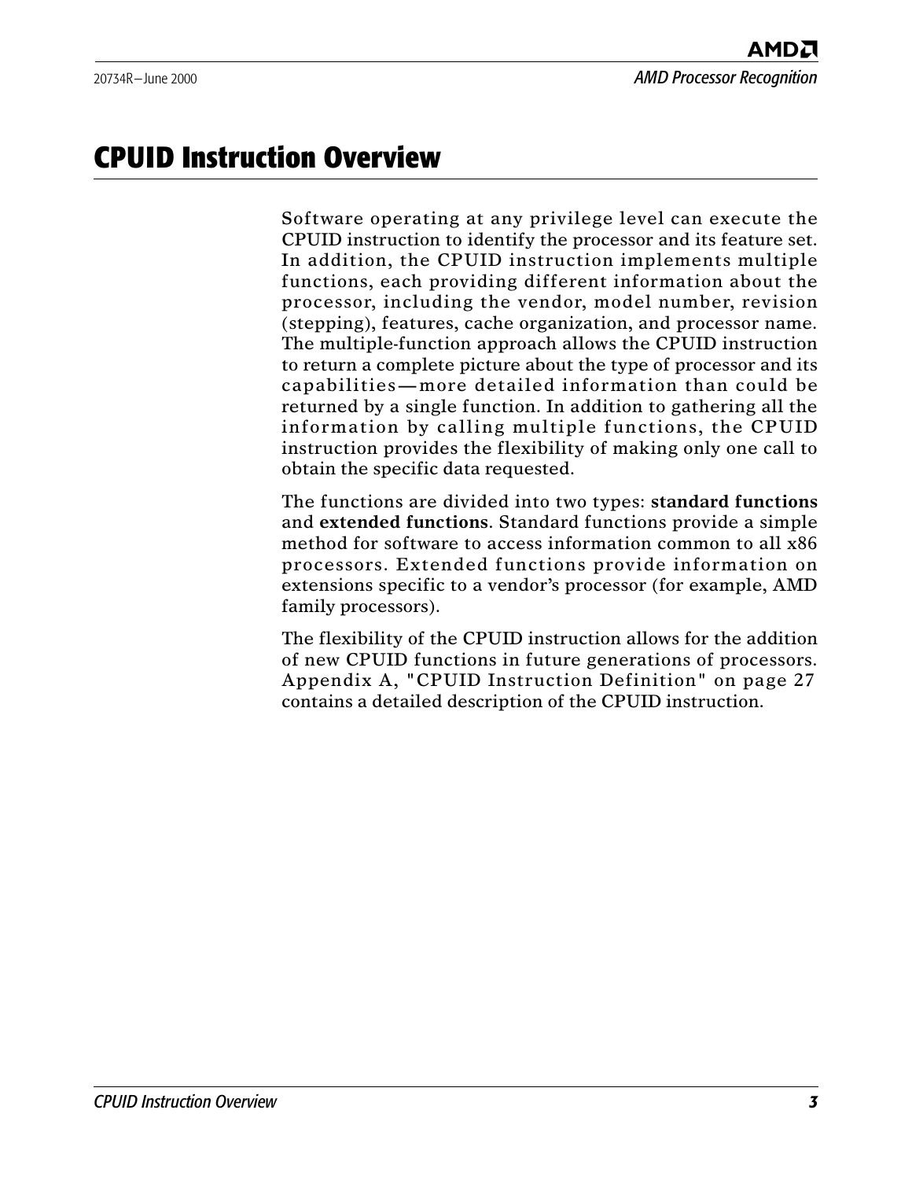# CPUID Instruction Overview

Software operating at any privilege level can execute the CPUID instruction to identify the processor and its feature set. In addition, the CPUID instruction implements multiple functions, each providing different information about the processor, including the vendor, model number, revision (stepping), features, cache organization, and processor name. The multiple-function approach allows the CPUID instruction to return a complete picture about the type of processor and its capabilities—more detailed information than could be returned by a single function. In addition to gathering all the information by calling multiple functions, the CPUID instruction provides the flexibility of making only one call to obtain the specific data requested.

The functions are divided into two types: **standard functions** and **extended functions**. Standard functions provide a simple method for software to access information common to all x86 processors. Extended functions provide information on extensions specific to a vendor's processor (for example, AMD family processors).

The flexibility of the CPUID instruction allows for the addition of new CPUID functions in future generations of processors. Appendix A, "CPUID Instruction Definition" on page 27 contains a detailed description of the CPUID instruction.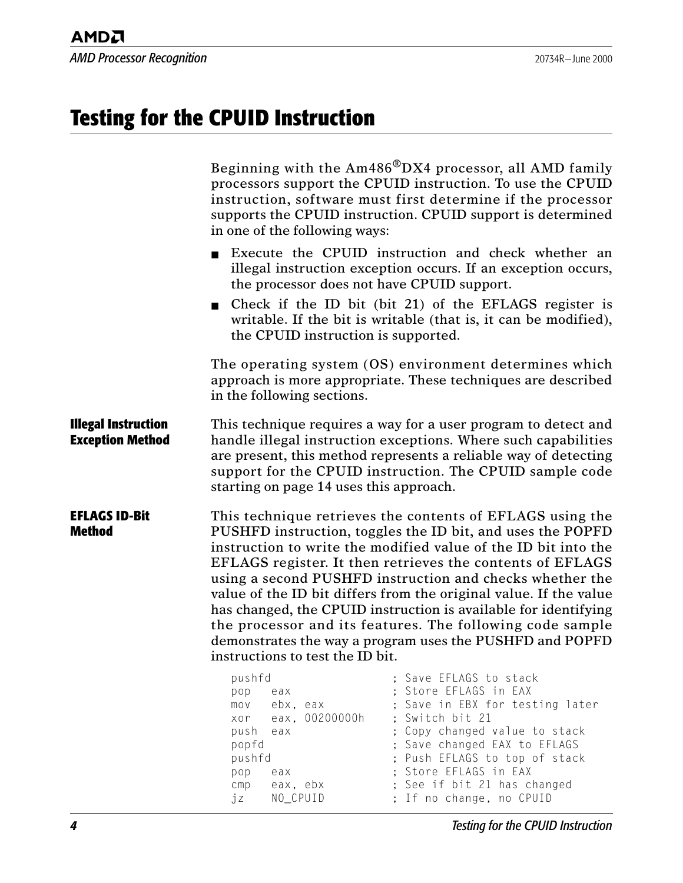# Testing for the CPUID Instruction

Beginning with the Am486®DX4 processor, all AMD family processors support the CPUID instruction. To use the CPUID instruction, software must first determine if the processor supports the CPUID instruction. CPUID support is determined in one of the following ways:

- Execute the CPUID instruction and check whether an illegal instruction exception occurs. If an exception occurs, the processor does not have CPUID support.
- Check if the ID bit (bit 21) of the EFLAGS register is writable. If the bit is writable (that is, it can be modified), the CPUID instruction is supported.

The operating system (OS) environment determines which approach is more appropriate. These techniques are described in the following sections.

### Illegal Instruction Exception Method

This technique requires a way for a user program to detect and handle illegal instruction exceptions. Where such capabilities are present, this method represents a reliable way of detecting support for the CPUID instruction. The CPUID sample code starting on page 14 uses this approach.

### EFLAGS ID-Bit Method

This technique retrieves the contents of EFLAGS using the PUSHFD instruction, toggles the ID bit, and uses the POPFD instruction to write the modified value of the ID bit into the EFLAGS register. It then retrieves the contents of EFLAGS using a second PUSHFD instruction and checks whether the value of the ID bit differs from the original value. If the value has changed, the CPUID instruction is available for identifying the processor and its features. The following code sample demonstrates the way a program uses the PUSHFD and POPFD instructions to test the ID bit.

```
pushfd                  ; Save EFLAGS to stack
pop   eax               ; Store EFLAGS in EAX
mov   ebx, eax          ; Save in EBX for testing later
xor   eax, 00200000h    ; Switch bit 21
push  eax               ; Copy changed value to stack
popfd                   ; Save changed EAX to EFLAGS
pushfd                  ; Push EFLAGS to top of stack
pop   eax               ; Store EFLAGS in EAX
cmp   eax, ebx          ; See if bit 21 has changed
jz    NO_CPUID          ; If no change, no CPUID
```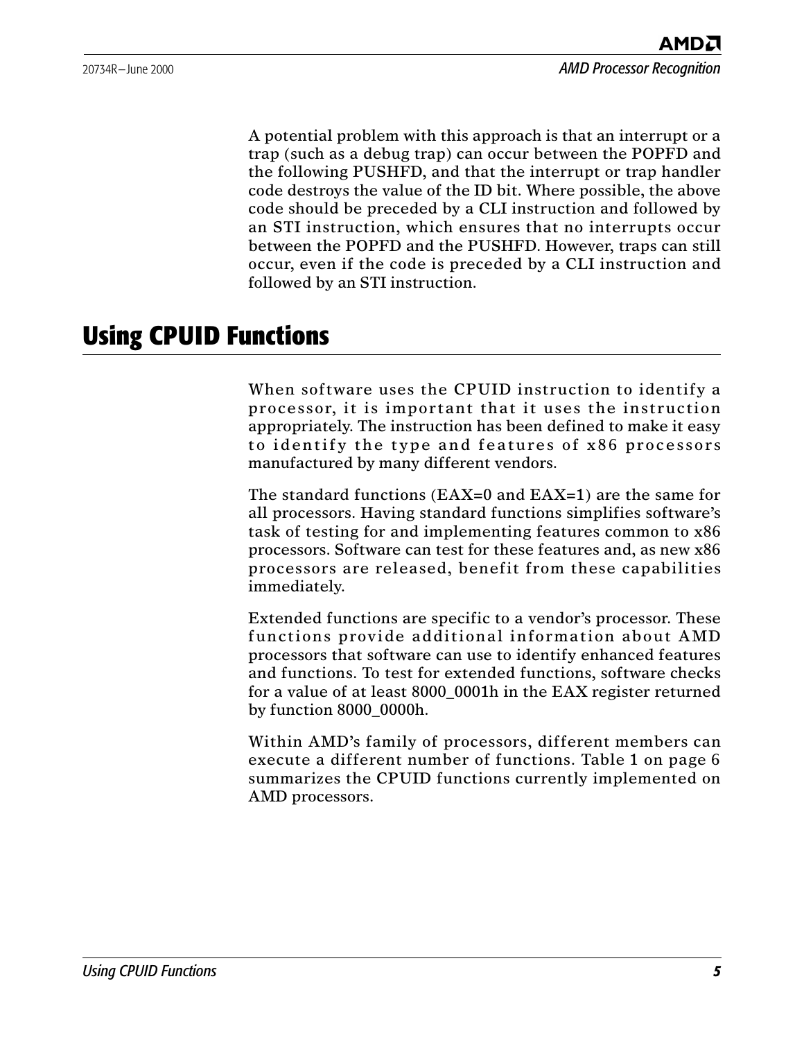A potential problem with this approach is that an interrupt or a trap (such as a debug trap) can occur between the POPFD and the following PUSHFD, and that the interrupt or trap handler code destroys the value of the ID bit. Where possible, the above code should be preceded by a CLI instruction and followed by an STI instruction, which ensures that no interrupts occur between the POPFD and the PUSHFD. However, traps can still occur, even if the code is preceded by a CLI instruction and followed by an STI instruction.

# Using CPUID Functions

When software uses the CPUID instruction to identify a processor, it is important that it uses the instruction appropriately. The instruction has been defined to make it easy to identify the type and features of x86 processors manufactured by many different vendors.

The standard functions (EAX=0 and EAX=1) are the same for all processors. Having standard functions simplifies software's task of testing for and implementing features common to x86 processors. Software can test for these features and, as new x86 processors are released, benefit from these capabilities immediately.

Extended functions are specific to a vendor's processor. These functions provide additional information about AMD processors that software can use to identify enhanced features and functions. To test for extended functions, software checks for a value of at least 8000_0001h in the EAX register returned by function 8000_0000h.

Within AMD's family of processors, different members can execute a different number of functions. Table 1 on page 6 summarizes the CPUID functions currently implemented on AMD processors.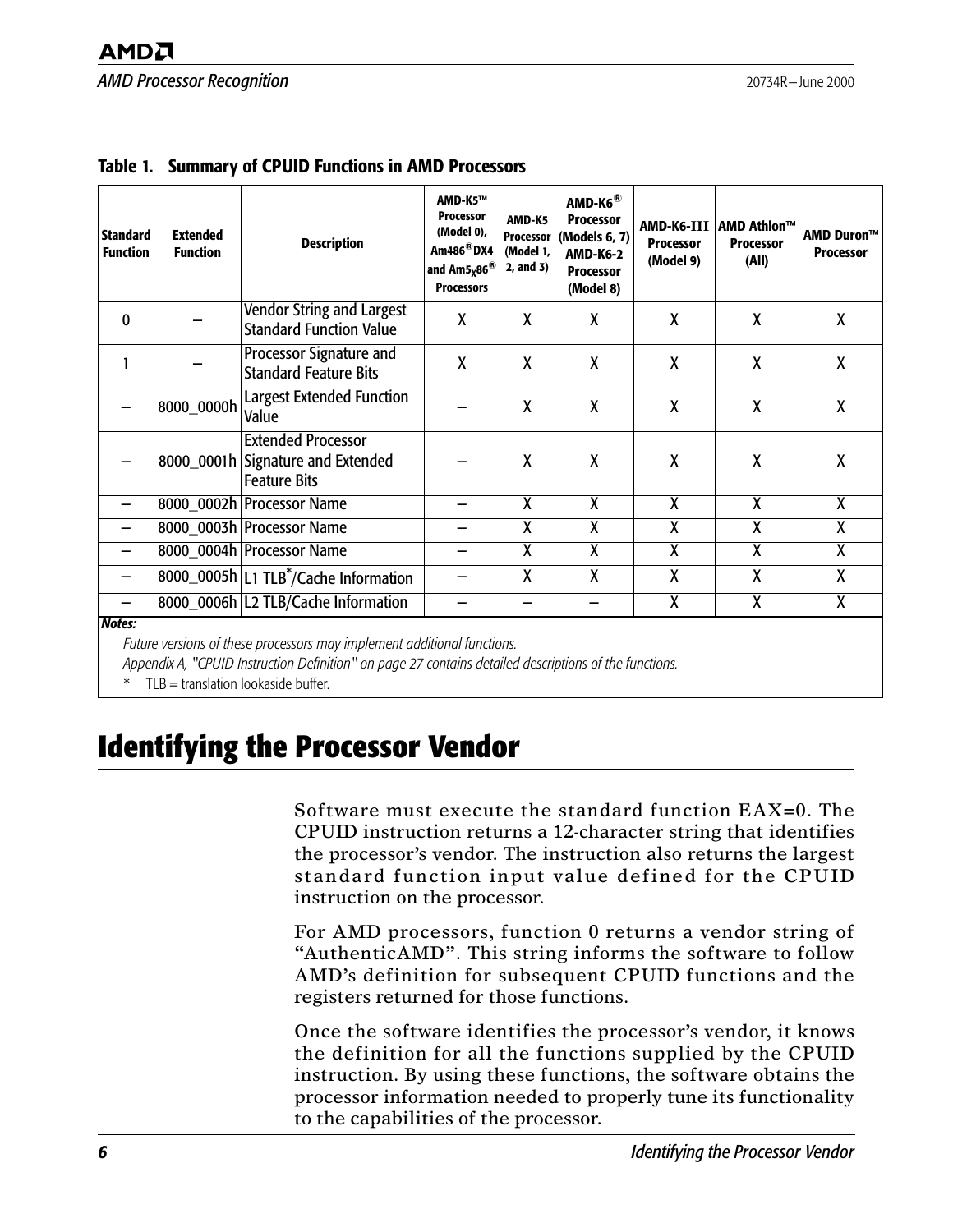**Table 1. Summary of CPUID Functions in AMD Processors**

| Standard Function | Extended Function | Description | AMD-K5™ Processor (Model 0), Am486® DX4 and Am5$_X$86® Processors | AMD-K5 Processor (Model 1, 2, and 3) | AMD-K6® Processor (Models 6, 7) AMD-K6-2 Processor (Model 8) | AMD-K6-III Processor (Model 9) | AMD Athlon™ Processor (All) | AMD Duron™ Processor |
|---|---|---|---|---|---|---|---|---|
| 0 | – | Vendor String and Largest Standard Function Value | X | X | X | X | X | X |
| 1 | – | Processor Signature and Standard Feature Bits | X | X | X | X | X | X |
| – | 8000_0000h | Largest Extended Function Value | – | X | X | X | X | X |
| – | 8000_0001h | Extended Processor Signature and Extended Feature Bits | – | X | X | X | X | X |
| – | 8000_0002h | Processor Name | – | X | X | X | X | X |
| – | 8000_0003h | Processor Name | – | X | X | X | X | X |
| – | 8000_0004h | Processor Name | – | X | X | X | X | X |
| – | 8000_0005h | L1 TLB*/Cache Information | – | X | X | X | X | X |
| – | 8000_0006h | L2 TLB/Cache Information | – | – | – | X | X | X |

***Notes:***

*Future versions of these processors may implement additional functions.*

*Appendix A, "CPUID Instruction Definition" on page 27 contains detailed descriptions of the functions.*

\* TLB = translation lookaside buffer.

# Identifying the Processor Vendor

Software must execute the standard function EAX=0. The CPUID instruction returns a 12-character string that identifies the processor's vendor. The instruction also returns the largest standard function input value defined for the CPUID instruction on the processor.

For AMD processors, function 0 returns a vendor string of "AuthenticAMD". This string informs the software to follow AMD's definition for subsequent CPUID functions and the registers returned for those functions.

Once the software identifies the processor's vendor, it knows the definition for all the functions supplied by the CPUID instruction. By using these functions, the software obtains the processor information needed to properly tune its functionality to the capabilities of the processor.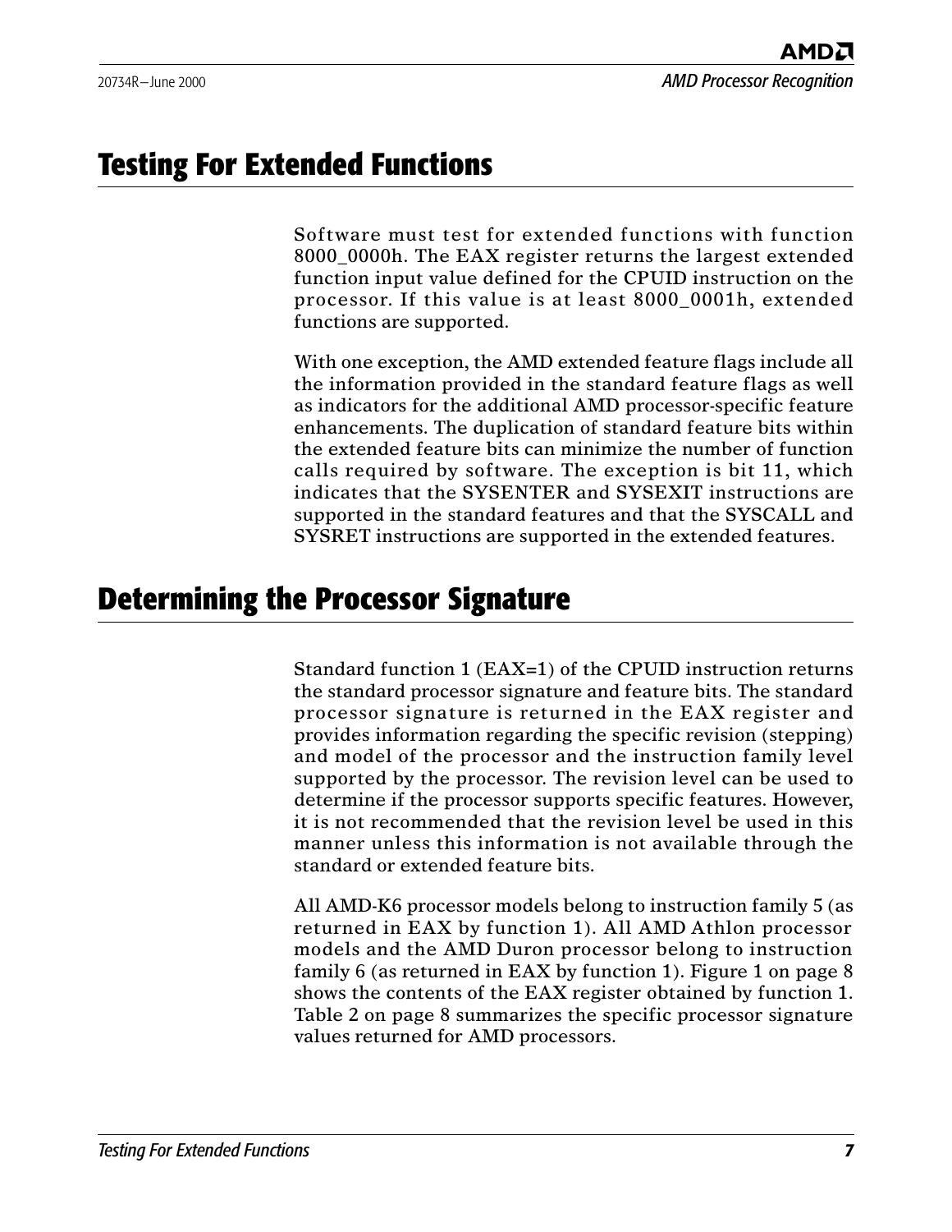# Testing For Extended Functions

Software must test for extended functions with function 8000_0000h. The EAX register returns the largest extended function input value defined for the CPUID instruction on the processor. If this value is at least 8000_0001h, extended functions are supported.

With one exception, the AMD extended feature flags include all the information provided in the standard feature flags as well as indicators for the additional AMD processor-specific feature enhancements. The duplication of standard feature bits within the extended feature bits can minimize the number of function calls required by software. The exception is bit 11, which indicates that the SYSENTER and SYSEXIT instructions are supported in the standard features and that the SYSCALL and SYSRET instructions are supported in the extended features.

# Determining the Processor Signature

Standard function 1 (EAX=1) of the CPUID instruction returns the standard processor signature and feature bits. The standard processor signature is returned in the EAX register and provides information regarding the specific revision (stepping) and model of the processor and the instruction family level supported by the processor. The revision level can be used to determine if the processor supports specific features. However, it is not recommended that the revision level be used in this manner unless this information is not available through the standard or extended feature bits.

All AMD-K6 processor models belong to instruction family 5 (as returned in EAX by function 1). All AMD Athlon processor models and the AMD Duron processor belong to instruction family 6 (as returned in EAX by function 1). Figure 1 on page 8 shows the contents of the EAX register obtained by function 1. Table 2 on page 8 summarizes the specific processor signature values returned for AMD processors.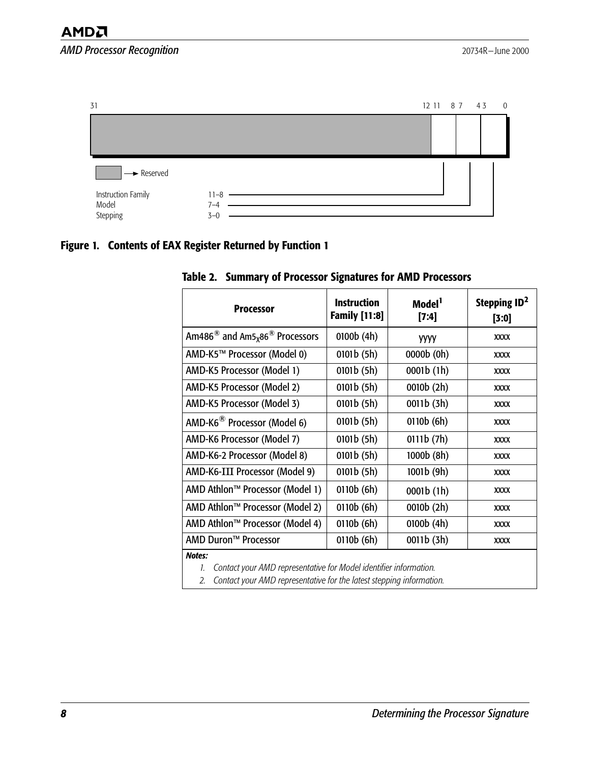31 12 11 8 7 4 3 0

Reserved

Instruction Family 11–8

Model 7–4

Stepping 3–0

**Figure 1. Contents of EAX Register Returned by Function 1**

**Table 2. Summary of Processor Signatures for AMD Processors**

| Processor | Instruction Family [11:8] | Model[1] [7:4] | Stepping ID[2] [3:0] |
|---|---|---|---|
| Am486® and Am5$_{X}$86® Processors | 0100b (4h) | yyyy | xxxx |
| AMD-K5™ Processor (Model 0) | 0101b (5h) | 0000b (0h) | xxxx |
| AMD-K5 Processor (Model 1) | 0101b (5h) | 0001b (1h) | xxxx |
| AMD-K5 Processor (Model 2) | 0101b (5h) | 0010b (2h) | xxxx |
| AMD-K5 Processor (Model 3) | 0101b (5h) | 0011b (3h) | xxxx |
| AMD-K6® Processor (Model 6) | 0101b (5h) | 0110b (6h) | xxxx |
| AMD-K6 Processor (Model 7) | 0101b (5h) | 0111b (7h) | xxxx |
| AMD-K6-2 Processor (Model 8) | 0101b (5h) | 1000b (8h) | xxxx |
| AMD-K6-III Processor (Model 9) | 0101b (5h) | 1001b (9h) | xxxx |
| AMD Athlon™ Processor (Model 1) | 0110b (6h) | 0001b (1h) | xxxx |
| AMD Athlon™ Processor (Model 2) | 0110b (6h) | 0010b (2h) | xxxx |
| AMD Athlon™ Processor (Model 4) | 0110b (6h) | 0100b (4h) | xxxx |
| AMD Duron™ Processor | 0110b (6h) | 0011b (3h) | xxxx |

***Notes:***

1. *Contact your AMD representative for Model identifier information.*
2. *Contact your AMD representative for the latest stepping information.*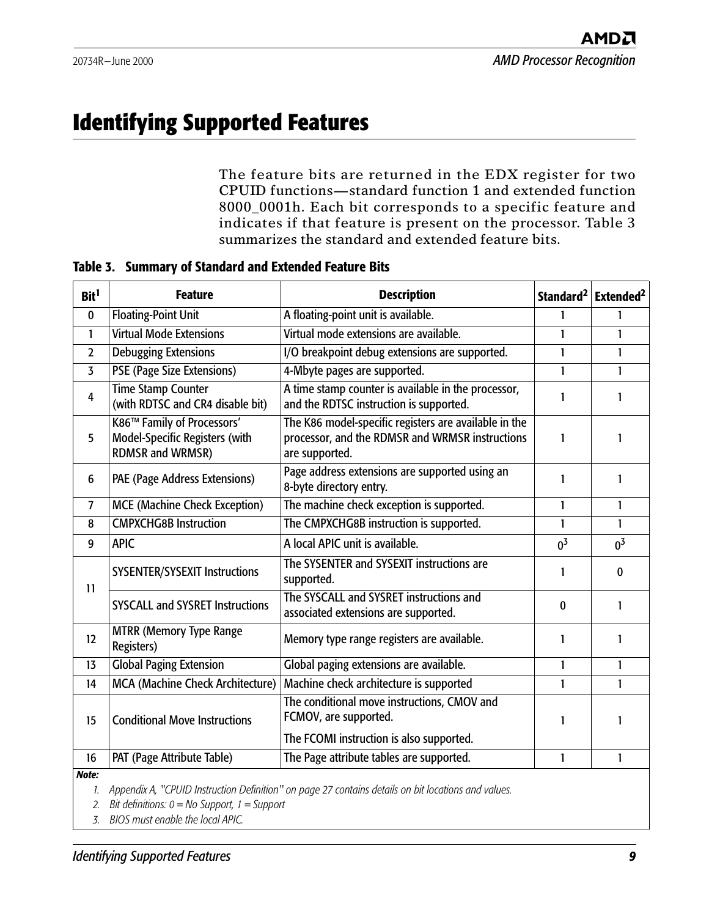# Identifying Supported Features

The feature bits are returned in the EDX register for two CPUID functions—standard function 1 and extended function 8000_0001h. Each bit corresponds to a specific feature and indicates if that feature is present on the processor. Table 3 summarizes the standard and extended feature bits.

**Table 3. Summary of Standard and Extended Feature Bits**

| Bit[1] | Feature | Description | Standard[2] | Extended[2] |
|---|---|---|---|---|
| 0 | Floating-Point Unit | A floating-point unit is available. | 1 | 1 |
| 1 | Virtual Mode Extensions | Virtual mode extensions are available. | 1 | 1 |
| 2 | Debugging Extensions | I/O breakpoint debug extensions are supported. | 1 | 1 |
| 3 | PSE (Page Size Extensions) | 4-Mbyte pages are supported. | 1 | 1 |
| 4 | Time Stamp Counter (with RDTSC and CR4 disable bit) | A time stamp counter is available in the processor, and the RDTSC instruction is supported. | 1 | 1 |
| 5 | K86™ Family of Processors' Model-Specific Registers (with RDMSR and WRMSR) | The K86 model-specific registers are available in the processor, and the RDMSR and WRMSR instructions are supported. | 1 | 1 |
| 6 | PAE (Page Address Extensions) | Page address extensions are supported using an 8-byte directory entry. | 1 | 1 |
| 7 | MCE (Machine Check Exception) | The machine check exception is supported. | 1 | 1 |
| 8 | CMPXCHG8B Instruction | The CMPXCHG8B instruction is supported. | 1 | 1 |
| 9 | APIC | A local APIC unit is available. | 0[3] | 0[3] |
| 11 | SYSENTER/SYSEXIT Instructions | The SYSENTER and SYSEXIT instructions are supported. | 1 | 0 |
| | SYSCALL and SYSRET Instructions | The SYSCALL and SYSRET instructions and associated extensions are supported. | 0 | 1 |
| 12 | MTRR (Memory Type Range Registers) | Memory type range registers are available. | 1 | 1 |
| 13 | Global Paging Extension | Global paging extensions are available. | 1 | 1 |
| 14 | MCA (Machine Check Architecture) | Machine check architecture is supported | 1 | 1 |
| 15 | Conditional Move Instructions | The conditional move instructions, CMOV and FCMOV, are supported. The FCOMI instruction is also supported. | 1 | 1 |
| 16 | PAT (Page Attribute Table) | The Page attribute tables are supported. | 1 | 1 |

***Note:***

1. *Appendix A, "CPUID Instruction Definition" on page 27 contains details on bit locations and values.*
2. *Bit definitions: 0 = No Support, 1 = Support*
3. *BIOS must enable the local APIC.*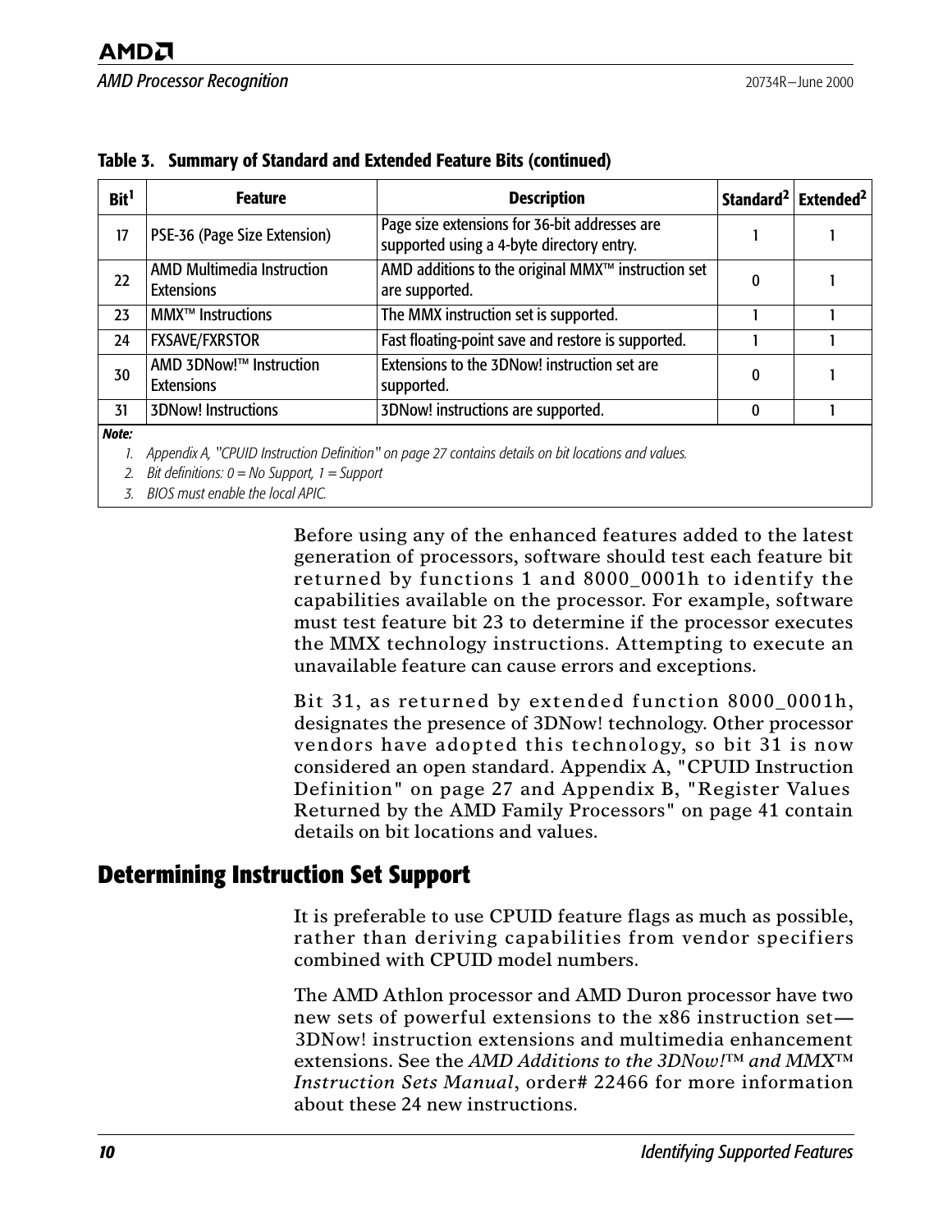**Table 3. Summary of Standard and Extended Feature Bits (continued)**

| Bit[1] | Feature | Description | Standard[2] | Extended[2] |
|---|---|---|---|---|
| 17 | PSE-36 (Page Size Extension) | Page size extensions for 36-bit addresses are supported using a 4-byte directory entry. | 1 | 1 |
| 22 | AMD Multimedia Instruction Extensions | AMD additions to the original MMX™ instruction set are supported. | 0 | 1 |
| 23 | MMX™ Instructions | The MMX instruction set is supported. | 1 | 1 |
| 24 | FXSAVE/FXRSTOR | Fast floating-point save and restore is supported. | 1 | 1 |
| 30 | AMD 3DNow!™ Instruction Extensions | Extensions to the 3DNow! instruction set are supported. | 0 | 1 |
| 31 | 3DNow! Instructions | 3DNow! instructions are supported. | 0 | 1 |

***Note:***

1. *Appendix A, "CPUID Instruction Definition" on page 27 contains details on bit locations and values.*
2. *Bit definitions: 0 = No Support, 1 = Support*
3. *BIOS must enable the local APIC.*

Before using any of the enhanced features added to the latest generation of processors, software should test each feature bit returned by functions 1 and 8000_0001h to identify the capabilities available on the processor. For example, software must test feature bit 23 to determine if the processor executes the MMX technology instructions. Attempting to execute an unavailable feature can cause errors and exceptions.

Bit 31, as returned by extended function 8000_0001h, designates the presence of 3DNow! technology. Other processor vendors have adopted this technology, so bit 31 is now considered an open standard. Appendix A, "CPUID Instruction Definition" on page 27 and Appendix B, "Register Values Returned by the AMD Family Processors" on page 41 contain details on bit locations and values.

## Determining Instruction Set Support

It is preferable to use CPUID feature flags as much as possible, rather than deriving capabilities from vendor specifiers combined with CPUID model numbers.

The AMD Athlon processor and AMD Duron processor have two new sets of powerful extensions to the x86 instruction set—3DNow! instruction extensions and multimedia enhancement extensions. See the *AMD Additions to the 3DNow!™ and MMX™ Instruction Sets Manual*, order# 22466 for more information about these 24 new instructions.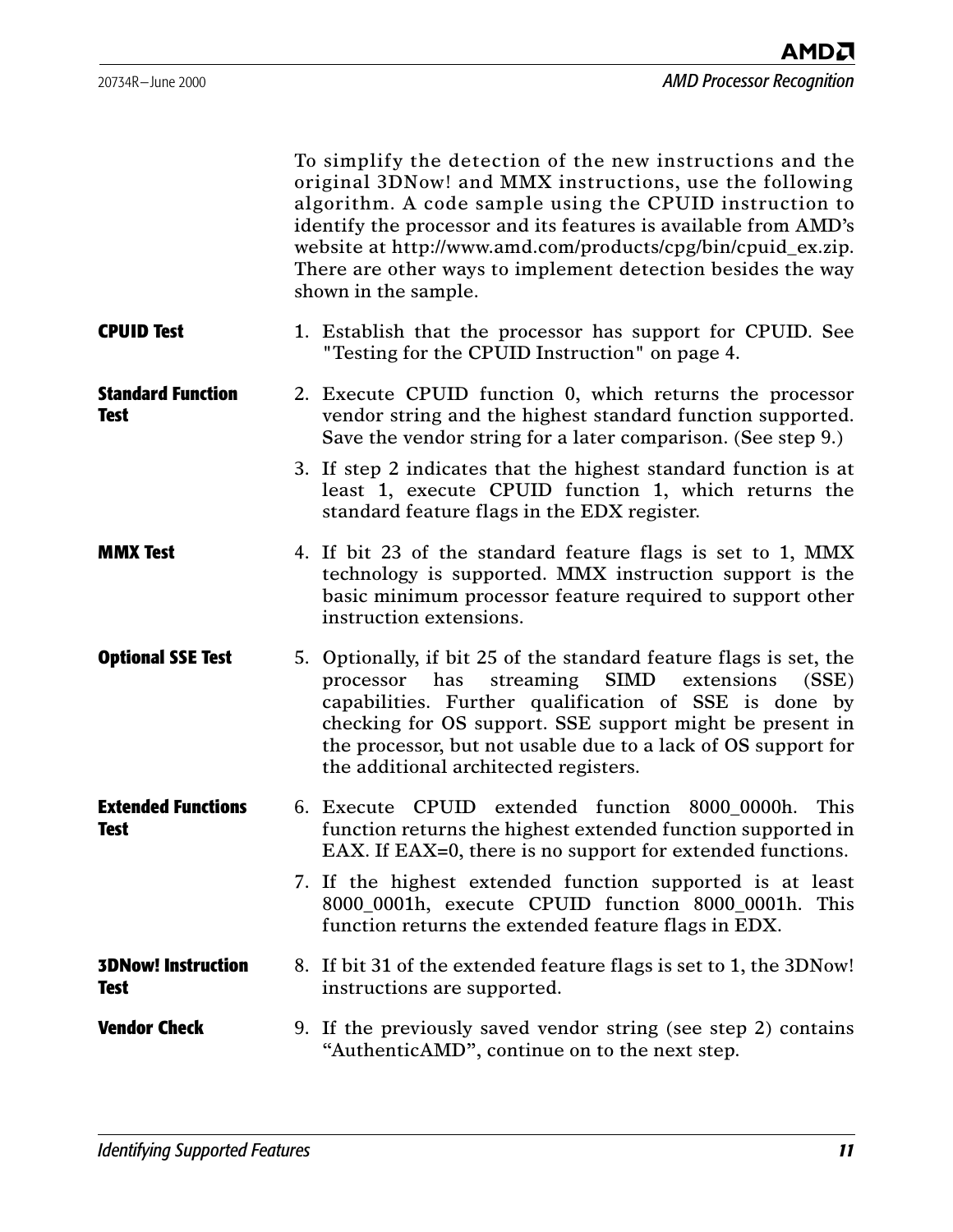To simplify the detection of the new instructions and the original 3DNow! and MMX instructions, use the following algorithm. A code sample using the CPUID instruction to identify the processor and its features is available from AMD's website at http://www.amd.com/products/cpg/bin/cpuid_ex.zip. There are other ways to implement detection besides the way shown in the sample.

**CPUID Test**

1. Establish that the processor has support for CPUID. See "Testing for the CPUID Instruction" on page 4.

**Standard Function Test**

2. Execute CPUID function 0, which returns the processor vendor string and the highest standard function supported. Save the vendor string for a later comparison. (See step 9.)
3. If step 2 indicates that the highest standard function is at least 1, execute CPUID function 1, which returns the standard feature flags in the EDX register.

**MMX Test**

4. If bit 23 of the standard feature flags is set to 1, MMX technology is supported. MMX instruction support is the basic minimum processor feature required to support other instruction extensions.

**Optional SSE Test**

5. Optionally, if bit 25 of the standard feature flags is set, the processor has streaming SIMD extensions (SSE) capabilities. Further qualification of SSE is done by checking for OS support. SSE support might be present in the processor, but not usable due to a lack of OS support for the additional architected registers.

**Extended Functions Test**

6. Execute CPUID extended function 8000_0000h. This function returns the highest extended function supported in EAX. If EAX=0, there is no support for extended functions.
7. If the highest extended function supported is at least 8000_0001h, execute CPUID function 8000_0001h. This function returns the extended feature flags in EDX.

**3DNow! Instruction Test**

8. If bit 31 of the extended feature flags is set to 1, the 3DNow! instructions are supported.

**Vendor Check**

9. If the previously saved vendor string (see step 2) contains "AuthenticAMD", continue on to the next step.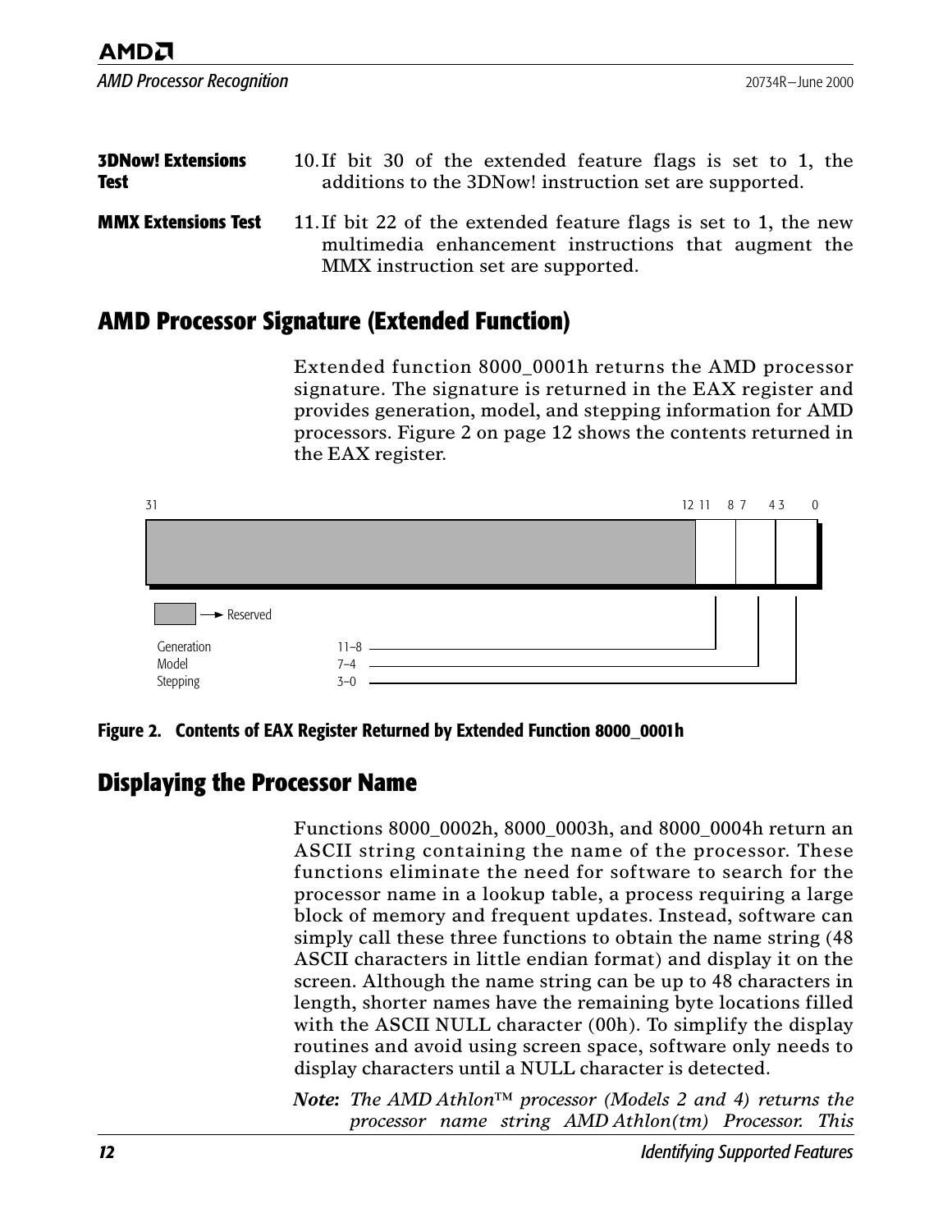**3DNow! Extensions Test**

10. If bit 30 of the extended feature flags is set to 1, the additions to the 3DNow! instruction set are supported.

**MMX Extensions Test**

11. If bit 22 of the extended feature flags is set to 1, the new multimedia enhancement instructions that augment the MMX instruction set are supported.

## AMD Processor Signature (Extended Function)

Extended function 8000_0001h returns the AMD processor signature. The signature is returned in the EAX register and provides generation, model, and stepping information for AMD processors. Figure 2 on page 12 shows the contents returned in the EAX register.

31
12 11
8 7
4 3
0

Reserved

Generation 11–8
Model 7–4
Stepping 3–0

**Figure 2. Contents of EAX Register Returned by Extended Function 8000_0001h**

## Displaying the Processor Name

Functions 8000_0002h, 8000_0003h, and 8000_0004h return an ASCII string containing the name of the processor. These functions eliminate the need for software to search for the processor name in a lookup table, a process requiring a large block of memory and frequent updates. Instead, software can simply call these three functions to obtain the name string (48 ASCII characters in little endian format) and display it on the screen. Although the name string can be up to 48 characters in length, shorter names have the remaining byte locations filled with the ASCII NULL character (00h). To simplify the display routines and avoid using screen space, software only needs to display characters until a NULL character is detected.

***Note:*** *The AMD Athlon™ processor (Models 2 and 4) returns the processor name string AMD Athlon(tm) Processor. This*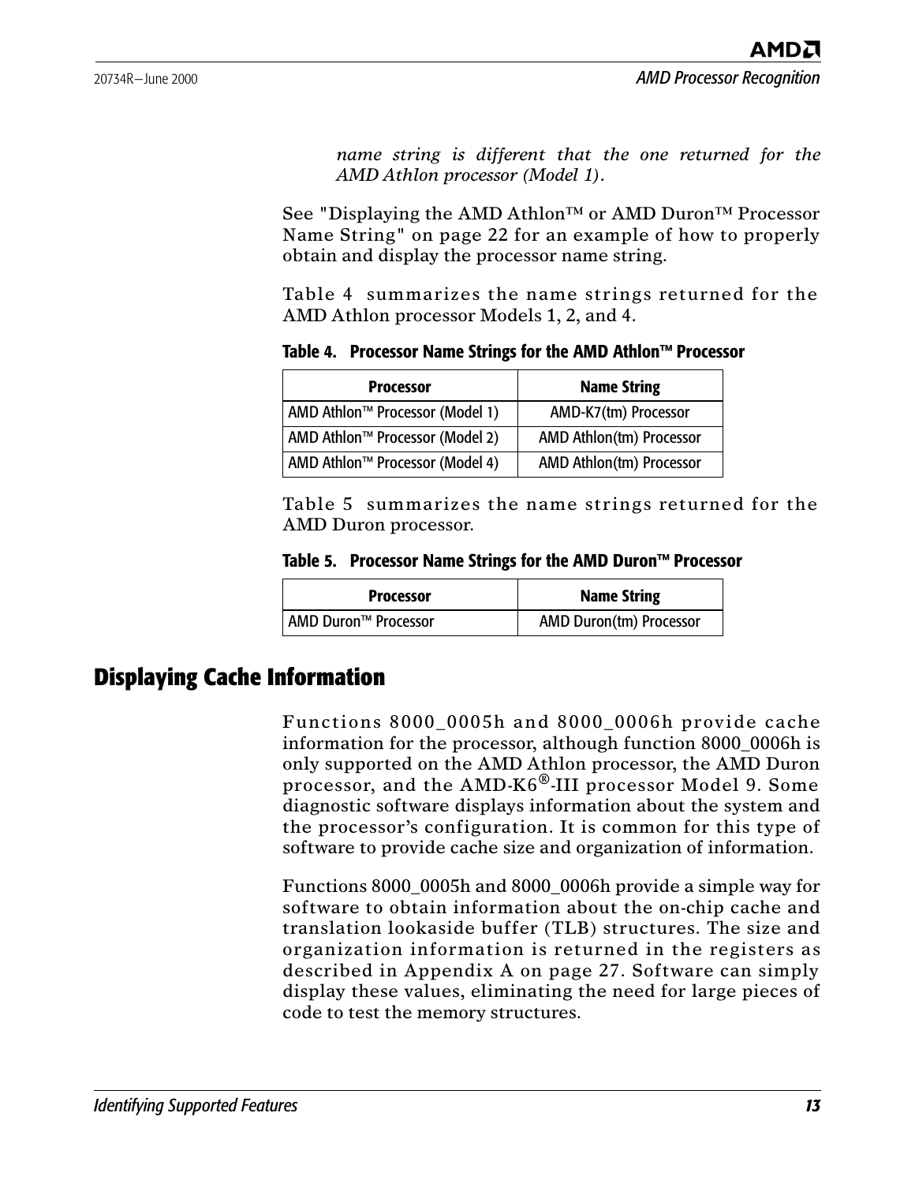*name string is different that the one returned for the AMD Athlon processor (Model 1).*

See "Displaying the AMD Athlon™ or AMD Duron™ Processor Name String" on page 22 for an example of how to properly obtain and display the processor name string.

Table 4 summarizes the name strings returned for the AMD Athlon processor Models 1, 2, and 4.

**Table 4. Processor Name Strings for the AMD Athlon™ Processor**

| Processor | Name String |
|---|---|
| AMD Athlon™ Processor (Model 1) | AMD-K7(tm) Processor |
| AMD Athlon™ Processor (Model 2) | AMD Athlon(tm) Processor |
| AMD Athlon™ Processor (Model 4) | AMD Athlon(tm) Processor |

Table 5 summarizes the name strings returned for the AMD Duron processor.

**Table 5. Processor Name Strings for the AMD Duron™ Processor**

| Processor | Name String |
|---|---|
| AMD Duron™ Processor | AMD Duron(tm) Processor |

## Displaying Cache Information

Functions 8000_0005h and 8000_0006h provide cache information for the processor, although function 8000_0006h is only supported on the AMD Athlon processor, the AMD Duron processor, and the AMD-K6®-III processor Model 9. Some diagnostic software displays information about the system and the processor's configuration. It is common for this type of software to provide cache size and organization of information.

Functions 8000_0005h and 8000_0006h provide a simple way for software to obtain information about the on-chip cache and translation lookaside buffer (TLB) structures. The size and organization information is returned in the registers as described in Appendix A on page 27. Software can simply display these values, eliminating the need for large pieces of code to test the memory structures.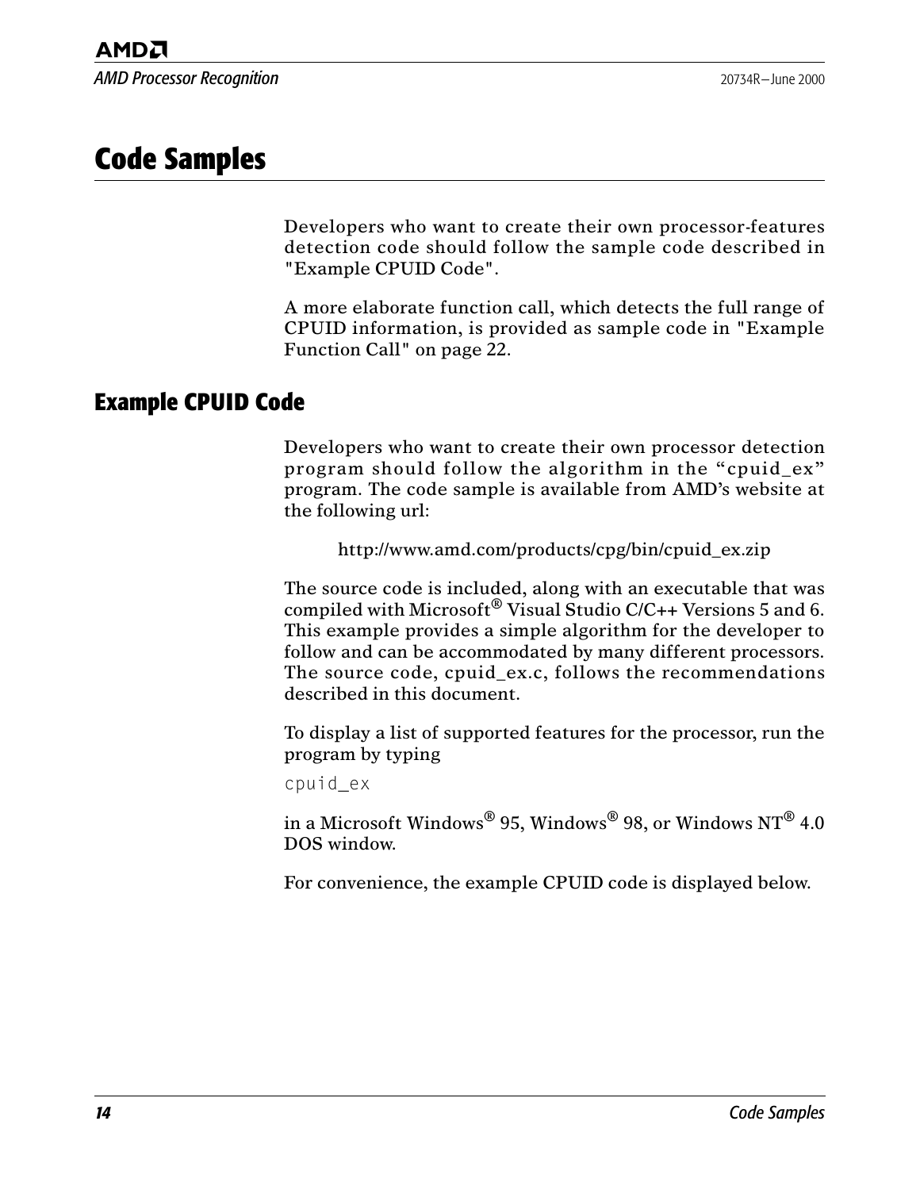# Code Samples

Developers who want to create their own processor-features detection code should follow the sample code described in "Example CPUID Code".

A more elaborate function call, which detects the full range of CPUID information, is provided as sample code in "Example Function Call" on page 22.

## Example CPUID Code

Developers who want to create their own processor detection program should follow the algorithm in the "cpuid_ex" program. The code sample is available from AMD's website at the following url:

http://www.amd.com/products/cpg/bin/cpuid_ex.zip

The source code is included, along with an executable that was compiled with Microsoft® Visual Studio C/C++ Versions 5 and 6. This example provides a simple algorithm for the developer to follow and can be accommodated by many different processors. The source code, cpuid_ex.c, follows the recommendations described in this document.

To display a list of supported features for the processor, run the program by typing

```
cpuid_ex
```

in a Microsoft Windows® 95, Windows® 98, or Windows NT® 4.0 DOS window.

For convenience, the example CPUID code is displayed below.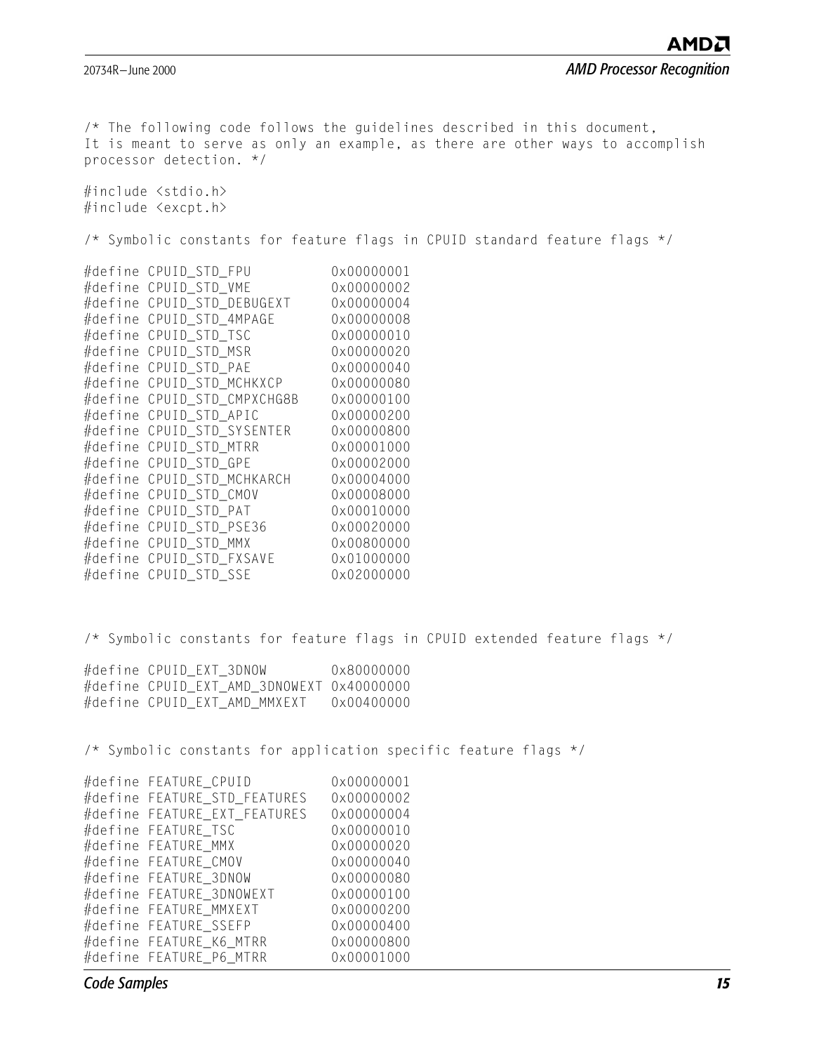```c
/* The following code follows the guidelines described in this document,
It is meant to serve as only an example, as there are other ways to accomplish
processor detection. */

#include <stdio.h>
#include <excpt.h>

/* Symbolic constants for feature flags in CPUID standard feature flags */

#define CPUID_STD_FPU           0x00000001
#define CPUID_STD_VME           0x00000002
#define CPUID_STD_DEBUGEXT      0x00000004
#define CPUID_STD_4MPAGE        0x00000008
#define CPUID_STD_TSC           0x00000010
#define CPUID_STD_MSR           0x00000020
#define CPUID_STD_PAE           0x00000040
#define CPUID_STD_MCHKXCP       0x00000080
#define CPUID_STD_CMPXCHG8B     0x00000100
#define CPUID_STD_APIC          0x00000200
#define CPUID_STD_SYSENTER      0x00000800
#define CPUID_STD_MTRR          0x00001000
#define CPUID_STD_GPE           0x00002000
#define CPUID_STD_MCHKARCH      0x00004000
#define CPUID_STD_CMOV          0x00008000
#define CPUID_STD_PAT           0x00010000
#define CPUID_STD_PSE36         0x00020000
#define CPUID_STD_MMX           0x00800000
#define CPUID_STD_FXSAVE        0x01000000
#define CPUID_STD_SSE           0x02000000


/* Symbolic constants for feature flags in CPUID extended feature flags */

#define CPUID_EXT_3DNOW         0x80000000
#define CPUID_EXT_AMD_3DNOWEXT 0x40000000
#define CPUID_EXT_AMD_MMXEXT    0x00400000


/* Symbolic constants for application specific feature flags */

#define FEATURE_CPUID           0x00000001
#define FEATURE_STD_FEATURES    0x00000002
#define FEATURE_EXT_FEATURES    0x00000004
#define FEATURE_TSC             0x00000010
#define FEATURE_MMX             0x00000020
#define FEATURE_CMOV            0x00000040
#define FEATURE_3DNOW           0x00000080
#define FEATURE_3DNOWEXT        0x00000100
#define FEATURE_MMXEXT          0x00000200
#define FEATURE_SSEFP           0x00000400
#define FEATURE_K6_MTRR         0x00000800
#define FEATURE_P6_MTRR         0x00001000
```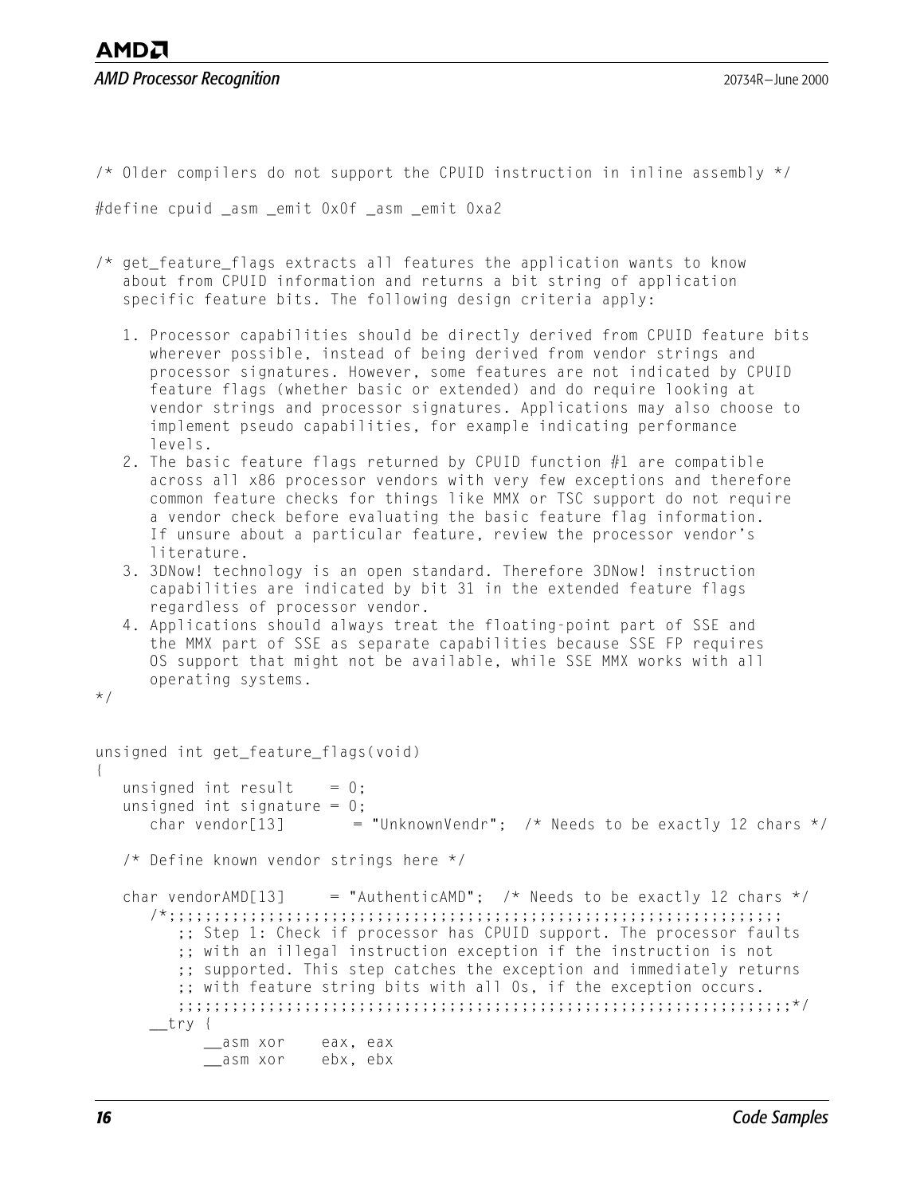```
/* Older compilers do not support the CPUID instruction in inline assembly */

#define cpuid _asm _emit 0x0f _asm _emit 0xa2


/* get_feature_flags extracts all features the application wants to know
   about from CPUID information and returns a bit string of application
   specific feature bits. The following design criteria apply:

   1. Processor capabilities should be directly derived from CPUID feature bits
      wherever possible, instead of being derived from vendor strings and
      processor signatures. However, some features are not indicated by CPUID
      feature flags (whether basic or extended) and do require looking at
      vendor strings and processor signatures. Applications may also choose to
      implement pseudo capabilities, for example indicating performance
      levels.
   2. The basic feature flags returned by CPUID function #1 are compatible
      across all x86 processor vendors with very few exceptions and therefore
      common feature checks for things like MMX or TSC support do not require
      a vendor check before evaluating the basic feature flag information.
      If unsure about a particular feature, review the processor vendor's
      literature.
   3. 3DNow! technology is an open standard. Therefore 3DNow! instruction
      capabilities are indicated by bit 31 in the extended feature flags
      regardless of processor vendor.
   4. Applications should always treat the floating-point part of SSE and
      the MMX part of SSE as separate capabilities because SSE FP requires
      OS support that might not be available, while SSE MMX works with all
      operating systems.
*/


unsigned int get_feature_flags(void)
{
   unsigned int result    = 0;
   unsigned int signature = 0;
      char vendor[13]        = "UnknownVendr";  /* Needs to be exactly 12 chars */

   /* Define known vendor strings here */

   char vendorAMD[13]     = "AuthenticAMD";  /* Needs to be exactly 12 chars */
      /*;;;;;;;;;;;;;;;;;;;;;;;;;;;;;;;;;;;;;;;;;;;;;;;;;;;;;;;;;;;;;;;;;;;;
         ;; Step 1: Check if processor has CPUID support. The processor faults
         ;; with an illegal instruction exception if the instruction is not
         ;; supported. This step catches the exception and immediately returns
         ;; with feature string bits with all 0s, if the exception occurs.
         ;;;;;;;;;;;;;;;;;;;;;;;;;;;;;;;;;;;;;;;;;;;;;;;;;;;;;;;;;;;;;;;;;;;;*/
      __try {
           __asm xor    eax, eax
           __asm xor    ebx, ebx
```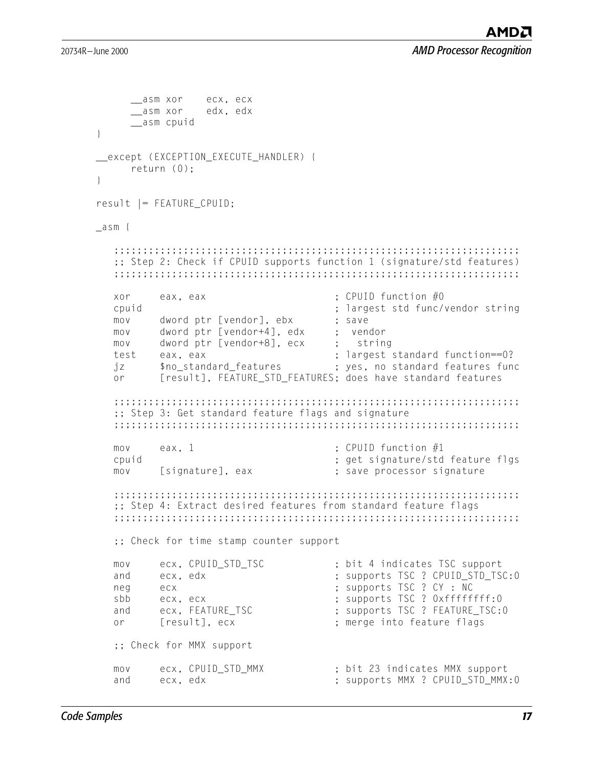```
        __asm xor    ecx, ecx
        __asm xor    edx, edx
        __asm cpuid
    }

    __except (EXCEPTION_EXECUTE_HANDLER) {
        return (0);
    }

    result |= FEATURE_CPUID;

    _asm {

        ;;;;;;;;;;;;;;;;;;;;;;;;;;;;;;;;;;;;;;;;;;;;;;;;;;;;;;;;;;;;;;;;;;;;;;
        ;; Step 2: Check if CPUID supports function 1 (signature/std features)
        ;;;;;;;;;;;;;;;;;;;;;;;;;;;;;;;;;;;;;;;;;;;;;;;;;;;;;;;;;;;;;;;;;;;;;;

        xor     eax, eax                     ; CPUID function #0
        cpuid                                ; largest std func/vendor string
        mov     dword ptr [vendor], ebx      ; save
        mov     dword ptr [vendor+4], edx    ;  vendor
        mov     dword ptr [vendor+8], ecx    ;   string
        test    eax, eax                     ; largest standard function==0?
        jz      $no_standard_features        ; yes, no standard features func
        or      [result], FEATURE_STD_FEATURES; does have standard features

        ;;;;;;;;;;;;;;;;;;;;;;;;;;;;;;;;;;;;;;;;;;;;;;;;;;;;;;;;;;;;;;;;;;;;;;
        ;; Step 3: Get standard feature flags and signature
        ;;;;;;;;;;;;;;;;;;;;;;;;;;;;;;;;;;;;;;;;;;;;;;;;;;;;;;;;;;;;;;;;;;;;;;

        mov     eax, 1                       ; CPUID function #1
        cpuid                                ; get signature/std feature flgs
        mov     [signature], eax             ; save processor signature

        ;;;;;;;;;;;;;;;;;;;;;;;;;;;;;;;;;;;;;;;;;;;;;;;;;;;;;;;;;;;;;;;;;;;;;;
        ;; Step 4: Extract desired features from standard feature flags
        ;;;;;;;;;;;;;;;;;;;;;;;;;;;;;;;;;;;;;;;;;;;;;;;;;;;;;;;;;;;;;;;;;;;;;;

        ;; Check for time stamp counter support

        mov     ecx, CPUID_STD_TSC           ; bit 4 indicates TSC support
        and     ecx, edx                     ; supports TSC ? CPUID_STD_TSC:0
        neg     ecx                          ; supports TSC ? CY : NC
        sbb     ecx, ecx                     ; supports TSC ? 0xffffffff:0
        and     ecx, FEATURE_TSC             ; supports TSC ? FEATURE_TSC:0
        or      [result], ecx                ; merge into feature flags

        ;; Check for MMX support

        mov     ecx, CPUID_STD_MMX           ; bit 23 indicates MMX support
        and     ecx, edx                     ; supports MMX ? CPUID_STD_MMX:0
```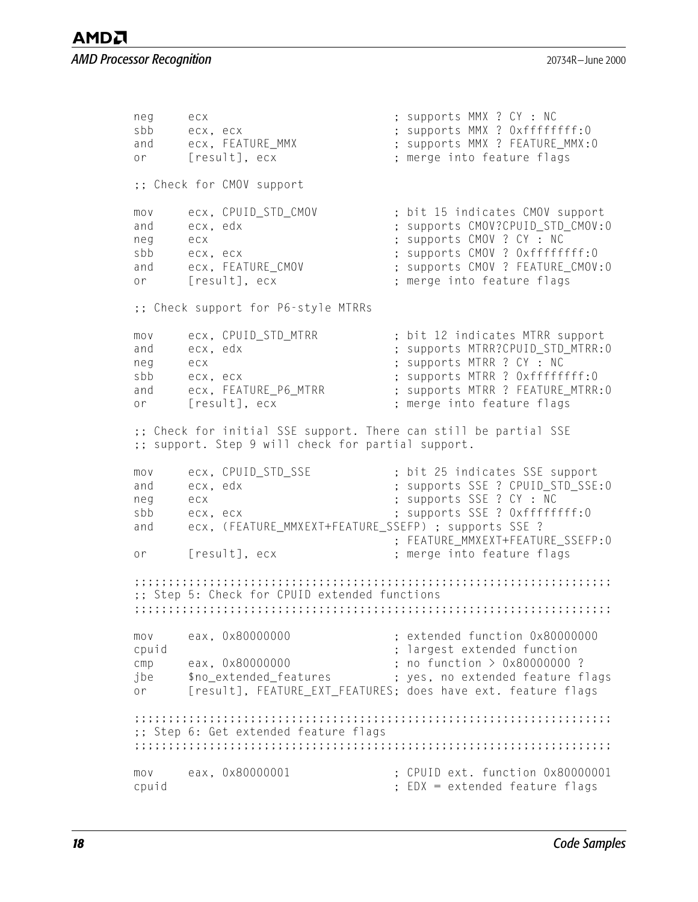```
neg     ecx                         ; supports MMX ? CY : NC
sbb     ecx, ecx                    ; supports MMX ? 0xffffffff:0
and     ecx, FEATURE_MMX            ; supports MMX ? FEATURE_MMX:0
or      [result], ecx               ; merge into feature flags

;; Check for CMOV support

mov     ecx, CPUID_STD_CMOV         ; bit 15 indicates CMOV support
and     ecx, edx                    ; supports CMOV?CPUID_STD_CMOV:0
neg     ecx                         ; supports CMOV ? CY : NC
sbb     ecx, ecx                    ; supports CMOV ? 0xffffffff:0
and     ecx, FEATURE_CMOV           ; supports CMOV ? FEATURE_CMOV:0
or      [result], ecx               ; merge into feature flags

;; Check support for P6-style MTRRs

mov     ecx, CPUID_STD_MTRR         ; bit 12 indicates MTRR support
and     ecx, edx                    ; supports MTRR?CPUID_STD_MTRR:0
neg     ecx                         ; supports MTRR ? CY : NC
sbb     ecx, ecx                    ; supports MTRR ? 0xffffffff:0
and     ecx, FEATURE_P6_MTRR        ; supports MTRR ? FEATURE_MTRR:0
or      [result], ecx               ; merge into feature flags

;; Check for initial SSE support. There can still be partial SSE
;; support. Step 9 will check for partial support.

mov     ecx, CPUID_STD_SSE          ; bit 25 indicates SSE support
and     ecx, edx                    ; supports SSE ? CPUID_STD_SSE:0
neg     ecx                         ; supports SSE ? CY : NC
sbb     ecx, ecx                    ; supports SSE ? 0xffffffff:0
and     ecx, (FEATURE_MMXEXT+FEATURE_SSEFP) ; supports SSE ?
                                    ; FEATURE_MMXEXT+FEATURE_SSEFP:0
or      [result], ecx               ; merge into feature flags

;;;;;;;;;;;;;;;;;;;;;;;;;;;;;;;;;;;;;;;;;;;;;;;;;;;;;;;;;;;;;;;;;;;;
;; Step 5: Check for CPUID extended functions
;;;;;;;;;;;;;;;;;;;;;;;;;;;;;;;;;;;;;;;;;;;;;;;;;;;;;;;;;;;;;;;;;;;;

mov     eax, 0x80000000             ; extended function 0x80000000
cpuid                               ; largest extended function
cmp     eax, 0x80000000             ; no function > 0x80000000 ?
jbe     $no_extended_features       ; yes, no extended feature flags
or      [result], FEATURE_EXT_FEATURES; does have ext. feature flags

;;;;;;;;;;;;;;;;;;;;;;;;;;;;;;;;;;;;;;;;;;;;;;;;;;;;;;;;;;;;;;;;;;;;
;; Step 6: Get extended feature flags
;;;;;;;;;;;;;;;;;;;;;;;;;;;;;;;;;;;;;;;;;;;;;;;;;;;;;;;;;;;;;;;;;;;;

mov     eax, 0x80000001             ; CPUID ext. function 0x80000001
cpuid                               ; EDX = extended feature flags
```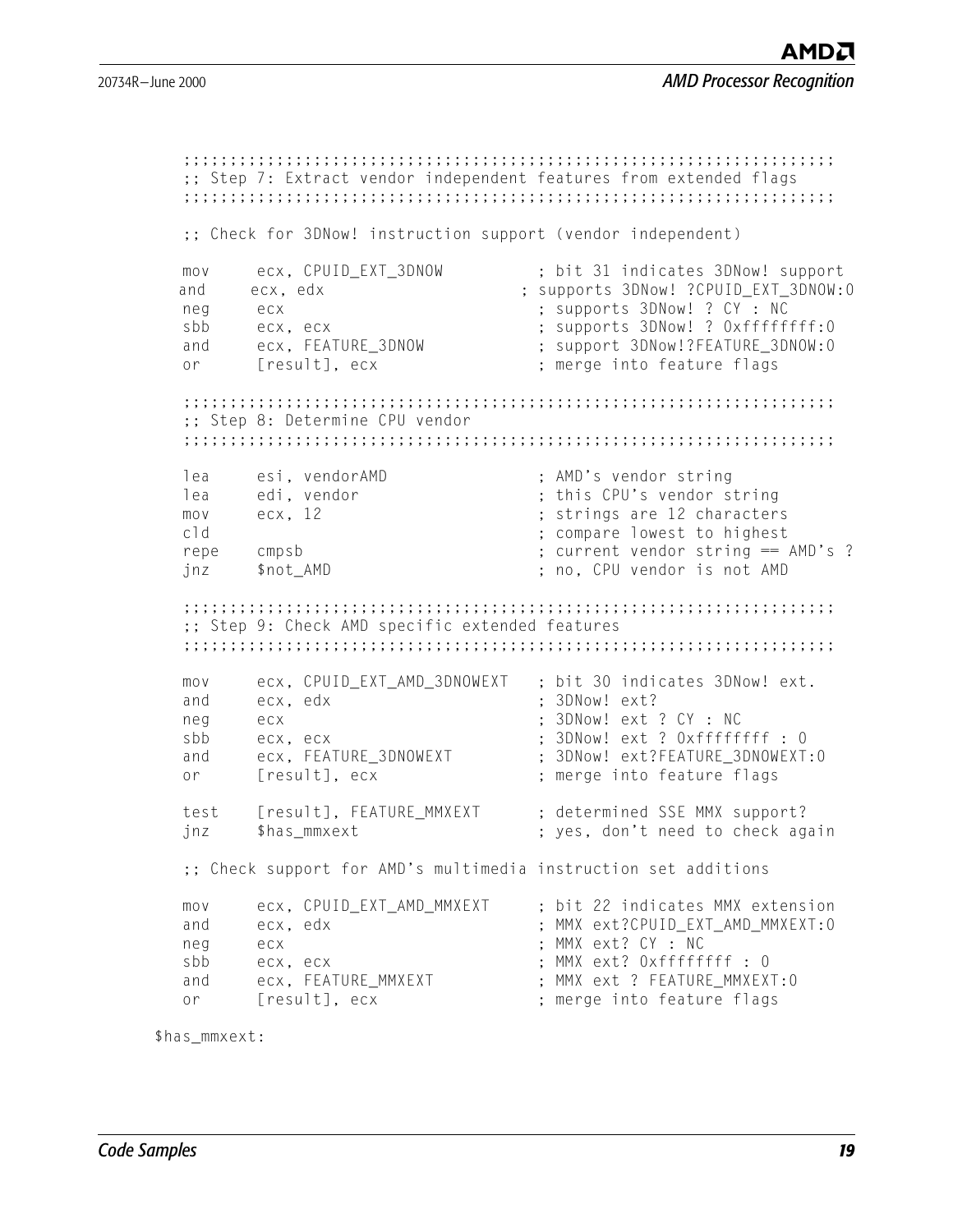```
    ;;;;;;;;;;;;;;;;;;;;;;;;;;;;;;;;;;;;;;;;;;;;;;;;;;;;;;;;;;;;;;;;;;;;;;;
    ;; Step 7: Extract vendor independent features from extended flags
    ;;;;;;;;;;;;;;;;;;;;;;;;;;;;;;;;;;;;;;;;;;;;;;;;;;;;;;;;;;;;;;;;;;;;;;;

    ;; Check for 3DNow! instruction support (vendor independent)

    mov     ecx, CPUID_EXT_3DNOW          ; bit 31 indicates 3DNow! support
    and     ecx, edx                      ; supports 3DNow! ?CPUID_EXT_3DNOW:0
    neg     ecx                           ; supports 3DNow! ? CY : NC
    sbb     ecx, ecx                      ; supports 3DNow! ? 0xffffffff:0
    and     ecx, FEATURE_3DNOW            ; support 3DNow!?FEATURE_3DNOW:0
    or      [result], ecx                 ; merge into feature flags

    ;;;;;;;;;;;;;;;;;;;;;;;;;;;;;;;;;;;;;;;;;;;;;;;;;;;;;;;;;;;;;;;;;;;;;;;
    ;; Step 8: Determine CPU vendor
    ;;;;;;;;;;;;;;;;;;;;;;;;;;;;;;;;;;;;;;;;;;;;;;;;;;;;;;;;;;;;;;;;;;;;;;;

    lea     esi, vendorAMD                ; AMD's vendor string
    lea     edi, vendor                   ; this CPU's vendor string
    mov     ecx, 12                       ; strings are 12 characters
    cld                                   ; compare lowest to highest
    repe    cmpsb                         ; current vendor string == AMD's ?
    jnz     $not_AMD                      ; no, CPU vendor is not AMD

    ;;;;;;;;;;;;;;;;;;;;;;;;;;;;;;;;;;;;;;;;;;;;;;;;;;;;;;;;;;;;;;;;;;;;;;;
    ;; Step 9: Check AMD specific extended features
    ;;;;;;;;;;;;;;;;;;;;;;;;;;;;;;;;;;;;;;;;;;;;;;;;;;;;;;;;;;;;;;;;;;;;;;;

    mov     ecx, CPUID_EXT_AMD_3DNOWEXT   ; bit 30 indicates 3DNow! ext.
    and     ecx, edx                      ; 3DNow! ext?
    neg     ecx                           ; 3DNow! ext ? CY : NC
    sbb     ecx, ecx                      ; 3DNow! ext ? 0xffffffff : 0
    and     ecx, FEATURE_3DNOWEXT         ; 3DNow! ext?FEATURE_3DNOWEXT:0
    or      [result], ecx                 ; merge into feature flags

    test    [result], FEATURE_MMXEXT      ; determined SSE MMX support?
    jnz     $has_mmxext                   ; yes, don't need to check again

    ;; Check support for AMD's multimedia instruction set additions

    mov     ecx, CPUID_EXT_AMD_MMXEXT     ; bit 22 indicates MMX extension
    and     ecx, edx                      ; MMX ext?CPUID_EXT_AMD_MMXEXT:0
    neg     ecx                           ; MMX ext? CY : NC
    sbb     ecx, ecx                      ; MMX ext? 0xffffffff : 0
    and     ecx, FEATURE_MMXEXT           ; MMX ext ? FEATURE_MMXEXT:0
    or      [result], ecx                 ; merge into feature flags

$has_mmxext:
```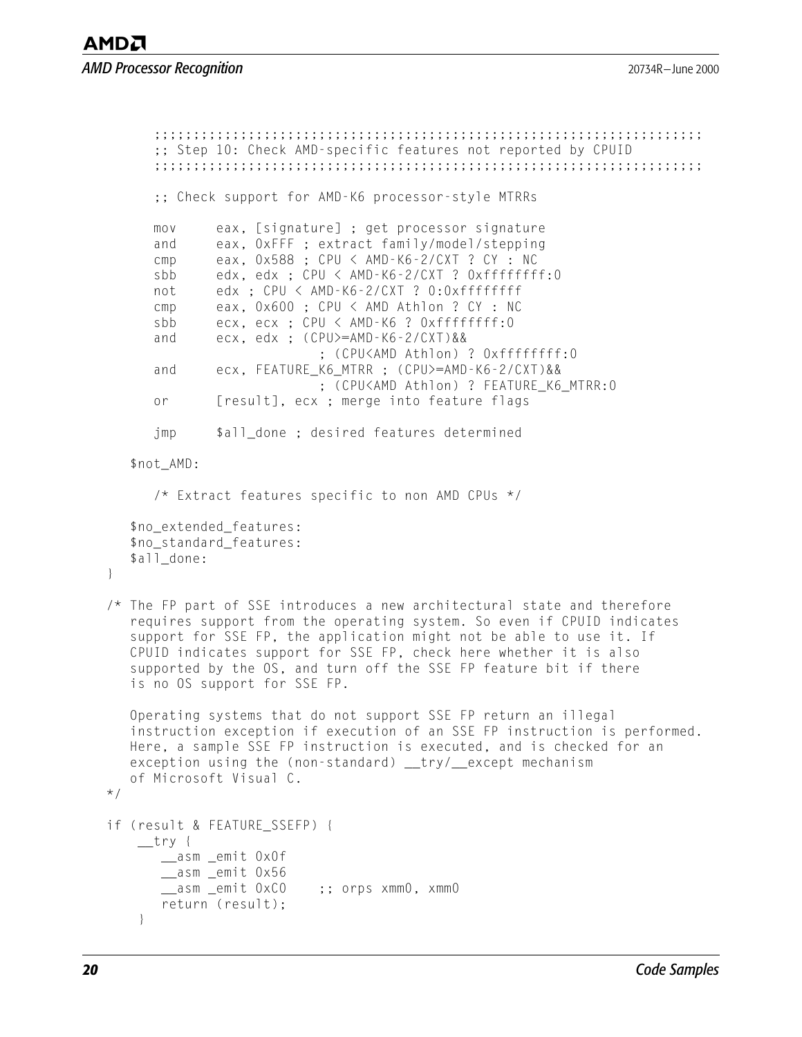```
      ;;;;;;;;;;;;;;;;;;;;;;;;;;;;;;;;;;;;;;;;;;;;;;;;;;;;;;;;;;;;;;;;;;;;;
      ;; Step 10: Check AMD-specific features not reported by CPUID
      ;;;;;;;;;;;;;;;;;;;;;;;;;;;;;;;;;;;;;;;;;;;;;;;;;;;;;;;;;;;;;;;;;;;;;

      ;; Check support for AMD-K6 processor-style MTRRs

      mov     eax, [signature] ; get processor signature
      and     eax, 0xFFF ; extract family/model/stepping
      cmp     eax, 0x588 ; CPU < AMD-K6-2/CXT ? CY : NC
      sbb     edx, edx ; CPU < AMD-K6-2/CXT ? 0xffffffff:0
      not     edx ; CPU < AMD-K6-2/CXT ? 0:0xffffffff
      cmp     eax, 0x600 ; CPU < AMD Athlon ? CY : NC
      sbb     ecx, ecx ; CPU < AMD-K6 ? 0xffffffff:0
      and     ecx, edx ; (CPU>=AMD-K6-2/CXT)&&
                       ; (CPU<AMD Athlon) ? 0xffffffff:0
      and     ecx, FEATURE_K6_MTRR ; (CPU>=AMD-K6-2/CXT)&&
                       ; (CPU<AMD Athlon) ? FEATURE_K6_MTRR:0
      or      [result], ecx ; merge into feature flags

      jmp     $all_done ; desired features determined

   $not_AMD:

      /* Extract features specific to non AMD CPUs */

   $no_extended_features:
   $no_standard_features:
   $all_done:
}

/* The FP part of SSE introduces a new architectural state and therefore
   requires support from the operating system. So even if CPUID indicates
   support for SSE FP, the application might not be able to use it. If
   CPUID indicates support for SSE FP, check here whether it is also
   supported by the OS, and turn off the SSE FP feature bit if there
   is no OS support for SSE FP.

   Operating systems that do not support SSE FP return an illegal
   instruction exception if execution of an SSE FP instruction is performed.
   Here, a sample SSE FP instruction is executed, and is checked for an
   exception using the (non-standard) __try/__except mechanism
   of Microsoft Visual C.
*/

if (result & FEATURE_SSEFP) {
    __try {
       __asm _emit 0x0f
       __asm _emit 0x56
       __asm _emit 0xC0    ;; orps xmm0, xmm0
       return (result);
    }
```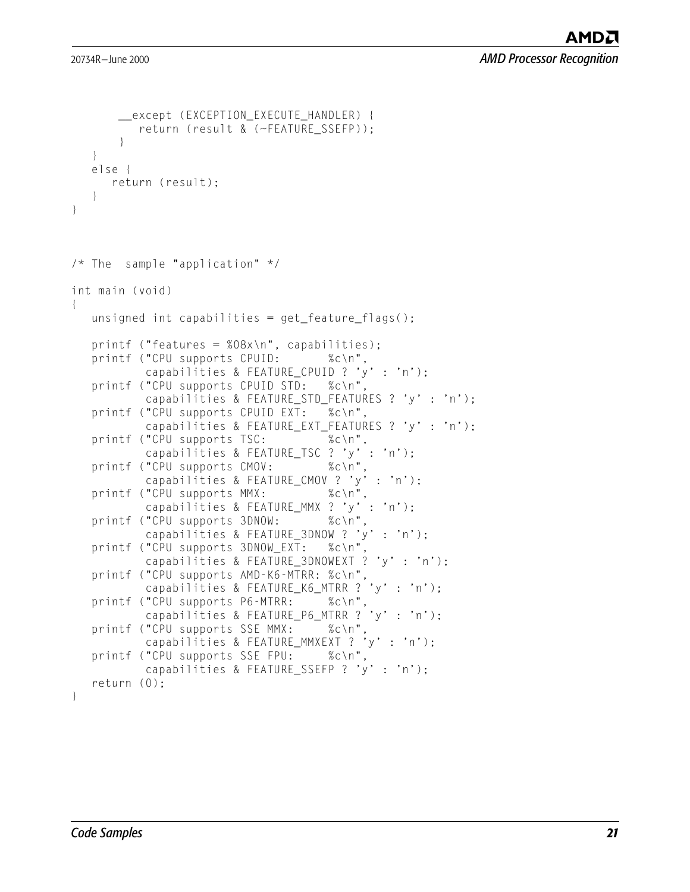```
        __except (EXCEPTION_EXECUTE_HANDLER) {
           return (result & (~FEATURE_SSEFP));
        }
    }
    else {
       return (result);
    }
}


/* The  sample "application" */

int main (void)
{
    unsigned int capabilities = get_feature_flags();

    printf ("features = %08x\n", capabilities);
    printf ("CPU supports CPUID:       %c\n",
            capabilities & FEATURE_CPUID ? 'y' : 'n');
    printf ("CPU supports CPUID STD:   %c\n",
            capabilities & FEATURE_STD_FEATURES ? 'y' : 'n');
    printf ("CPU supports CPUID EXT:   %c\n",
            capabilities & FEATURE_EXT_FEATURES ? 'y' : 'n');
    printf ("CPU supports TSC:         %c\n",
            capabilities & FEATURE_TSC ? 'y' : 'n');
    printf ("CPU supports CMOV:        %c\n",
            capabilities & FEATURE_CMOV ? 'y' : 'n');
    printf ("CPU supports MMX:         %c\n",
            capabilities & FEATURE_MMX ? 'y' : 'n');
    printf ("CPU supports 3DNOW:       %c\n",
            capabilities & FEATURE_3DNOW ? 'y' : 'n');
    printf ("CPU supports 3DNOW_EXT:   %c\n",
            capabilities & FEATURE_3DNOWEXT ? 'y' : 'n');
    printf ("CPU supports AMD-K6-MTRR: %c\n",
            capabilities & FEATURE_K6_MTRR ? 'y' : 'n');
    printf ("CPU supports P6-MTRR:     %c\n",
            capabilities & FEATURE_P6_MTRR ? 'y' : 'n');
    printf ("CPU supports SSE MMX:     %c\n",
            capabilities & FEATURE_MMXEXT ? 'y' : 'n');
    printf ("CPU supports SSE FPU:     %c\n",
            capabilities & FEATURE_SSEFP ? 'y' : 'n');
    return (0);
}
```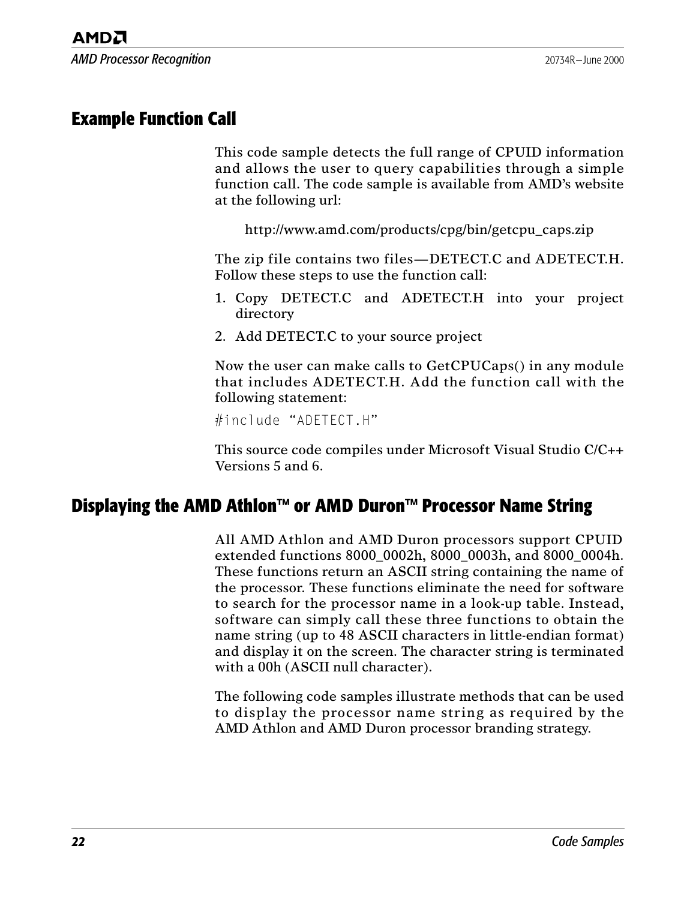## Example Function Call

This code sample detects the full range of CPUID information and allows the user to query capabilities through a simple function call. The code sample is available from AMD's website at the following url:

http://www.amd.com/products/cpg/bin/getcpu_caps.zip

The zip file contains two files—DETECT.C and ADETECT.H. Follow these steps to use the function call:

1. Copy DETECT.C and ADETECT.H into your project directory
2. Add DETECT.C to your source project

Now the user can make calls to GetCPUCaps() in any module that includes ADETECT.H. Add the function call with the following statement:

```
#include "ADETECT.H"
```

This source code compiles under Microsoft Visual Studio C/C++ Versions 5 and 6.

## Displaying the AMD Athlon™ or AMD Duron™ Processor Name String

All AMD Athlon and AMD Duron processors support CPUID extended functions 8000_0002h, 8000_0003h, and 8000_0004h. These functions return an ASCII string containing the name of the processor. These functions eliminate the need for software to search for the processor name in a look-up table. Instead, software can simply call these three functions to obtain the name string (up to 48 ASCII characters in little-endian format) and display it on the screen. The character string is terminated with a 00h (ASCII null character).

The following code samples illustrate methods that can be used to display the processor name string as required by the AMD Athlon and AMD Duron processor branding strategy.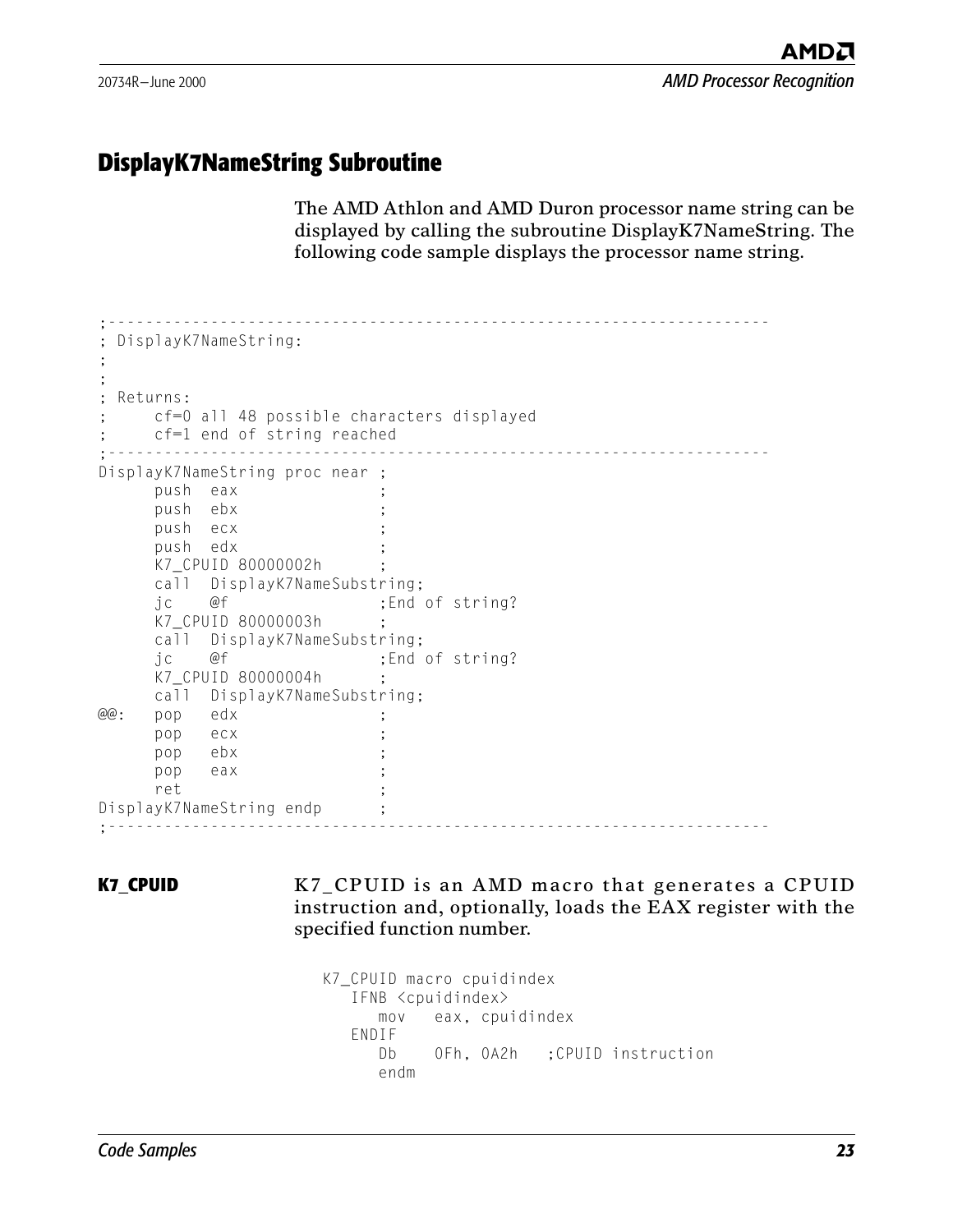## DisplayK7NameString Subroutine

The AMD Athlon and AMD Duron processor name string can be displayed by calling the subroutine DisplayK7NameString. The following code sample displays the processor name string.

```
;----------------------------------------------------------------------
; DisplayK7NameString:
;
;
; Returns:
;     cf=0 all 48 possible characters displayed
;     cf=1 end of string reached
;----------------------------------------------------------------------
DisplayK7NameString proc near ;
      push  eax               ;
      push  ebx               ;
      push  ecx               ;
      push  edx               ;
      K7_CPUID 80000002h      ;
      call  DisplayK7NameSubstring;
      jc    @f                ;End of string?
      K7_CPUID 80000003h      ;
      call  DisplayK7NameSubstring;
      jc    @f                ;End of string?
      K7_CPUID 80000004h      ;
      call  DisplayK7NameSubstring;
@@:   pop   edx               ;
      pop   ecx               ;
      pop   ebx               ;
      pop   eax               ;
      ret                     ;
DisplayK7NameString endp      ;
;----------------------------------------------------------------------
```

**K7_CPUID**

K7_CPUID is an AMD macro that generates a CPUID instruction and, optionally, loads the EAX register with the specified function number.

```
K7_CPUID macro cpuidindex
   IFNB <cpuidindex>
      mov   eax, cpuidindex
   ENDIF
      Db    0Fh, 0A2h   ;CPUID instruction
      endm
```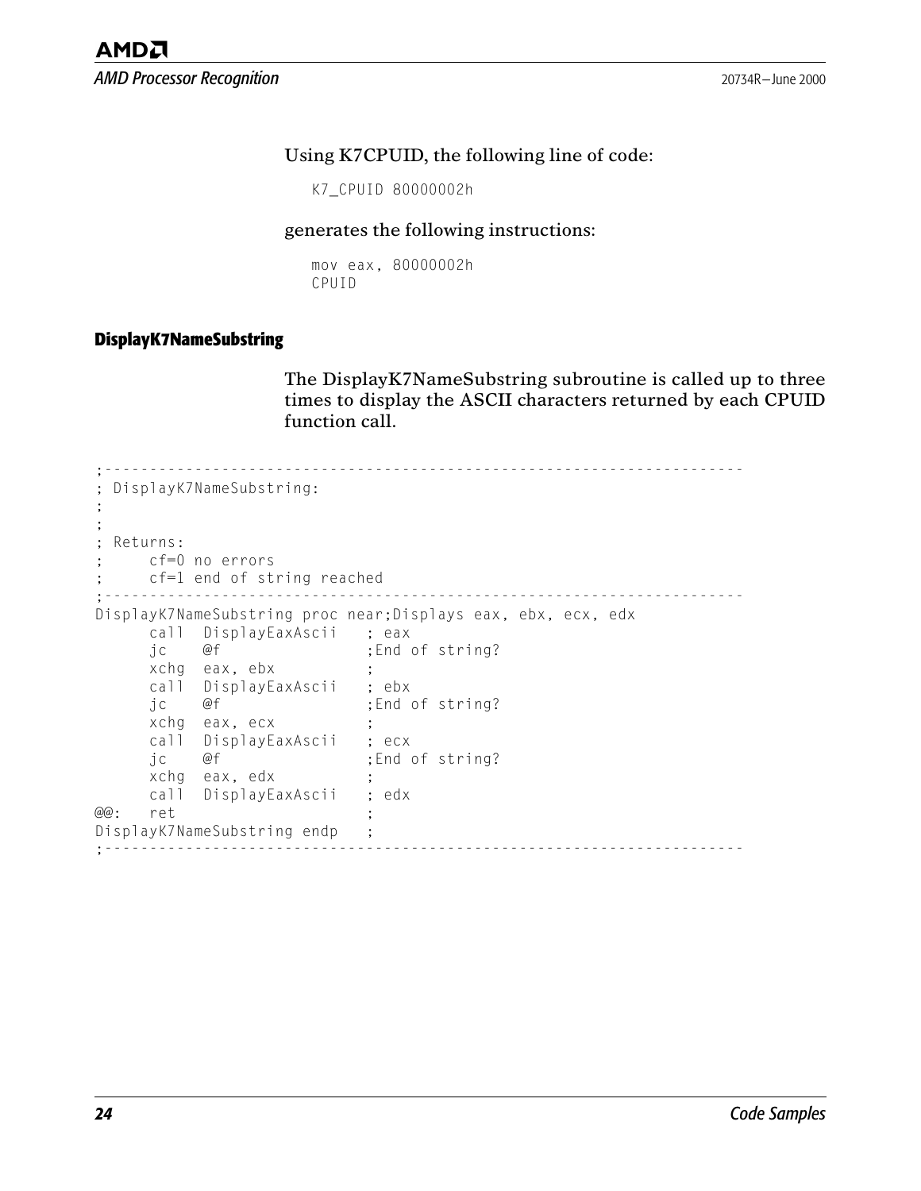Using K7CPUID, the following line of code:

```
K7_CPUID 80000002h
```

generates the following instructions:

```
mov eax, 80000002h
CPUID
```

## DisplayK7NameSubstring

The DisplayK7NameSubstring subroutine is called up to three times to display the ASCII characters returned by each CPUID function call.

```
;---------------------------------------------------------------------
; DisplayK7NameSubstring:
;
;
; Returns:
;     cf=0 no errors
;     cf=1 end of string reached
;---------------------------------------------------------------------
DisplayK7NameSubstring proc near;Displays eax, ebx, ecx, edx
      call  DisplayEaxAscii   ; eax
      jc    @f                ;End of string?
      xchg  eax, ebx          ;
      call  DisplayEaxAscii   ; ebx
      jc    @f                ;End of string?
      xchg  eax, ecx          ;
      call  DisplayEaxAscii   ; ecx
      jc    @f                ;End of string?
      xchg  eax, edx          ;
      call  DisplayEaxAscii   ; edx
@@:   ret                     ;
DisplayK7NameSubstring endp   ;
;---------------------------------------------------------------------
```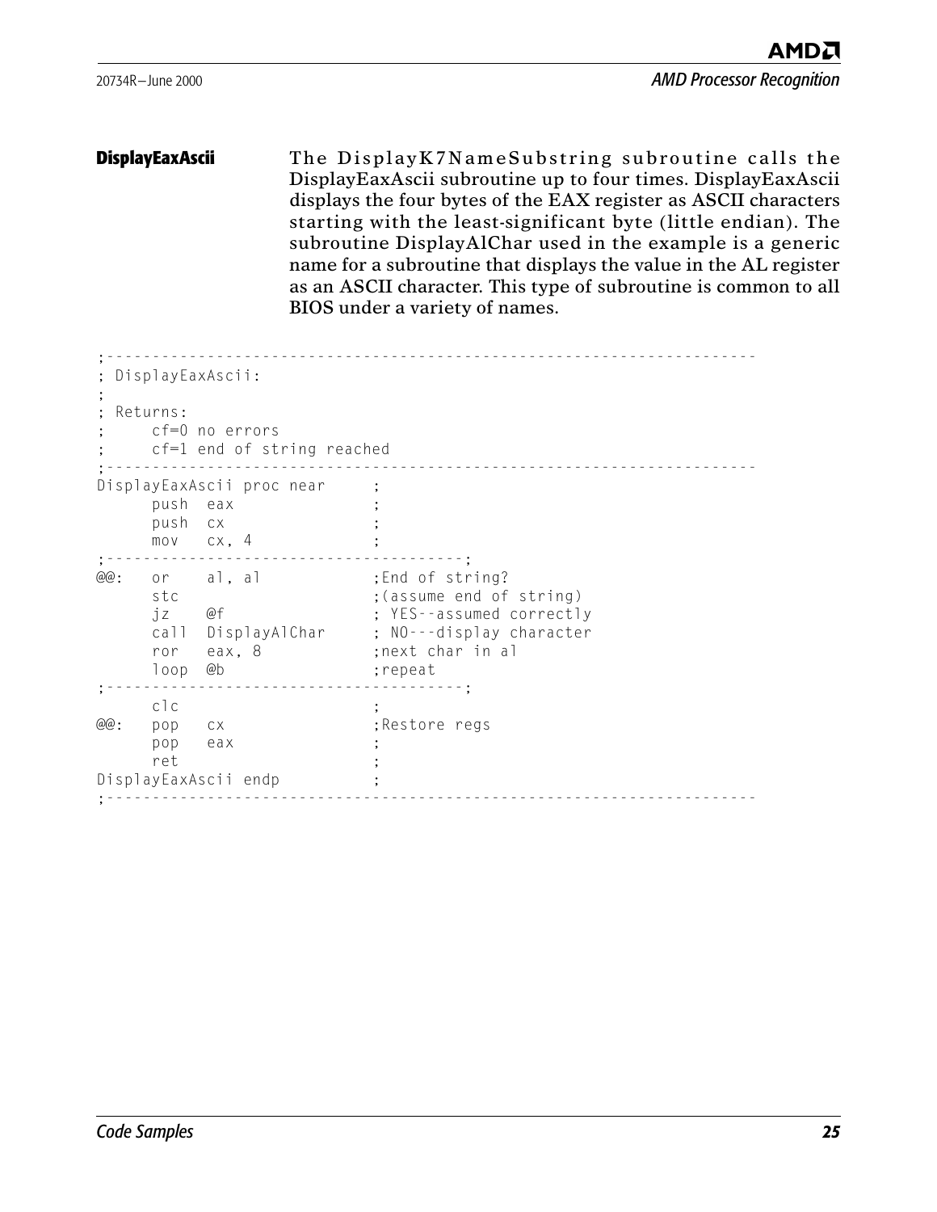### DisplayEaxAscii

The DisplayK7NameSubstring subroutine calls the DisplayEaxAscii subroutine up to four times. DisplayEaxAscii displays the four bytes of the EAX register as ASCII characters starting with the least-significant byte (little endian). The subroutine DisplayAlChar used in the example is a generic name for a subroutine that displays the value in the AL register as an ASCII character. This type of subroutine is common to all BIOS under a variety of names.

```
;---------------------------------------------------------------------
; DisplayEaxAscii:
;
; Returns:
;     cf=0 no errors
;     cf=1 end of string reached
;---------------------------------------------------------------------
DisplayEaxAscii proc near     ;
      push  eax               ;
      push  cx                ;
      mov   cx, 4             ;
;---------------------------------------;
@@:   or    al, al            ;End of string?
      stc                     ;(assume end of string)
      jz    @f                ; YES--assumed correctly
      call  DisplayAlChar     ; NO---display character
      ror   eax, 8            ;next char in al
      loop  @b                ;repeat
;---------------------------------------;
      clc                     ;
@@:   pop   cx                ;Restore regs
      pop   eax               ;
      ret                     ;
DisplayEaxAscii endp          ;
;---------------------------------------------------------------------
```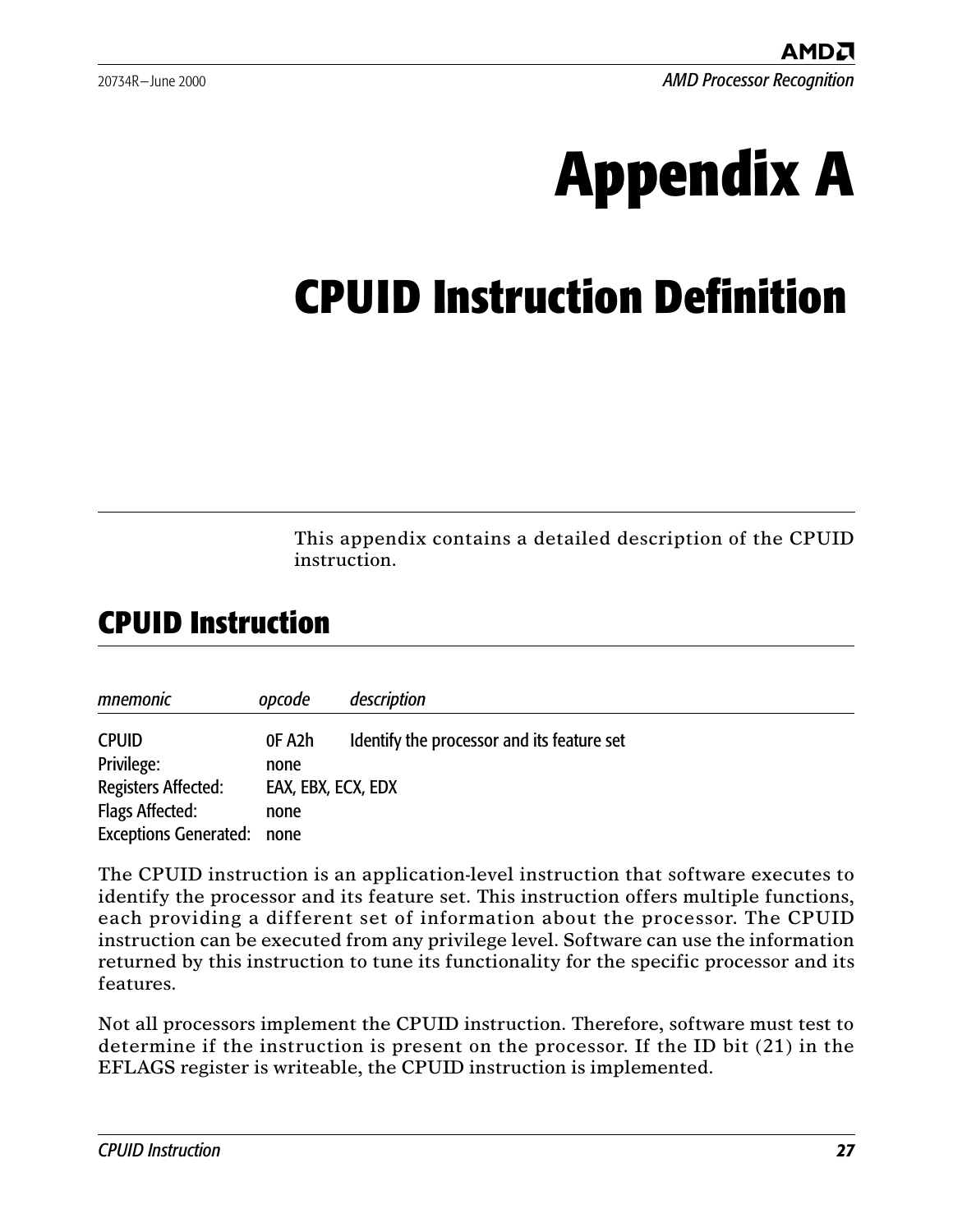# Appendix A

# CPUID Instruction Definition

This appendix contains a detailed description of the CPUID instruction.

## CPUID Instruction

| *mnemonic* | *opcode* | *description* |
|---|---|---|
| CPUID | 0F A2h | Identify the processor and its feature set |
| Privilege: | none | |
| Registers Affected: | EAX, EBX, ECX, EDX | |
| Flags Affected: | none | |
| Exceptions Generated: | none | |

The CPUID instruction is an application-level instruction that software executes to identify the processor and its feature set. This instruction offers multiple functions, each providing a different set of information about the processor. The CPUID instruction can be executed from any privilege level. Software can use the information returned by this instruction to tune its functionality for the specific processor and its features.

Not all processors implement the CPUID instruction. Therefore, software must test to determine if the instruction is present on the processor. If the ID bit (21) in the EFLAGS register is writeable, the CPUID instruction is implemented.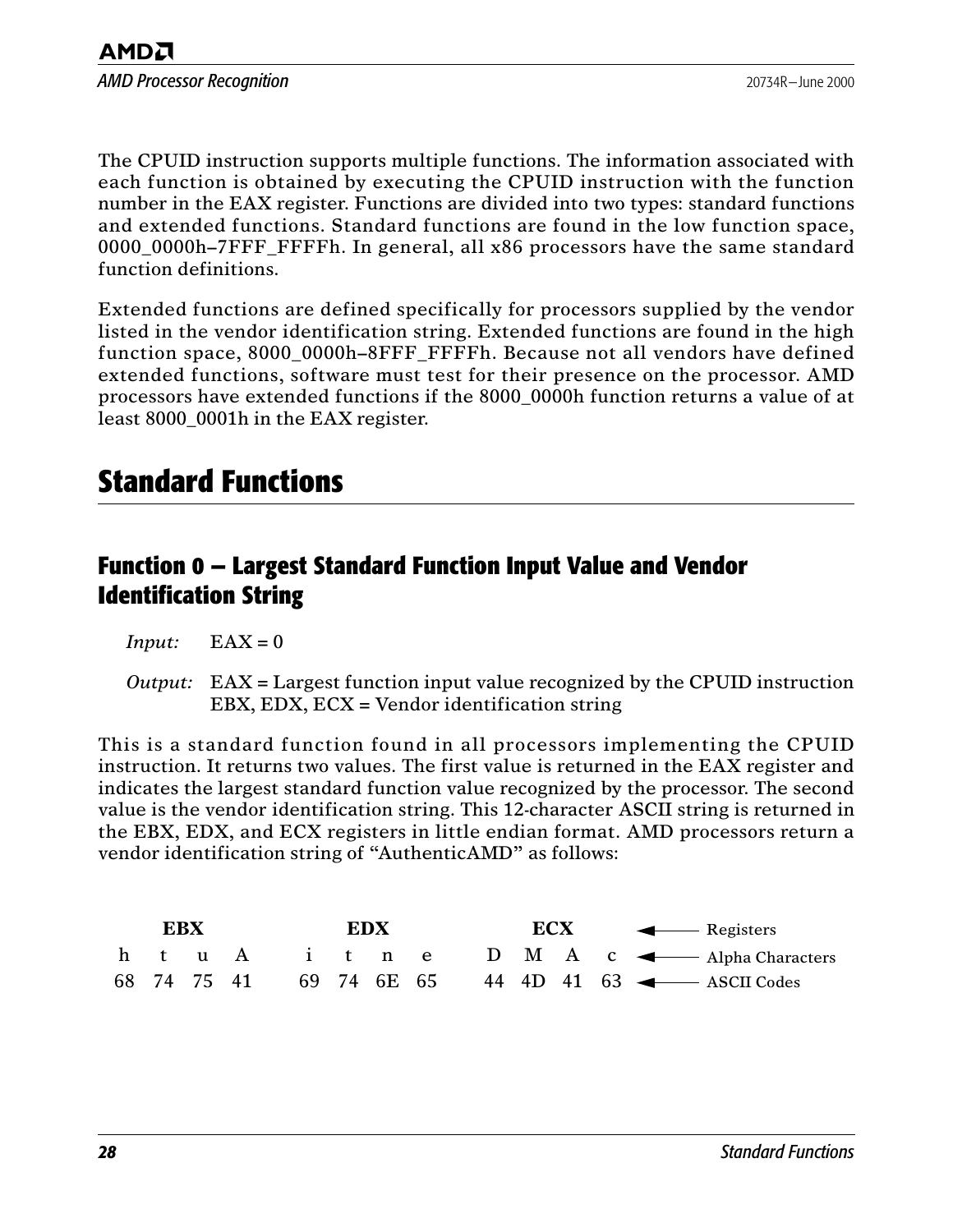The CPUID instruction supports multiple functions. The information associated with each function is obtained by executing the CPUID instruction with the function number in the EAX register. Functions are divided into two types: standard functions and extended functions. Standard functions are found in the low function space, 0000_0000h–7FFF_FFFFh. In general, all x86 processors have the same standard function definitions.

Extended functions are defined specifically for processors supplied by the vendor listed in the vendor identification string. Extended functions are found in the high function space, 8000_0000h–8FFF_FFFFh. Because not all vendors have defined extended functions, software must test for their presence on the processor. AMD processors have extended functions if the 8000_0000h function returns a value of at least 8000_0001h in the EAX register.

# Standard Functions

## Function 0 — Largest Standard Function Input Value and Vendor Identification String

*Input:* EAX = 0

*Output:* EAX = Largest function input value recognized by the CPUID instruction
EBX, EDX, ECX = Vendor identification string

This is a standard function found in all processors implementing the CPUID instruction. It returns two values. The first value is returned in the EAX register and indicates the largest standard function value recognized by the processor. The second value is the vendor identification string. This 12-character ASCII string is returned in the EBX, EDX, and ECX registers in little endian format. AMD processors return a vendor identification string of “AuthenticAMD” as follows:

| EBX | | | | EDX | | | | ECX | | | | |
|---|---|---|---|---|---|---|---|---|---|---|---|---|
| h | t | u | A | i | t | n | e | D | M | A | c | ← Alpha Characters |
| 68 | 74 | 75 | 41 | 69 | 74 | 6E | 65 | 44 | 4D | 41 | 63 | ← ASCII Codes |

← Registers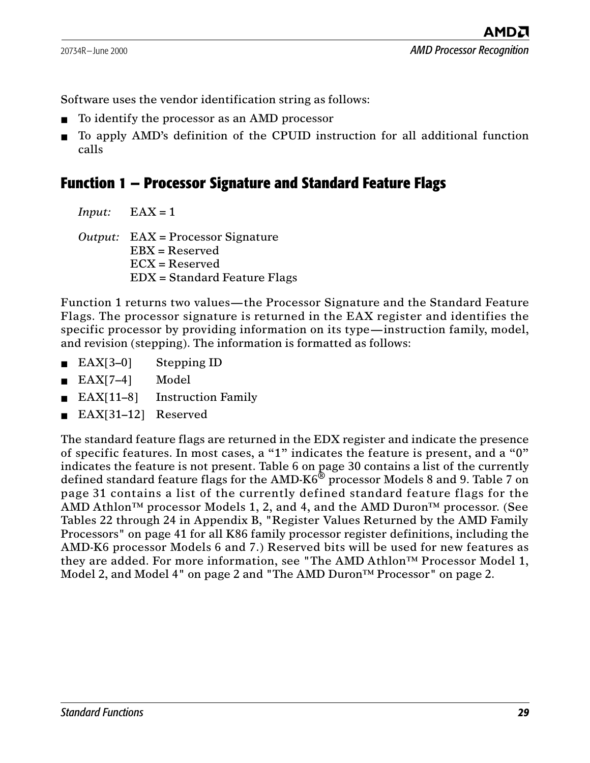Software uses the vendor identification string as follows:

- To identify the processor as an AMD processor
- To apply AMD's definition of the CPUID instruction for all additional function calls

## Function 1 — Processor Signature and Standard Feature Flags

*Input:* EAX = 1

*Output:* EAX = Processor Signature
EBX = Reserved
ECX = Reserved
EDX = Standard Feature Flags

Function 1 returns two values—the Processor Signature and the Standard Feature Flags. The processor signature is returned in the EAX register and identifies the specific processor by providing information on its type—instruction family, model, and revision (stepping). The information is formatted as follows:

- EAX[3–0] Stepping ID
- EAX[7–4] Model
- EAX[11–8] Instruction Family
- EAX[31–12] Reserved

The standard feature flags are returned in the EDX register and indicate the presence of specific features. In most cases, a "1" indicates the feature is present, and a "0" indicates the feature is not present. Table 6 on page 30 contains a list of the currently defined standard feature flags for the AMD-K6® processor Models 8 and 9. Table 7 on page 31 contains a list of the currently defined standard feature flags for the AMD Athlon™ processor Models 1, 2, and 4, and the AMD Duron™ processor. (See Tables 22 through 24 in Appendix B, "Register Values Returned by the AMD Family Processors" on page 41 for all K86 family processor register definitions, including the AMD-K6 processor Models 6 and 7.) Reserved bits will be used for new features as they are added. For more information, see "The AMD Athlon™ Processor Model 1, Model 2, and Model 4" on page 2 and "The AMD Duron™ Processor" on page 2.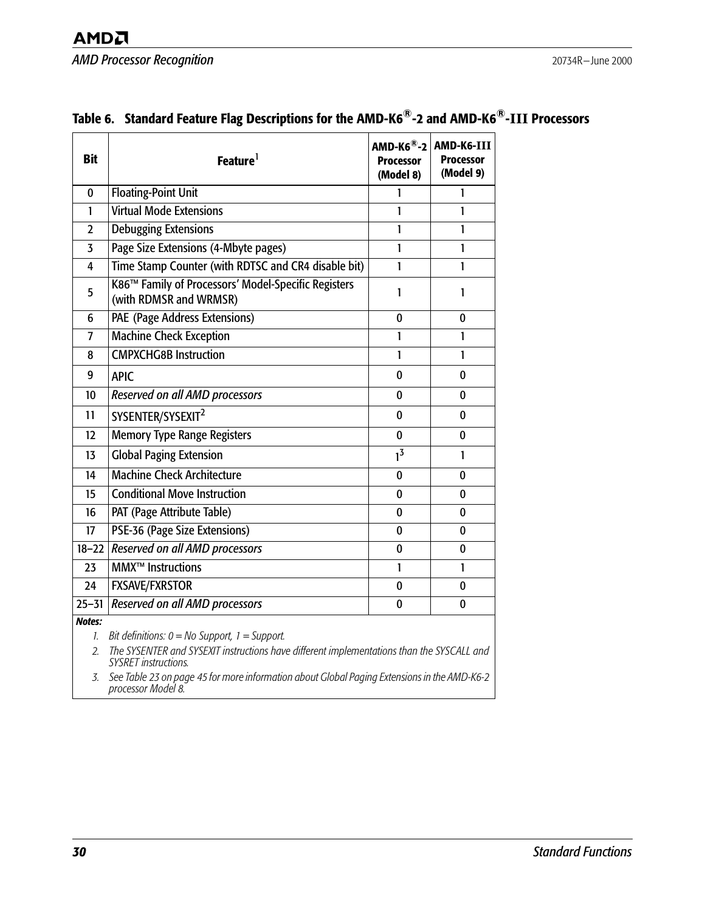**Table 6. Standard Feature Flag Descriptions for the AMD-K6®-2 and AMD-K6®-III Processors**

| Bit | Feature[1] | AMD-K6®-2 Processor (Model 8) | AMD-K6-III Processor (Model 9) |
|---|---|---|---|
| 0 | Floating-Point Unit | 1 | 1 |
| 1 | Virtual Mode Extensions | 1 | 1 |
| 2 | Debugging Extensions | 1 | 1 |
| 3 | Page Size Extensions (4-Mbyte pages) | 1 | 1 |
| 4 | Time Stamp Counter (with RDTSC and CR4 disable bit) | 1 | 1 |
| 5 | K86™ Family of Processors' Model-Specific Registers (with RDMSR and WRMSR) | 1 | 1 |
| 6 | PAE (Page Address Extensions) | 0 | 0 |
| 7 | Machine Check Exception | 1 | 1 |
| 8 | CMPXCHG8B Instruction | 1 | 1 |
| 9 | APIC | 0 | 0 |
| 10 | *Reserved on all AMD processors* | 0 | 0 |
| 11 | SYSENTER/SYSEXIT[2] | 0 | 0 |
| 12 | Memory Type Range Registers | 0 | 0 |
| 13 | Global Paging Extension | 1[3] | 1 |
| 14 | Machine Check Architecture | 0 | 0 |
| 15 | Conditional Move Instruction | 0 | 0 |
| 16 | PAT (Page Attribute Table) | 0 | 0 |
| 17 | PSE-36 (Page Size Extensions) | 0 | 0 |
| 18–22 | *Reserved on all AMD processors* | 0 | 0 |
| 23 | MMX™ Instructions | 1 | 1 |
| 24 | FXSAVE/FXRSTOR | 0 | 0 |
| 25–31 | *Reserved on all AMD processors* | 0 | 0 |

***Notes:***

1. *Bit definitions: 0 = No Support, 1 = Support.*
2. *The SYSENTER and SYSEXIT instructions have different implementations than the SYSCALL and SYSRET instructions.*
3. *See Table 23 on page 45 for more information about Global Paging Extensions in the AMD-K6-2 processor Model 8.*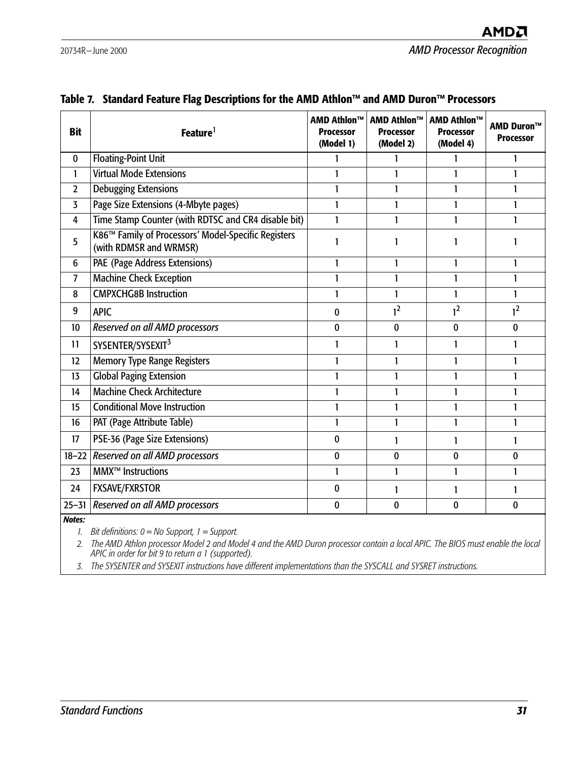**Table 7. Standard Feature Flag Descriptions for the AMD Athlon™ and AMD Duron™ Processors**

| Bit | Feature[1] | AMD Athlon™ Processor (Model 1) | AMD Athlon™ Processor (Model 2) | AMD Athlon™ Processor (Model 4) | AMD Duron™ Processor |
|---|---|---|---|---|---|
| 0 | Floating-Point Unit | 1 | 1 | 1 | 1 |
| 1 | Virtual Mode Extensions | 1 | 1 | 1 | 1 |
| 2 | Debugging Extensions | 1 | 1 | 1 | 1 |
| 3 | Page Size Extensions (4-Mbyte pages) | 1 | 1 | 1 | 1 |
| 4 | Time Stamp Counter (with RDTSC and CR4 disable bit) | 1 | 1 | 1 | 1 |
| 5 | K86™ Family of Processors' Model-Specific Registers (with RDMSR and WRMSR) | 1 | 1 | 1 | 1 |
| 6 | PAE (Page Address Extensions) | 1 | 1 | 1 | 1 |
| 7 | Machine Check Exception | 1 | 1 | 1 | 1 |
| 8 | CMPXCHG8B Instruction | 1 | 1 | 1 | 1 |
| 9 | APIC | 0 | 1[2] | 1[2] | 1[2] |
| 10 | *Reserved on all AMD processors* | 0 | 0 | 0 | 0 |
| 11 | SYSENTER/SYSEXIT[3] | 1 | 1 | 1 | 1 |
| 12 | Memory Type Range Registers | 1 | 1 | 1 | 1 |
| 13 | Global Paging Extension | 1 | 1 | 1 | 1 |
| 14 | Machine Check Architecture | 1 | 1 | 1 | 1 |
| 15 | Conditional Move Instruction | 1 | 1 | 1 | 1 |
| 16 | PAT (Page Attribute Table) | 1 | 1 | 1 | 1 |
| 17 | PSE-36 (Page Size Extensions) | 0 | 1 | 1 | 1 |
| 18–22 | *Reserved on all AMD processors* | 0 | 0 | 0 | 0 |
| 23 | MMX™ Instructions | 1 | 1 | 1 | 1 |
| 24 | FXSAVE/FXRSTOR | 0 | 1 | 1 | 1 |
| 25–31 | *Reserved on all AMD processors* | 0 | 0 | 0 | 0 |

***Notes:***

1. *Bit definitions: 0 = No Support, 1 = Support.*
2. *The AMD Athlon processor Model 2 and Model 4 and the AMD Duron processor contain a local APIC. The BIOS must enable the local APIC in order for bit 9 to return a 1 (supported).*
3. *The SYSENTER and SYSEXIT instructions have different implementations than the SYSCALL and SYSRET instructions.*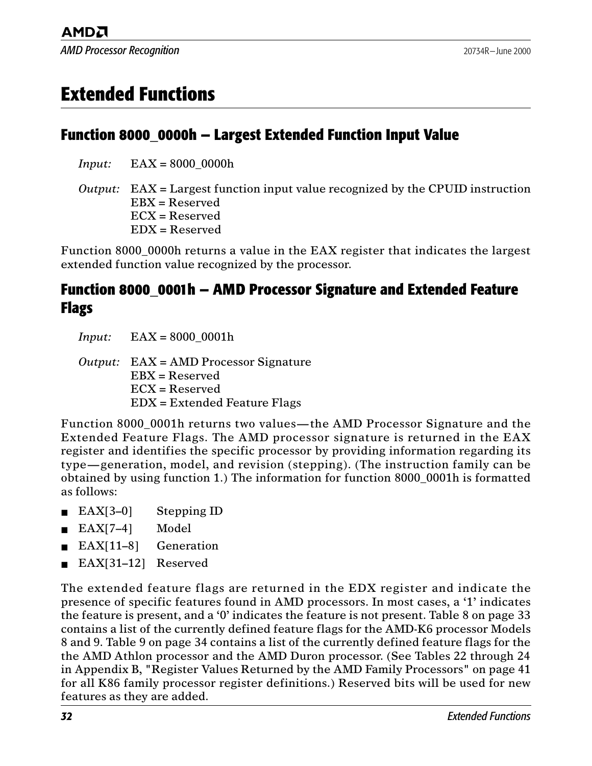# Extended Functions

## Function 8000_0000h — Largest Extended Function Input Value

*Input:* EAX = 8000_0000h

*Output:* EAX = Largest function input value recognized by the CPUID instruction
EBX = Reserved
ECX = Reserved
EDX = Reserved

Function 8000_0000h returns a value in the EAX register that indicates the largest extended function value recognized by the processor.

## Function 8000_0001h — AMD Processor Signature and Extended Feature Flags

*Input:* EAX = 8000_0001h

*Output:* EAX = AMD Processor Signature
EBX = Reserved
ECX = Reserved
EDX = Extended Feature Flags

Function 8000_0001h returns two values—the AMD Processor Signature and the Extended Feature Flags. The AMD processor signature is returned in the EAX register and identifies the specific processor by providing information regarding its type—generation, model, and revision (stepping). (The instruction family can be obtained by using function 1.) The information for function 8000_0001h is formatted as follows:

- EAX[3–0] Stepping ID
- EAX[7–4] Model
- EAX[11–8] Generation
- EAX[31–12] Reserved

The extended feature flags are returned in the EDX register and indicate the presence of specific features found in AMD processors. In most cases, a '1' indicates the feature is present, and a '0' indicates the feature is not present. Table 8 on page 33 contains a list of the currently defined feature flags for the AMD-K6 processor Models 8 and 9. Table 9 on page 34 contains a list of the currently defined feature flags for the the AMD Athlon processor and the AMD Duron processor. (See Tables 22 through 24 in Appendix B, "Register Values Returned by the AMD Family Processors" on page 41 for all K86 family processor register definitions.) Reserved bits will be used for new features as they are added.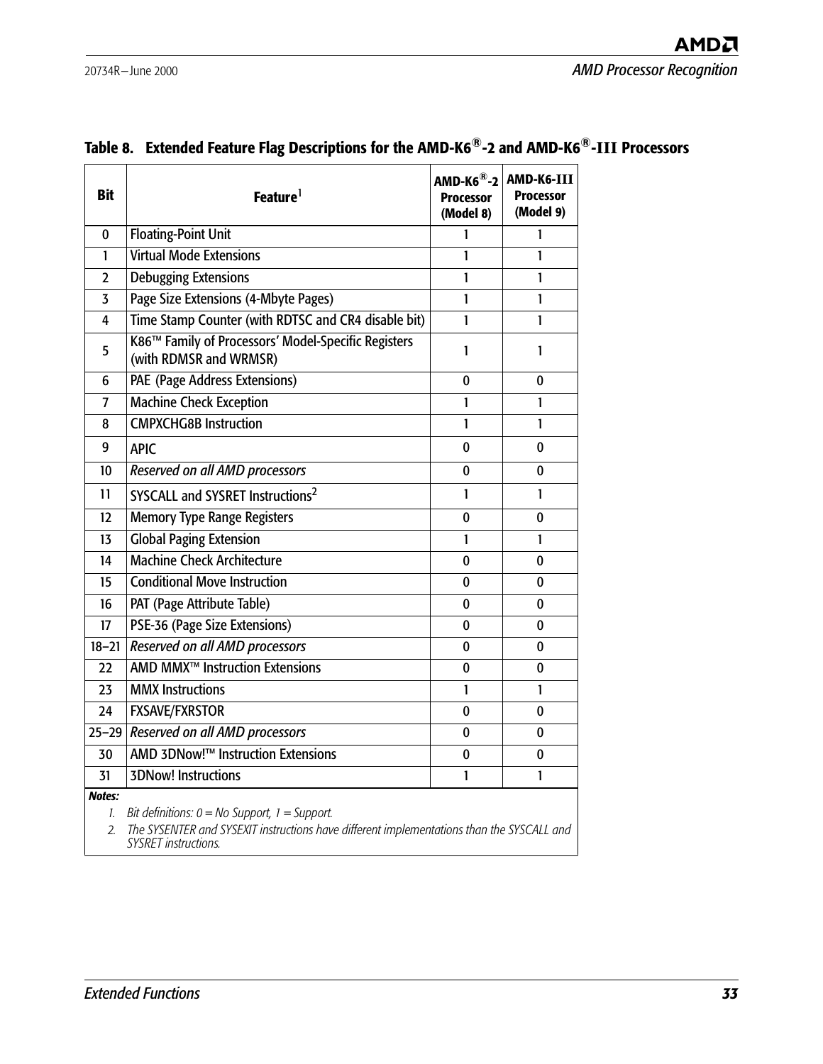**Table 8. Extended Feature Flag Descriptions for the AMD-K6®-2 and AMD-K6®-III Processors**

| Bit | Feature[1] | AMD-K6®-2 Processor (Model 8) | AMD-K6-III Processor (Model 9) |
|---|---|---|---|
| 0 | Floating-Point Unit | 1 | 1 |
| 1 | Virtual Mode Extensions | 1 | 1 |
| 2 | Debugging Extensions | 1 | 1 |
| 3 | Page Size Extensions (4-Mbyte Pages) | 1 | 1 |
| 4 | Time Stamp Counter (with RDTSC and CR4 disable bit) | 1 | 1 |
| 5 | K86™ Family of Processors' Model-Specific Registers (with RDMSR and WRMSR) | 1 | 1 |
| 6 | PAE (Page Address Extensions) | 0 | 0 |
| 7 | Machine Check Exception | 1 | 1 |
| 8 | CMPXCHG8B Instruction | 1 | 1 |
| 9 | APIC | 0 | 0 |
| 10 | *Reserved on all AMD processors* | 0 | 0 |
| 11 | SYSCALL and SYSRET Instructions[2] | 1 | 1 |
| 12 | Memory Type Range Registers | 0 | 0 |
| 13 | Global Paging Extension | 1 | 1 |
| 14 | Machine Check Architecture | 0 | 0 |
| 15 | Conditional Move Instruction | 0 | 0 |
| 16 | PAT (Page Attribute Table) | 0 | 0 |
| 17 | PSE-36 (Page Size Extensions) | 0 | 0 |
| 18–21 | *Reserved on all AMD processors* | 0 | 0 |
| 22 | AMD MMX™ Instruction Extensions | 0 | 0 |
| 23 | MMX Instructions | 1 | 1 |
| 24 | FXSAVE/FXRSTOR | 0 | 0 |
| 25–29 | *Reserved on all AMD processors* | 0 | 0 |
| 30 | AMD 3DNow!™ Instruction Extensions | 0 | 0 |
| 31 | 3DNow! Instructions | 1 | 1 |

***Notes:***

1. *Bit definitions: 0 = No Support, 1 = Support.*
2. *The SYSENTER and SYSEXIT instructions have different implementations than the SYSCALL and SYSRET instructions.*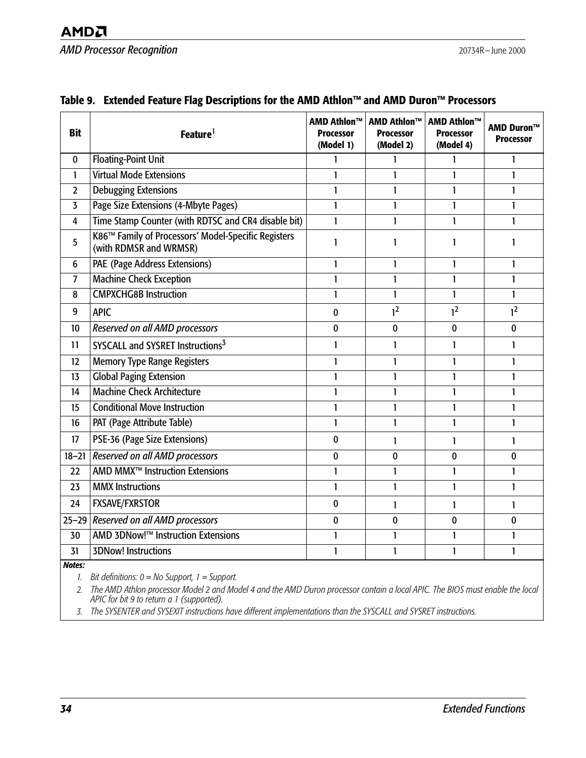**Table 9. Extended Feature Flag Descriptions for the AMD Athlon™ and AMD Duron™ Processors**

| Bit | Feature[1] | AMD Athlon™ Processor (Model 1) | AMD Athlon™ Processor (Model 2) | AMD Athlon™ Processor (Model 4) | AMD Duron™ Processor |
|---|---|---|---|---|---|
| 0 | Floating-Point Unit | 1 | 1 | 1 | 1 |
| 1 | Virtual Mode Extensions | 1 | 1 | 1 | 1 |
| 2 | Debugging Extensions | 1 | 1 | 1 | 1 |
| 3 | Page Size Extensions (4-Mbyte Pages) | 1 | 1 | 1 | 1 |
| 4 | Time Stamp Counter (with RDTSC and CR4 disable bit) | 1 | 1 | 1 | 1 |
| 5 | K86™ Family of Processors' Model-Specific Registers (with RDMSR and WRMSR) | 1 | 1 | 1 | 1 |
| 6 | PAE (Page Address Extensions) | 1 | 1 | 1 | 1 |
| 7 | Machine Check Exception | 1 | 1 | 1 | 1 |
| 8 | CMPXCHG8B Instruction | 1 | 1 | 1 | 1 |
| 9 | APIC | 0 | 1[2] | 1[2] | 1[2] |
| 10 | *Reserved on all AMD processors* | 0 | 0 | 0 | 0 |
| 11 | SYSCALL and SYSRET Instructions[3] | 1 | 1 | 1 | 1 |
| 12 | Memory Type Range Registers | 1 | 1 | 1 | 1 |
| 13 | Global Paging Extension | 1 | 1 | 1 | 1 |
| 14 | Machine Check Architecture | 1 | 1 | 1 | 1 |
| 15 | Conditional Move Instruction | 1 | 1 | 1 | 1 |
| 16 | PAT (Page Attribute Table) | 1 | 1 | 1 | 1 |
| 17 | PSE-36 (Page Size Extensions) | 0 | 1 | 1 | 1 |
| 18–21 | *Reserved on all AMD processors* | 0 | 0 | 0 | 0 |
| 22 | AMD MMX™ Instruction Extensions | 1 | 1 | 1 | 1 |
| 23 | MMX Instructions | 1 | 1 | 1 | 1 |
| 24 | FXSAVE/FXRSTOR | 0 | 1 | 1 | 1 |
| 25–29 | *Reserved on all AMD processors* | 0 | 0 | 0 | 0 |
| 30 | AMD 3DNow!™ Instruction Extensions | 1 | 1 | 1 | 1 |
| 31 | 3DNow! Instructions | 1 | 1 | 1 | 1 |

***Notes:***

1. *Bit definitions: 0 = No Support, 1 = Support.*
2. *The AMD Athlon processor Model 2 and Model 4 and the AMD Duron processor contain a local APIC. The BIOS must enable the local APIC for bit 9 to return a 1 (supported).*
3. *The SYSENTER and SYSEXIT instructions have different implementations than the SYSCALL and SYSRET instructions.*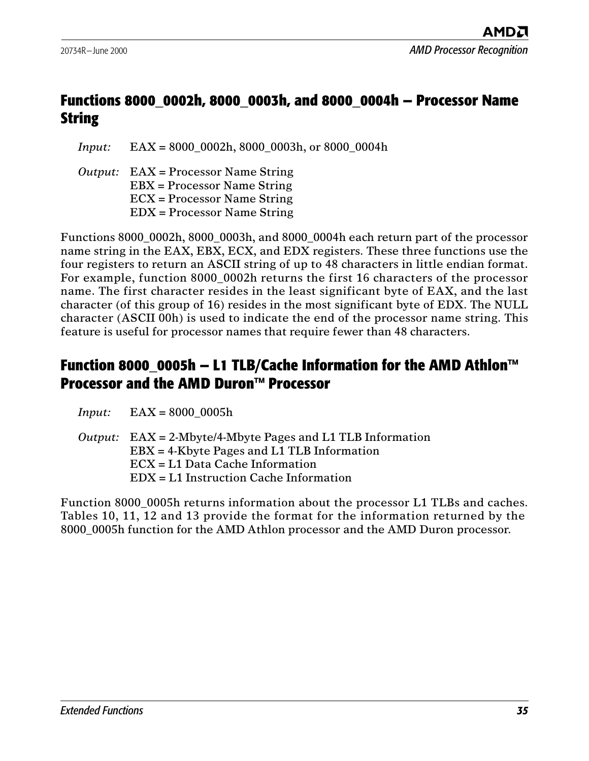## Functions 8000_0002h, 8000_0003h, and 8000_0004h — Processor Name String

*Input:* EAX = 8000_0002h, 8000_0003h, or 8000_0004h

*Output:* EAX = Processor Name String
EBX = Processor Name String
ECX = Processor Name String
EDX = Processor Name String

Functions 8000_0002h, 8000_0003h, and 8000_0004h each return part of the processor name string in the EAX, EBX, ECX, and EDX registers. These three functions use the four registers to return an ASCII string of up to 48 characters in little endian format. For example, function 8000_0002h returns the first 16 characters of the processor name. The first character resides in the least significant byte of EAX, and the last character (of this group of 16) resides in the most significant byte of EDX. The NULL character (ASCII 00h) is used to indicate the end of the processor name string. This feature is useful for processor names that require fewer than 48 characters.

## Function 8000_0005h — L1 TLB/Cache Information for the AMD Athlon™ Processor and the AMD Duron™ Processor

*Input:* EAX = 8000_0005h

*Output:* EAX = 2-Mbyte/4-Mbyte Pages and L1 TLB Information
EBX = 4-Kbyte Pages and L1 TLB Information
ECX = L1 Data Cache Information
EDX = L1 Instruction Cache Information

Function 8000_0005h returns information about the processor L1 TLBs and caches. Tables 10, 11, 12 and 13 provide the format for the information returned by the 8000_0005h function for the AMD Athlon processor and the AMD Duron processor.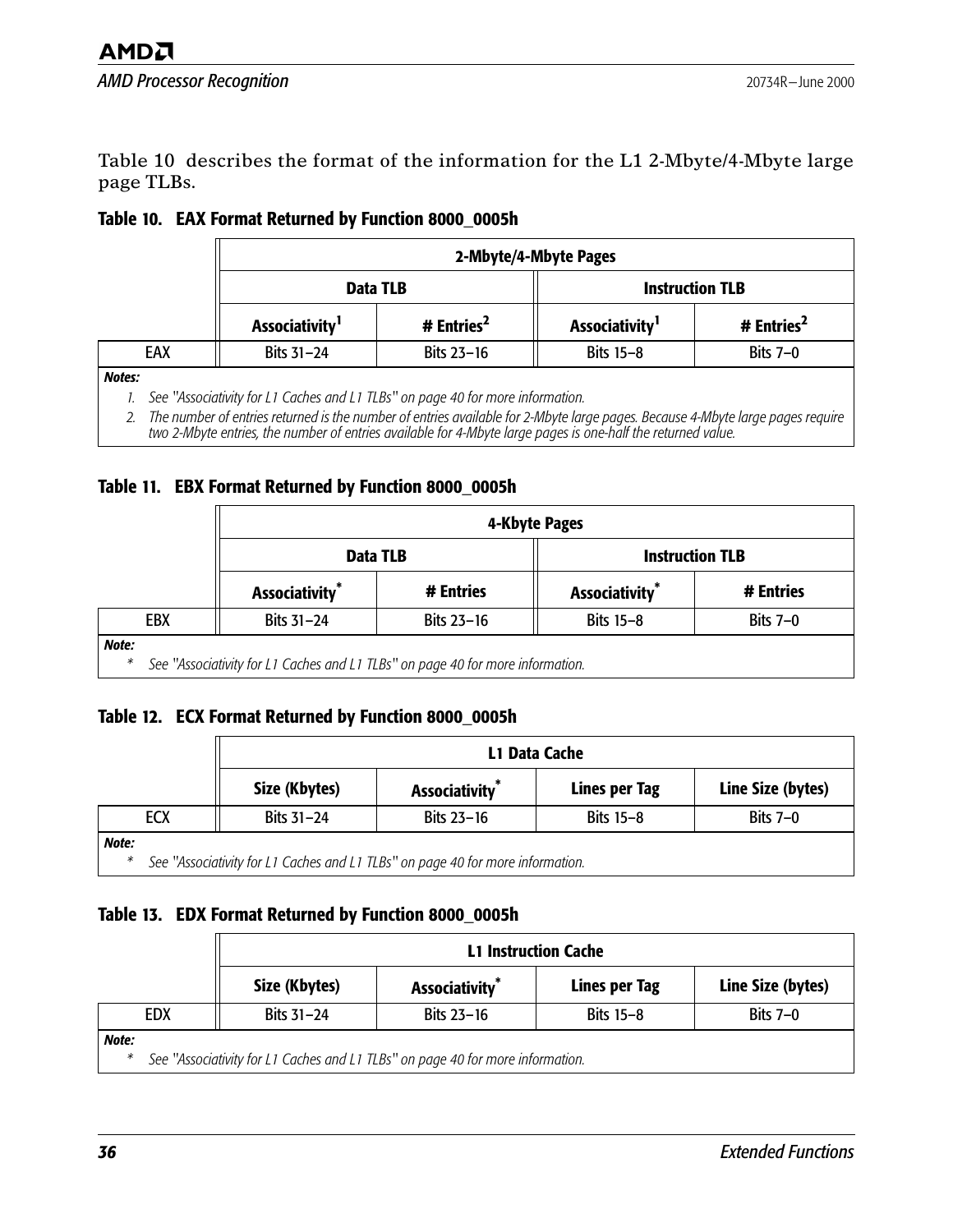Table 10 describes the format of the information for the L1 2-Mbyte/4-Mbyte large page TLBs.

**Table 10. EAX Format Returned by Function 8000_0005h**

| | 2-Mbyte/4-Mbyte Pages | | | |
|---|---|---|---|---|
| | Data TLB | | Instruction TLB | |
| | Associativity[1] | # Entries[2] | Associativity[1] | # Entries[2] |
| EAX | Bits 31–24 | Bits 23–16 | Bits 15–8 | Bits 7–0 |

*Notes:*

1. *See "Associativity for L1 Caches and L1 TLBs" on page 40 for more information.*
2. *The number of entries returned is the number of entries available for 2-Mbyte large pages. Because 4-Mbyte large pages require two 2-Mbyte entries, the number of entries available for 4-Mbyte large pages is one-half the returned value.*

**Table 11. EBX Format Returned by Function 8000_0005h**

| | 4-Kbyte Pages | | | |
|---|---|---|---|---|
| | Data TLB | | Instruction TLB | |
| | Associativity* | # Entries | Associativity* | # Entries |
| EBX | Bits 31–24 | Bits 23–16 | Bits 15–8 | Bits 7–0 |

*Note:*

\* *See "Associativity for L1 Caches and L1 TLBs" on page 40 for more information.*

**Table 12. ECX Format Returned by Function 8000_0005h**

| | L1 Data Cache | | | |
|---|---|---|---|---|
| | Size (Kbytes) | Associativity* | Lines per Tag | Line Size (bytes) |
| ECX | Bits 31–24 | Bits 23–16 | Bits 15–8 | Bits 7–0 |

*Note:*

\* *See "Associativity for L1 Caches and L1 TLBs" on page 40 for more information.*

**Table 13. EDX Format Returned by Function 8000_0005h**

| | L1 Instruction Cache | | | |
|---|---|---|---|---|
| | Size (Kbytes) | Associativity* | Lines per Tag | Line Size (bytes) |
| EDX | Bits 31–24 | Bits 23–16 | Bits 15–8 | Bits 7–0 |

*Note:*

\* *See "Associativity for L1 Caches and L1 TLBs" on page 40 for more information.*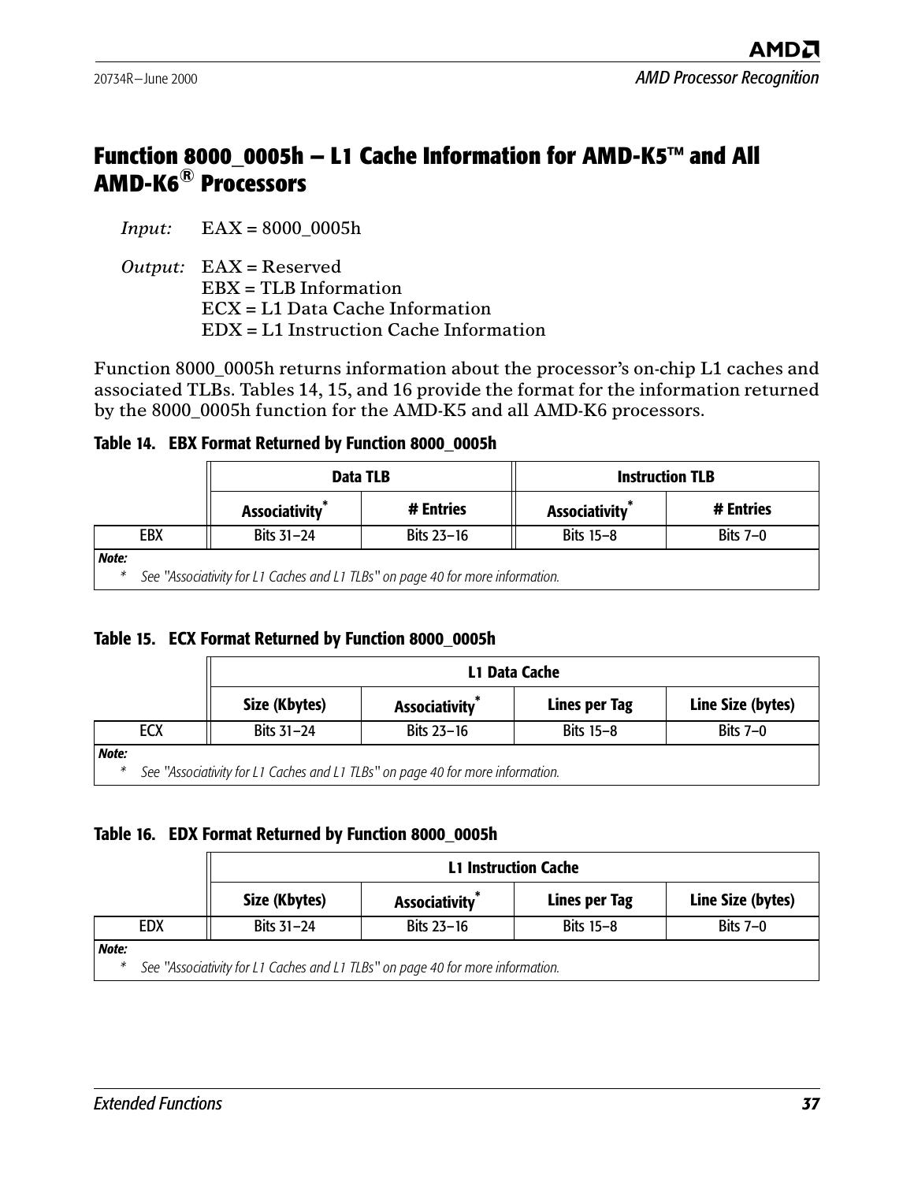## Function 8000_0005h — L1 Cache Information for AMD-K5™ and All AMD-K6® Processors

*Input:* EAX = 8000_0005h

*Output:* EAX = Reserved
EBX = TLB Information
ECX = L1 Data Cache Information
EDX = L1 Instruction Cache Information

Function 8000_0005h returns information about the processor's on-chip L1 caches and associated TLBs. Tables 14, 15, and 16 provide the format for the information returned by the 8000_0005h function for the AMD-K5 and all AMD-K6 processors.

**Table 14. EBX Format Returned by Function 8000_0005h**

| | Data TLB | | Instruction TLB | |
|---|---|---|---|---|
| | Associativity* | # Entries | Associativity* | # Entries |
| EBX | Bits 31–24 | Bits 23–16 | Bits 15–8 | Bits 7–0 |

**Note:**
\* See "Associativity for L1 Caches and L1 TLBs" on page 40 for more information.

**Table 15. ECX Format Returned by Function 8000_0005h**

| | L1 Data Cache | | | |
|---|---|---|---|---|
| | Size (Kbytes) | Associativity* | Lines per Tag | Line Size (bytes) |
| ECX | Bits 31–24 | Bits 23–16 | Bits 15–8 | Bits 7–0 |

**Note:**
\* See "Associativity for L1 Caches and L1 TLBs" on page 40 for more information.

**Table 16. EDX Format Returned by Function 8000_0005h**

| | L1 Instruction Cache | | | |
|---|---|---|---|---|
| | Size (Kbytes) | Associativity* | Lines per Tag | Line Size (bytes) |
| EDX | Bits 31–24 | Bits 23–16 | Bits 15–8 | Bits 7–0 |

**Note:**
\* See "Associativity for L1 Caches and L1 TLBs" on page 40 for more information.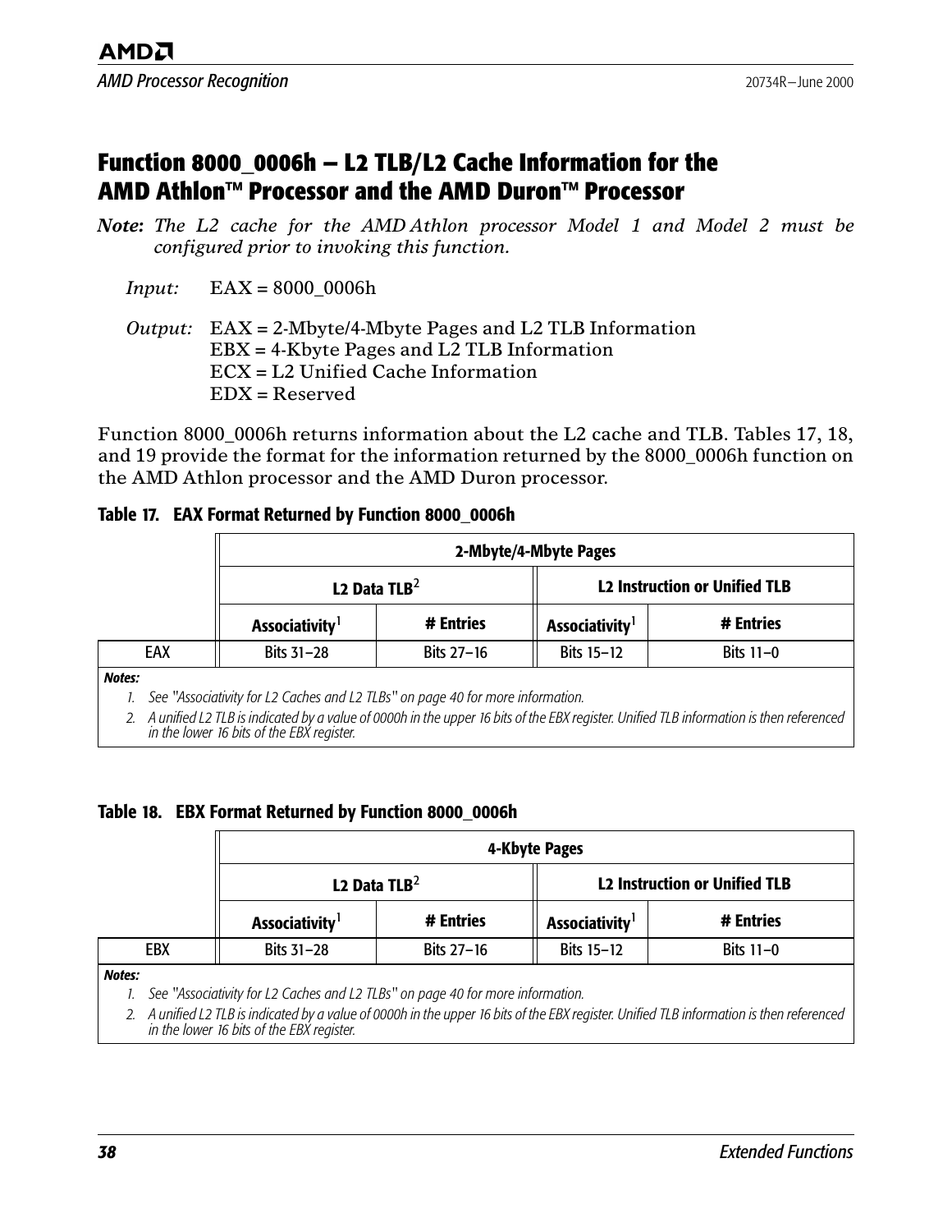## Function 8000_0006h — L2 TLB/L2 Cache Information for the AMD Athlon™ Processor and the AMD Duron™ Processor

***Note:*** *The L2 cache for the AMD Athlon processor Model 1 and Model 2 must be configured prior to invoking this function.*

*Input:* EAX = 8000_0006h

*Output:* EAX = 2-Mbyte/4-Mbyte Pages and L2 TLB Information
EBX = 4-Kbyte Pages and L2 TLB Information
ECX = L2 Unified Cache Information
EDX = Reserved

Function 8000_0006h returns information about the L2 cache and TLB. Tables 17, 18, and 19 provide the format for the information returned by the 8000_0006h function on the AMD Athlon processor and the AMD Duron processor.

**Table 17. EAX Format Returned by Function 8000_0006h**

| | 2-Mbyte/4-Mbyte Pages | | | |
|---|---|---|---|---|
| | L2 Data TLB[2] | | L2 Instruction or Unified TLB | |
| | Associativity[1] | # Entries | Associativity[1] | # Entries |
| EAX | Bits 31–28 | Bits 27–16 | Bits 15–12 | Bits 11–0 |

***Notes:***

1. *See "Associativity for L2 Caches and L2 TLBs" on page 40 for more information.*
2. *A unified L2 TLB is indicated by a value of 0000h in the upper 16 bits of the EBX register. Unified TLB information is then referenced in the lower 16 bits of the EBX register.*

**Table 18. EBX Format Returned by Function 8000_0006h**

| | 4-Kbyte Pages | | | |
|---|---|---|---|---|
| | L2 Data TLB[2] | | L2 Instruction or Unified TLB | |
| | Associativity[1] | # Entries | Associativity[1] | # Entries |
| EBX | Bits 31–28 | Bits 27–16 | Bits 15–12 | Bits 11–0 |

***Notes:***

1. *See "Associativity for L2 Caches and L2 TLBs" on page 40 for more information.*
2. *A unified L2 TLB is indicated by a value of 0000h in the upper 16 bits of the EBX register. Unified TLB information is then referenced in the lower 16 bits of the EBX register.*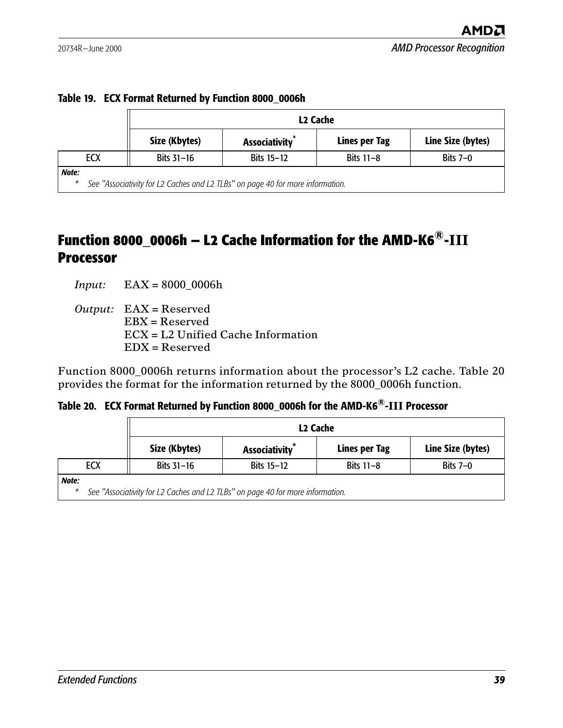**Table 19. ECX Format Returned by Function 8000_0006h**

| | L2 Cache | | | |
|---|---|---|---|---|
| | Size (Kbytes) | Associativity* | Lines per Tag | Line Size (bytes) |
| ECX | Bits 31–16 | Bits 15–12 | Bits 11–8 | Bits 7–0 |

**Note:**

\* See "Associativity for L2 Caches and L2 TLBs" on page 40 for more information.

## Function 8000_0006h — L2 Cache Information for the AMD-K6®-III Processor

*Input:* EAX = 8000_0006h

*Output:* EAX = Reserved
EBX = Reserved
ECX = L2 Unified Cache Information
EDX = Reserved

Function 8000_0006h returns information about the processor's L2 cache. Table 20 provides the format for the information returned by the 8000_0006h function.

**Table 20. ECX Format Returned by Function 8000_0006h for the AMD-K6®-III Processor**

| | L2 Cache | | | |
|---|---|---|---|---|
| | Size (Kbytes) | Associativity* | Lines per Tag | Line Size (bytes) |
| ECX | Bits 31–16 | Bits 15–12 | Bits 11–8 | Bits 7–0 |

**Note:**

\* See "Associativity for L2 Caches and L2 TLBs" on page 40 for more information.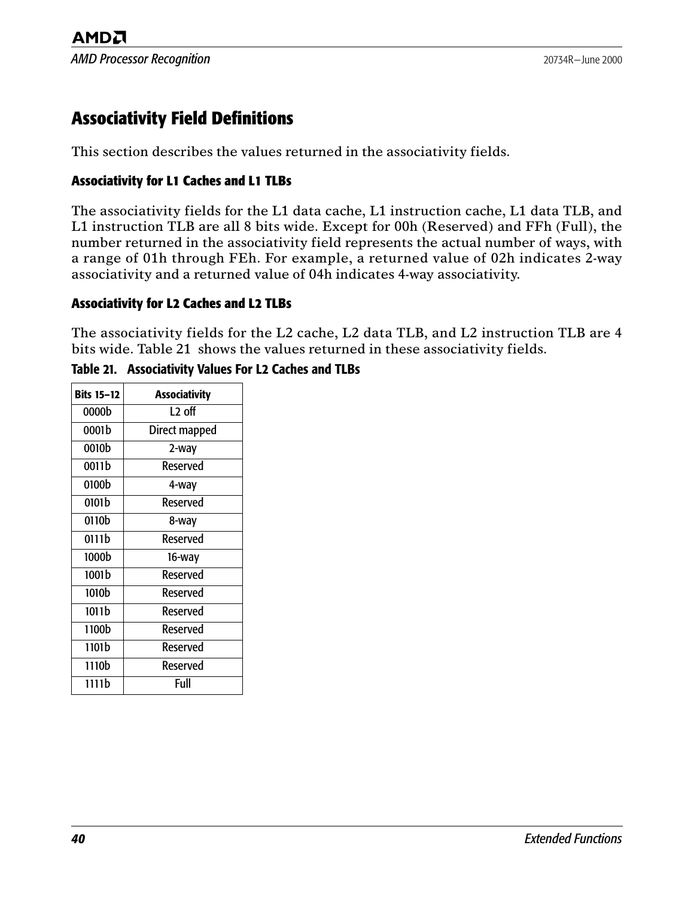## Associativity Field Definitions

This section describes the values returned in the associativity fields.

### Associativity for L1 Caches and L1 TLBs

The associativity fields for the L1 data cache, L1 instruction cache, L1 data TLB, and L1 instruction TLB are all 8 bits wide. Except for 00h (Reserved) and FFh (Full), the number returned in the associativity field represents the actual number of ways, with a range of 01h through FEh. For example, a returned value of 02h indicates 2-way associativity and a returned value of 04h indicates 4-way associativity.

### Associativity for L2 Caches and L2 TLBs

The associativity fields for the L2 cache, L2 data TLB, and L2 instruction TLB are 4 bits wide. Table 21 shows the values returned in these associativity fields.

**Table 21. Associativity Values For L2 Caches and TLBs**

| Bits 15–12 | Associativity |
|---|---|
| 0000b | L2 off |
| 0001b | Direct mapped |
| 0010b | 2-way |
| 0011b | Reserved |
| 0100b | 4-way |
| 0101b | Reserved |
| 0110b | 8-way |
| 0111b | Reserved |
| 1000b | 16-way |
| 1001b | Reserved |
| 1010b | Reserved |
| 1011b | Reserved |
| 1100b | Reserved |
| 1101b | Reserved |
| 1110b | Reserved |
| 1111b | Full |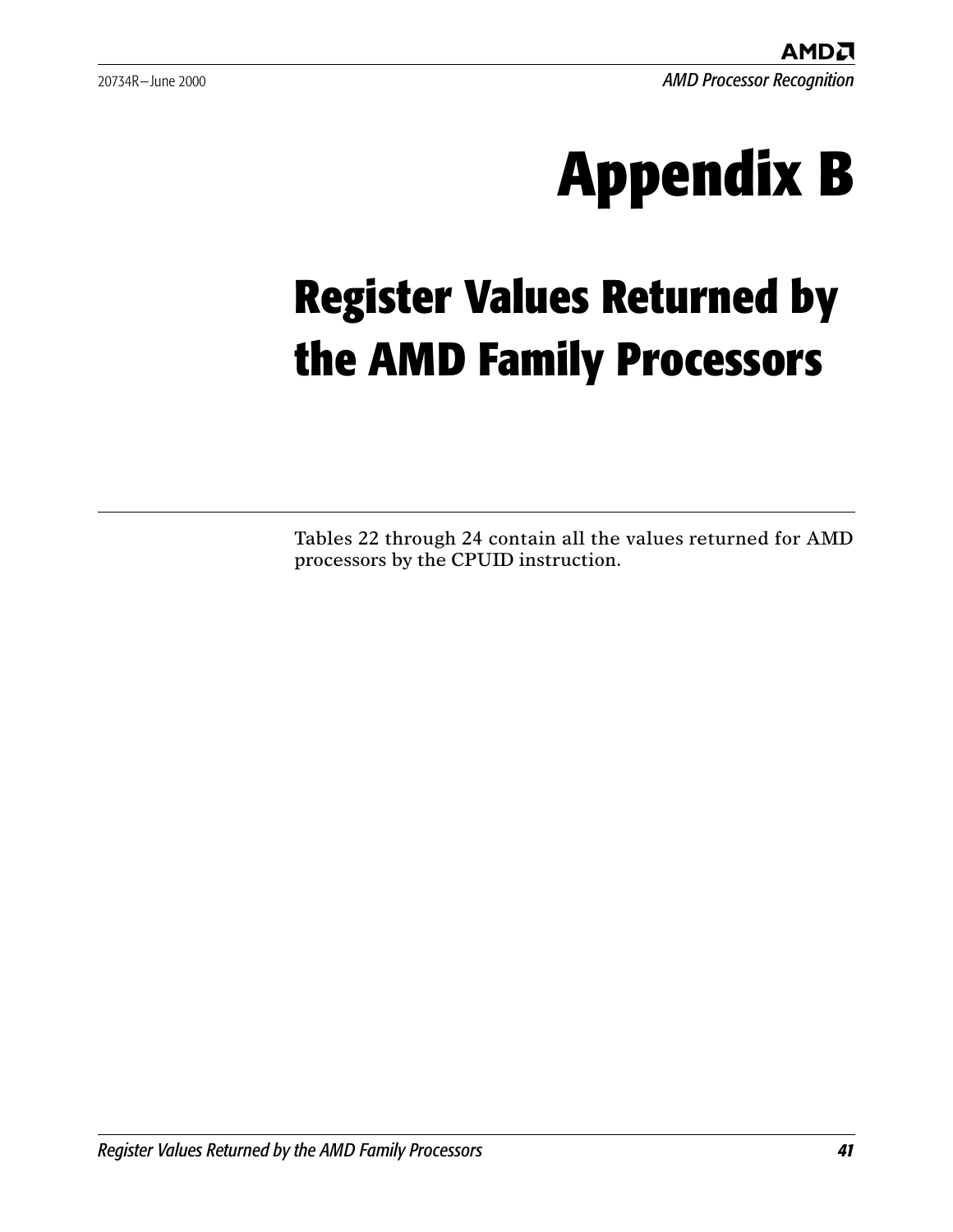# Appendix B

## Register Values Returned by the AMD Family Processors

Tables 22 through 24 contain all the values returned for AMD processors by the CPUID instruction.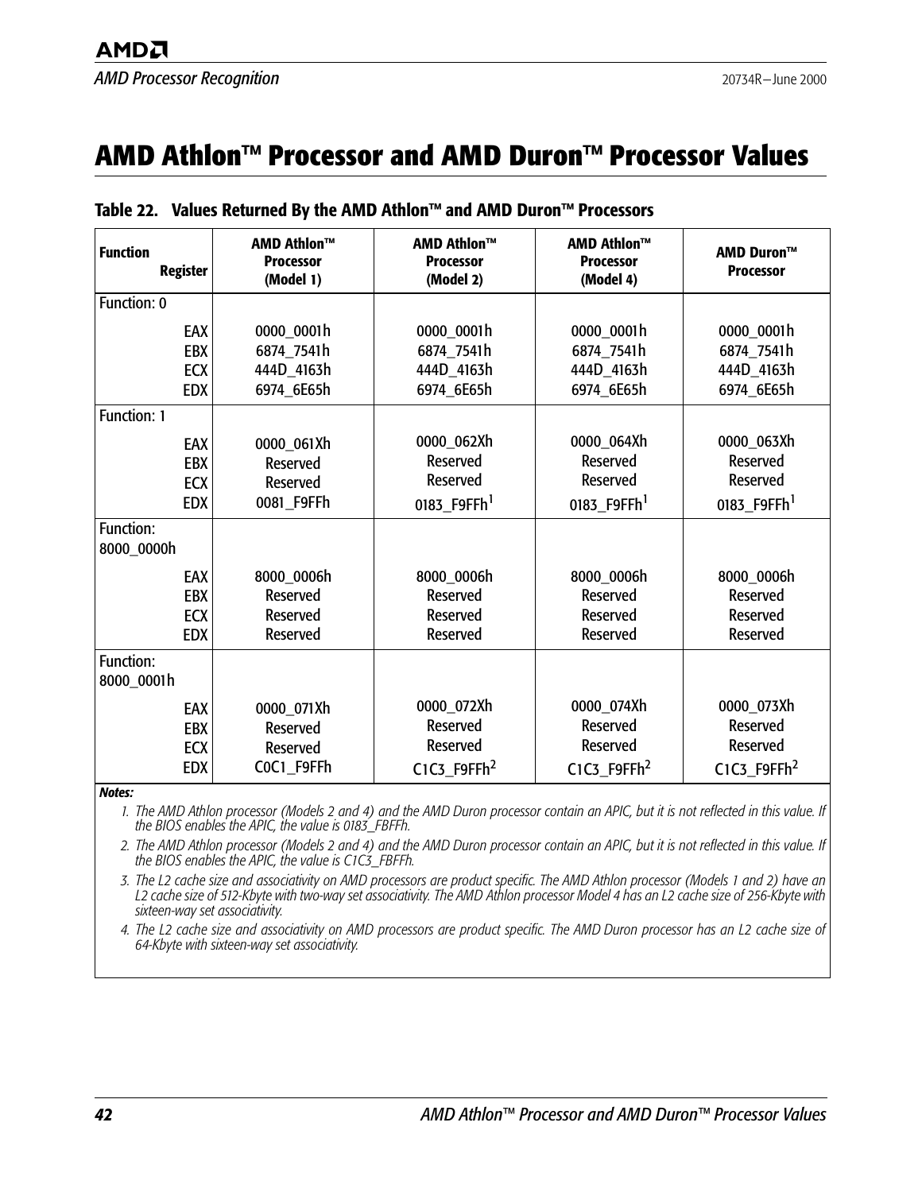# AMD Athlon™ Processor and AMD Duron™ Processor Values

**Table 22. Values Returned By the AMD Athlon™ and AMD Duron™ Processors**

| Function / Register | AMD Athlon™ Processor (Model 1) | AMD Athlon™ Processor (Model 2) | AMD Athlon™ Processor (Model 4) | AMD Duron™ Processor |
|---|---|---|---|---|
| Function: 0 | | | | |
| EAX | 0000_0001h | 0000_0001h | 0000_0001h | 0000_0001h |
| EBX | 6874_7541h | 6874_7541h | 6874_7541h | 6874_7541h |
| ECX | 444D_4163h | 444D_4163h | 444D_4163h | 444D_4163h |
| EDX | 6974_6E65h | 6974_6E65h | 6974_6E65h | 6974_6E65h |
| Function: 1 | | | | |
| EAX | 0000_061Xh | 0000_062Xh | 0000_064Xh | 0000_063Xh |
| EBX | Reserved | Reserved | Reserved | Reserved |
| ECX | Reserved | Reserved | Reserved | Reserved |
| EDX | 0081_F9FFh | 0183_F9FFh[1] | 0183_F9FFh[1] | 0183_F9FFh[1] |
| Function: 8000_0000h | | | | |
| EAX | 8000_0006h | 8000_0006h | 8000_0006h | 8000_0006h |
| EBX | Reserved | Reserved | Reserved | Reserved |
| ECX | Reserved | Reserved | Reserved | Reserved |
| EDX | Reserved | Reserved | Reserved | Reserved |
| Function: 8000_0001h | | | | |
| EAX | 0000_071Xh | 0000_072Xh | 0000_074Xh | 0000_073Xh |
| EBX | Reserved | Reserved | Reserved | Reserved |
| ECX | Reserved | Reserved | Reserved | Reserved |
| EDX | C0C1_F9FFh | C1C3_F9FFh[2] | C1C3_F9FFh[2] | C1C3_F9FFh[2] |

***Notes:***

1. *The AMD Athlon processor (Models 2 and 4) and the AMD Duron processor contain an APIC, but it is not reflected in this value. If the BIOS enables the APIC, the value is 0183_FBFFh.*
2. *The AMD Athlon processor (Models 2 and 4) and the AMD Duron processor contain an APIC, but it is not reflected in this value. If the BIOS enables the APIC, the value is C1C3_FBFFh.*
3. *The L2 cache size and associativity on AMD processors are product specific. The AMD Athlon processor (Models 1 and 2) have an L2 cache size of 512-Kbyte with two-way set associativity. The AMD Athlon processor Model 4 has an L2 cache size of 256-Kbyte with sixteen-way set associativity.*
4. *The L2 cache size and associativity on AMD processors are product specific. The AMD Duron processor has an L2 cache size of 64-Kbyte with sixteen-way set associativity.*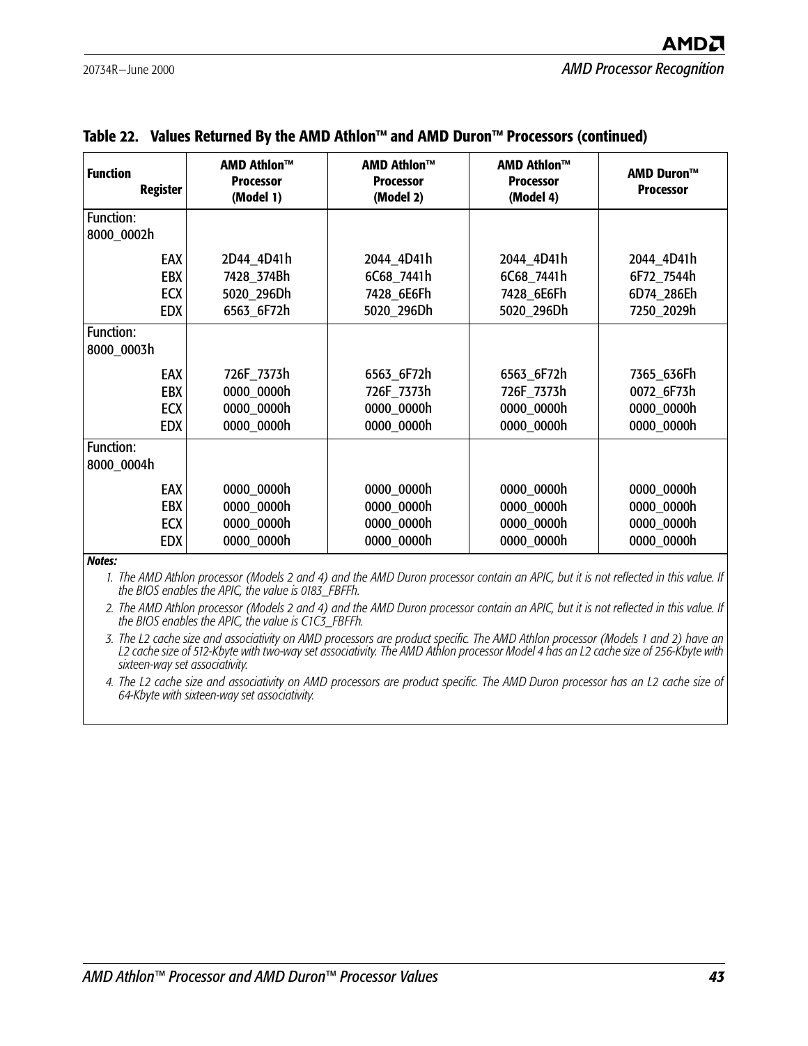**Table 22. Values Returned By the AMD Athlon™ and AMD Duron™ Processors (continued)**

| Function / Register | AMD Athlon™ Processor (Model 1) | AMD Athlon™ Processor (Model 2) | AMD Athlon™ Processor (Model 4) | AMD Duron™ Processor |
|---|---|---|---|---|
| Function: 8000_0002h | | | | |
| EAX | 2D44_4D41h | 2044_4D41h | 2044_4D41h | 2044_4D41h |
| EBX | 7428_374Bh | 6C68_7441h | 6C68_7441h | 6F72_7544h |
| ECX | 5020_296Dh | 7428_6E6Fh | 7428_6E6Fh | 6D74_286Eh |
| EDX | 6563_6F72h | 5020_296Dh | 5020_296Dh | 7250_2029h |
| Function: 8000_0003h | | | | |
| EAX | 726F_7373h | 6563_6F72h | 6563_6F72h | 7365_636Fh |
| EBX | 0000_0000h | 726F_7373h | 726F_7373h | 0072_6F73h |
| ECX | 0000_0000h | 0000_0000h | 0000_0000h | 0000_0000h |
| EDX | 0000_0000h | 0000_0000h | 0000_0000h | 0000_0000h |
| Function: 8000_0004h | | | | |
| EAX | 0000_0000h | 0000_0000h | 0000_0000h | 0000_0000h |
| EBX | 0000_0000h | 0000_0000h | 0000_0000h | 0000_0000h |
| ECX | 0000_0000h | 0000_0000h | 0000_0000h | 0000_0000h |
| EDX | 0000_0000h | 0000_0000h | 0000_0000h | 0000_0000h |

***Notes:***

1. *The AMD Athlon processor (Models 2 and 4) and the AMD Duron processor contain an APIC, but it is not reflected in this value. If the BIOS enables the APIC, the value is 0183_FBFFh.*
2. *The AMD Athlon processor (Models 2 and 4) and the AMD Duron processor contain an APIC, but it is not reflected in this value. If the BIOS enables the APIC, the value is C1C3_FBFFh.*
3. *The L2 cache size and associativity on AMD processors are product specific. The AMD Athlon processor (Models 1 and 2) have an L2 cache size of 512-Kbyte with two-way set associativity. The AMD Athlon processor Model 4 has an L2 cache size of 256-Kbyte with sixteen-way set associativity.*
4. *The L2 cache size and associativity on AMD processors are product specific. The AMD Duron processor has an L2 cache size of 64-Kbyte with sixteen-way set associativity.*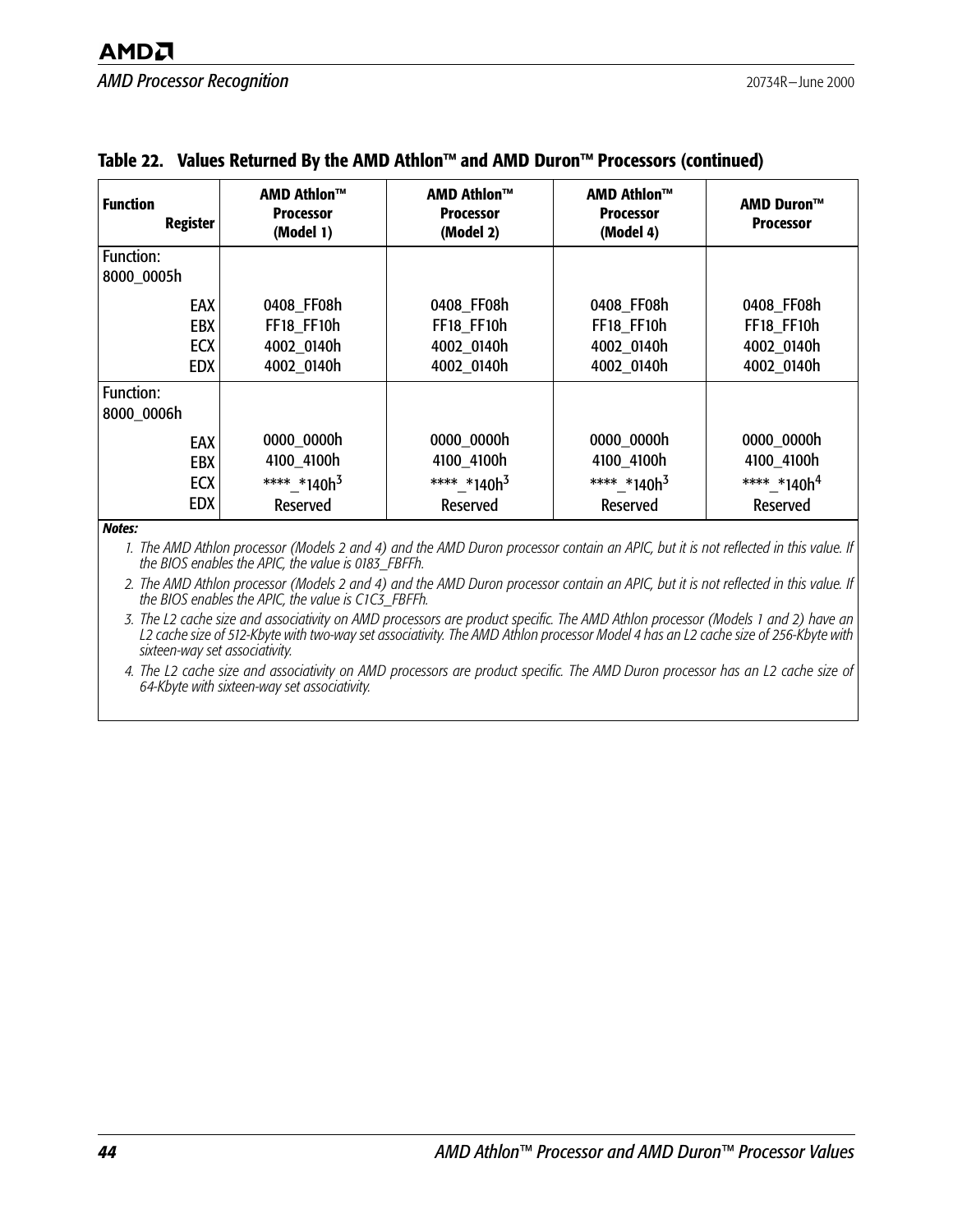**Table 22. Values Returned By the AMD Athlon™ and AMD Duron™ Processors (continued)**

| Function / Register | AMD Athlon™ Processor (Model 1) | AMD Athlon™ Processor (Model 2) | AMD Athlon™ Processor (Model 4) | AMD Duron™ Processor |
|---|---|---|---|---|
| Function: 8000_0005h | | | | |
| EAX | 0408_FF08h | 0408_FF08h | 0408_FF08h | 0408_FF08h |
| EBX | FF18_FF10h | FF18_FF10h | FF18_FF10h | FF18_FF10h |
| ECX | 4002_0140h | 4002_0140h | 4002_0140h | 4002_0140h |
| EDX | 4002_0140h | 4002_0140h | 4002_0140h | 4002_0140h |
| Function: 8000_0006h | | | | |
| EAX | 0000_0000h | 0000_0000h | 0000_0000h | 0000_0000h |
| EBX | 4100_4100h | 4100_4100h | 4100_4100h | 4100_4100h |
| ECX | ****_*140h[3] | ****_*140h[3] | ****_*140h[3] | ****_*140h[4] |
| EDX | Reserved | Reserved | Reserved | Reserved |

***Notes:***

1. *The AMD Athlon processor (Models 2 and 4) and the AMD Duron processor contain an APIC, but it is not reflected in this value. If the BIOS enables the APIC, the value is 0183_FBFFh.*
2. *The AMD Athlon processor (Models 2 and 4) and the AMD Duron processor contain an APIC, but it is not reflected in this value. If the BIOS enables the APIC, the value is C1C3_FBFFh.*
3. *The L2 cache size and associativity on AMD processors are product specific. The AMD Athlon processor (Models 1 and 2) have an L2 cache size of 512-Kbyte with two-way set associativity. The AMD Athlon processor Model 4 has an L2 cache size of 256-Kbyte with sixteen-way set associativity.*
4. *The L2 cache size and associativity on AMD processors are product specific. The AMD Duron processor has an L2 cache size of 64-Kbyte with sixteen-way set associativity.*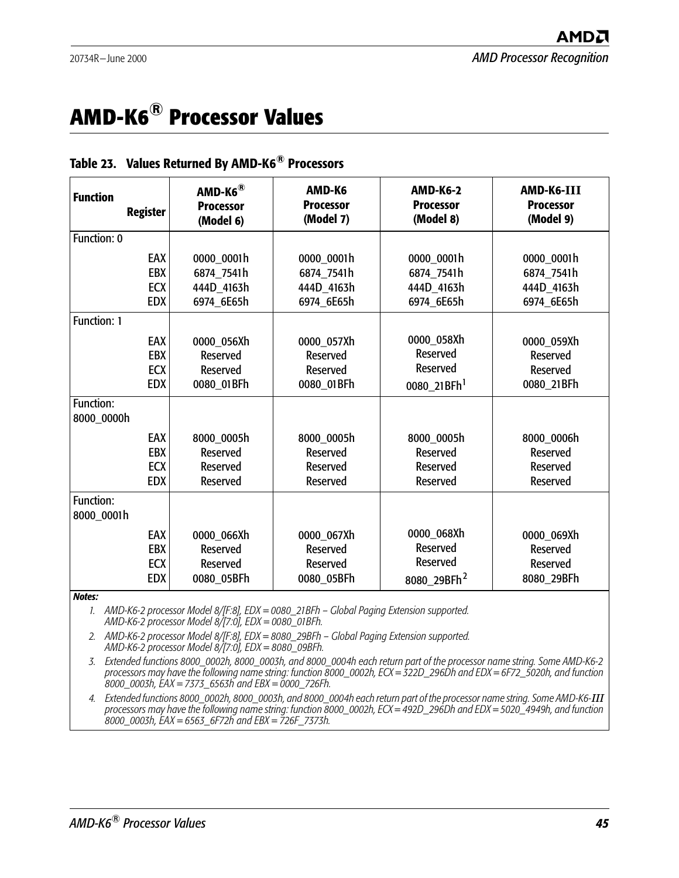# AMD-K6® Processor Values

**Table 23. Values Returned By AMD-K6® Processors**

| Function / Register | AMD-K6® Processor (Model 6) | AMD-K6 Processor (Model 7) | AMD-K6-2 Processor (Model 8) | AMD-K6-III Processor (Model 9) |
|---|---|---|---|---|
| Function: 0 | | | | |
| EAX | 0000_0001h | 0000_0001h | 0000_0001h | 0000_0001h |
| EBX | 6874_7541h | 6874_7541h | 6874_7541h | 6874_7541h |
| ECX | 444D_4163h | 444D_4163h | 444D_4163h | 444D_4163h |
| EDX | 6974_6E65h | 6974_6E65h | 6974_6E65h | 6974_6E65h |
| Function: 1 | | | | |
| EAX | 0000_056Xh | 0000_057Xh | 0000_058Xh | 0000_059Xh |
| EBX | Reserved | Reserved | Reserved | Reserved |
| ECX | Reserved | Reserved | Reserved | Reserved |
| EDX | 0080_01BFh | 0080_01BFh | 0080_21BFh[1] | 0080_21BFh |
| Function: 8000_0000h | | | | |
| EAX | 8000_0005h | 8000_0005h | 8000_0005h | 8000_0006h |
| EBX | Reserved | Reserved | Reserved | Reserved |
| ECX | Reserved | Reserved | Reserved | Reserved |
| EDX | Reserved | Reserved | Reserved | Reserved |
| Function: 8000_0001h | | | | |
| EAX | 0000_066Xh | 0000_067Xh | 0000_068Xh | 0000_069Xh |
| EBX | Reserved | Reserved | Reserved | Reserved |
| ECX | Reserved | Reserved | Reserved | Reserved |
| EDX | 0080_05BFh | 0080_05BFh | 8080_29BFh[2] | 8080_29BFh |

***Notes:***

1. *AMD-K6-2 processor Model 8/[F:8], EDX = 0080_21BFh – Global Paging Extension supported.*
   *AMD-K6-2 processor Model 8/[7:0], EDX = 0080_01BFh.*
2. *AMD-K6-2 processor Model 8/[F:8], EDX = 8080_29BFh – Global Paging Extension supported.*
   *AMD-K6-2 processor Model 8/[7:0], EDX = 8080_09BFh.*
3. *Extended functions 8000_0002h, 8000_0003h, and 8000_0004h each return part of the processor name string. Some AMD-K6-2 processors may have the following name string: function 8000_0002h, ECX = 322D_296Dh and EDX = 6F72_5020h, and function 8000_0003h, EAX = 7373_6563h and EBX = 0000_726Fh.*
4. *Extended functions 8000_0002h, 8000_0003h, and 8000_0004h each return part of the processor name string. Some AMD-K6-III processors may have the following name string: function 8000_0002h, ECX = 492D_296Dh and EDX = 5020_4949h, and function 8000_0003h, EAX = 6563_6F72h and EBX = 726F_7373h.*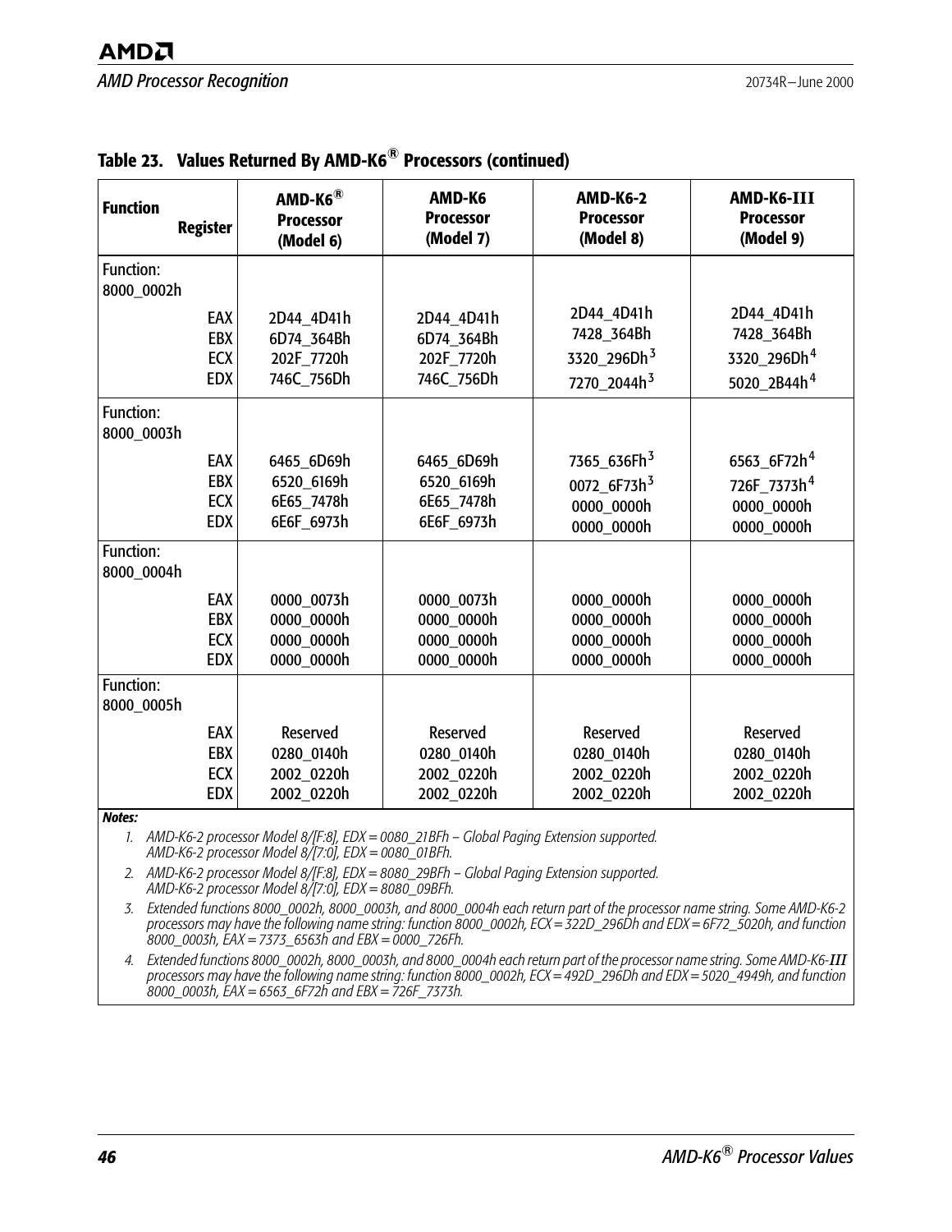## Table 23. Values Returned By AMD-K6® Processors (continued)

| Function | Register | AMD-K6® Processor (Model 6) | AMD-K6 Processor (Model 7) | AMD-K6-2 Processor (Model 8) | AMD-K6-III Processor (Model 9) |
|---|---|---|---|---|---|
| Function: 8000_0002h | | | | | |
| | EAX | 2D44_4D41h | 2D44_4D41h | 2D44_4D41h | 2D44_4D41h |
| | EBX | 6D74_364Bh | 6D74_364Bh | 7428_364Bh | 7428_364Bh |
| | ECX | 202F_7720h | 202F_7720h | 3320_296Dh[3] | 3320_296Dh[4] |
| | EDX | 746C_756Dh | 746C_756Dh | 7270_2044h[3] | 5020_2B44h[4] |
| Function: 8000_0003h | | | | | |
| | EAX | 6465_6D69h | 6465_6D69h | 7365_636Fh[3] | 6563_6F72h[4] |
| | EBX | 6520_6169h | 6520_6169h | 0072_6F73h[3] | 726F_7373h[4] |
| | ECX | 6E65_7478h | 6E65_7478h | 0000_0000h | 0000_0000h |
| | EDX | 6E6F_6973h | 6E6F_6973h | 0000_0000h | 0000_0000h |
| Function: 8000_0004h | | | | | |
| | EAX | 0000_0073h | 0000_0073h | 0000_0000h | 0000_0000h |
| | EBX | 0000_0000h | 0000_0000h | 0000_0000h | 0000_0000h |
| | ECX | 0000_0000h | 0000_0000h | 0000_0000h | 0000_0000h |
| | EDX | 0000_0000h | 0000_0000h | 0000_0000h | 0000_0000h |
| Function: 8000_0005h | | | | | |
| | EAX | Reserved | Reserved | Reserved | Reserved |
| | EBX | 0280_0140h | 0280_0140h | 0280_0140h | 0280_0140h |
| | ECX | 2002_0220h | 2002_0220h | 2002_0220h | 2002_0220h |
| | EDX | 2002_0220h | 2002_0220h | 2002_0220h | 2002_0220h |

***Notes:***

1. *AMD-K6-2 processor Model 8/[F:8], EDX = 0080_21BFh – Global Paging Extension supported.*
   *AMD-K6-2 processor Model 8/[7:0], EDX = 0080_01BFh.*
2. *AMD-K6-2 processor Model 8/[F:8], EDX = 8080_29BFh – Global Paging Extension supported.*
   *AMD-K6-2 processor Model 8/[7:0], EDX = 8080_09BFh.*
3. *Extended functions 8000_0002h, 8000_0003h, and 8000_0004h each return part of the processor name string. Some AMD-K6-2 processors may have the following name string: function 8000_0002h, ECX = 322D_296Dh and EDX = 6F72_5020h, and function 8000_0003h, EAX = 7373_6563h and EBX = 0000_726Fh.*
4. *Extended functions 8000_0002h, 8000_0003h, and 8000_0004h each return part of the processor name string. Some AMD-K6-III processors may have the following name string: function 8000_0002h, ECX = 492D_296Dh and EDX = 5020_4949h, and function 8000_0003h, EAX = 6563_6F72h and EBX = 726F_7373h.*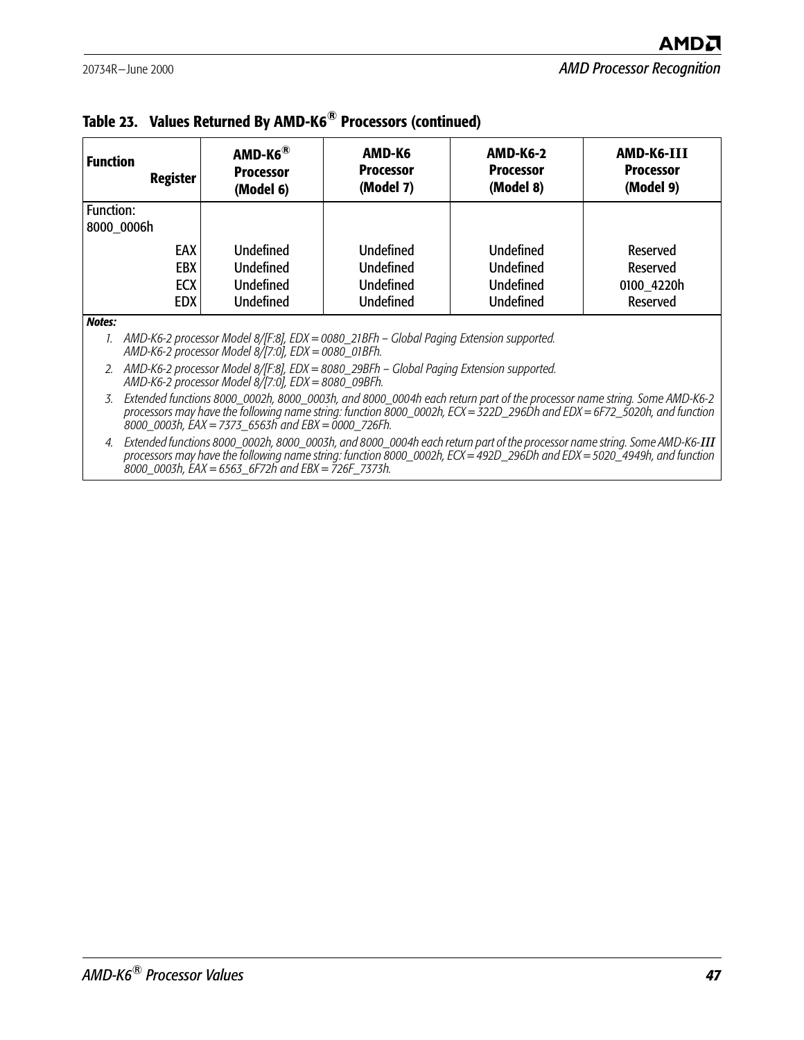**Table 23. Values Returned By AMD-K6® Processors (continued)**

| Function / Register | AMD-K6® Processor (Model 6) | AMD-K6 Processor (Model 7) | AMD-K6-2 Processor (Model 8) | AMD-K6-III Processor (Model 9) |
|---|---|---|---|---|
| Function: 8000_0006h | | | | |
| EAX | Undefined | Undefined | Undefined | Reserved |
| EBX | Undefined | Undefined | Undefined | Reserved |
| ECX | Undefined | Undefined | Undefined | 0100_4220h |
| EDX | Undefined | Undefined | Undefined | Reserved |

***Notes:***

1. *AMD-K6-2 processor Model 8/[F:8], EDX = 0080_21BFh – Global Paging Extension supported.*
   *AMD-K6-2 processor Model 8/[7:0], EDX = 0080_01BFh.*
2. *AMD-K6-2 processor Model 8/[F:8], EDX = 8080_29BFh – Global Paging Extension supported.*
   *AMD-K6-2 processor Model 8/[7:0], EDX = 8080_09BFh.*
3. *Extended functions 8000_0002h, 8000_0003h, and 8000_0004h each return part of the processor name string. Some AMD-K6-2 processors may have the following name string: function 8000_0002h, ECX = 322D_296Dh and EDX = 6F72_5020h, and function 8000_0003h, EAX = 7373_6563h and EBX = 0000_726Fh.*
4. *Extended functions 8000_0002h, 8000_0003h, and 8000_0004h each return part of the processor name string. Some AMD-K6-III processors may have the following name string: function 8000_0002h, ECX = 492D_296Dh and EDX = 5020_4949h, and function 8000_0003h, EAX = 6563_6F72h and EBX = 726F_7373h.*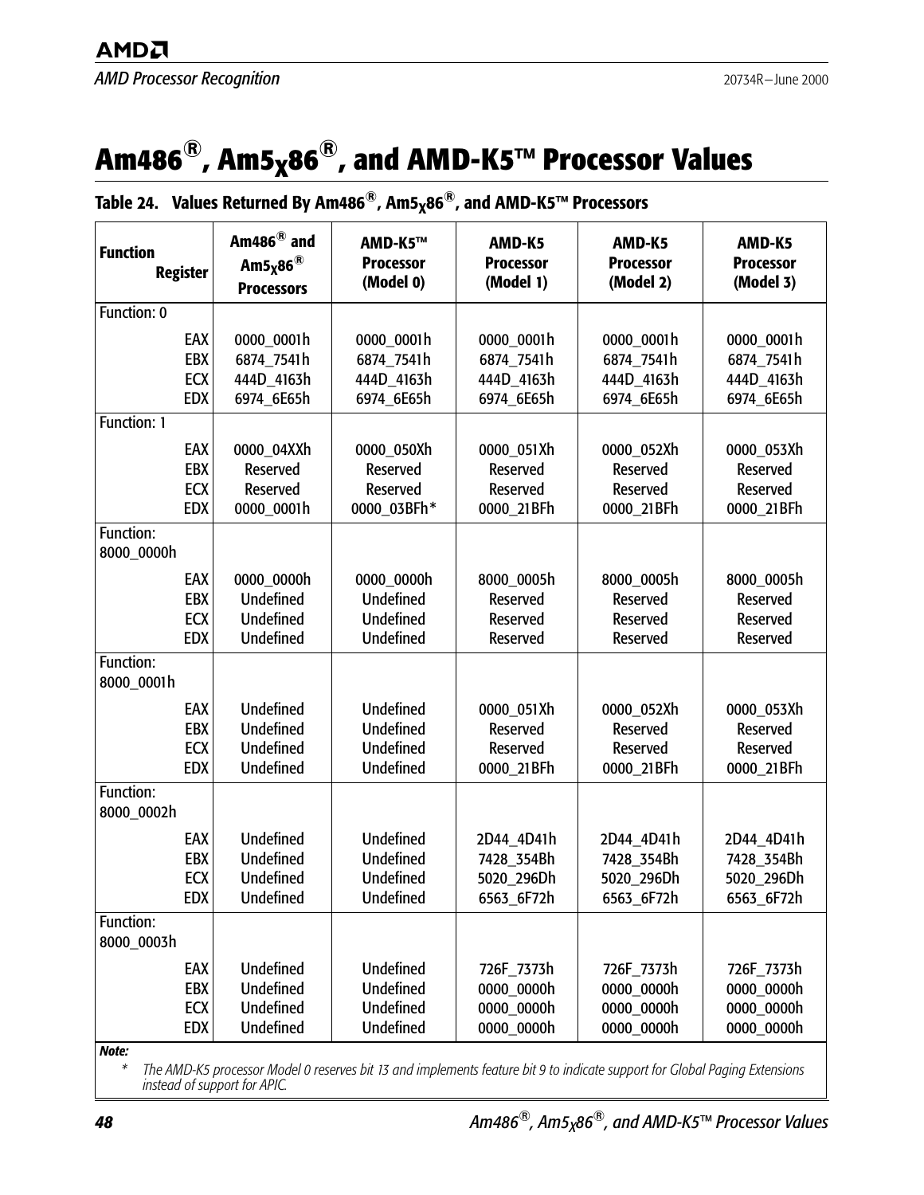# Am486®, Am5x86®, and AMD-K5™ Processor Values

**Table 24. Values Returned By Am486®, Am5x86®, and AMD-K5™ Processors**

| Function / Register | Am486® and Am5x86® Processors | AMD-K5™ Processor (Model 0) | AMD-K5 Processor (Model 1) | AMD-K5 Processor (Model 2) | AMD-K5 Processor (Model 3) |
|---|---|---|---|---|---|
| **Function: 0** | | | | | |
| EAX | 0000_0001h | 0000_0001h | 0000_0001h | 0000_0001h | 0000_0001h |
| EBX | 6874_7541h | 6874_7541h | 6874_7541h | 6874_7541h | 6874_7541h |
| ECX | 444D_4163h | 444D_4163h | 444D_4163h | 444D_4163h | 444D_4163h |
| EDX | 6974_6E65h | 6974_6E65h | 6974_6E65h | 6974_6E65h | 6974_6E65h |
| **Function: 1** | | | | | |
| EAX | 0000_04XXh | 0000_050Xh | 0000_051Xh | 0000_052Xh | 0000_053Xh |
| EBX | Reserved | Reserved | Reserved | Reserved | Reserved |
| ECX | Reserved | Reserved | Reserved | Reserved | Reserved |
| EDX | 0000_0001h | 0000_03BFh* | 0000_21BFh | 0000_21BFh | 0000_21BFh |
| **Function: 8000_0000h** | | | | | |
| EAX | 0000_0000h | 0000_0000h | 8000_0005h | 8000_0005h | 8000_0005h |
| EBX | Undefined | Undefined | Reserved | Reserved | Reserved |
| ECX | Undefined | Undefined | Reserved | Reserved | Reserved |
| EDX | Undefined | Undefined | Reserved | Reserved | Reserved |
| **Function: 8000_0001h** | | | | | |
| EAX | Undefined | Undefined | 0000_051Xh | 0000_052Xh | 0000_053Xh |
| EBX | Undefined | Undefined | Reserved | Reserved | Reserved |
| ECX | Undefined | Undefined | Reserved | Reserved | Reserved |
| EDX | Undefined | Undefined | 0000_21BFh | 0000_21BFh | 0000_21BFh |
| **Function: 8000_0002h** | | | | | |
| EAX | Undefined | Undefined | 2D44_4D41h | 2D44_4D41h | 2D44_4D41h |
| EBX | Undefined | Undefined | 7428_354Bh | 7428_354Bh | 7428_354Bh |
| ECX | Undefined | Undefined | 5020_296Dh | 5020_296Dh | 5020_296Dh |
| EDX | Undefined | Undefined | 6563_6F72h | 6563_6F72h | 6563_6F72h |
| **Function: 8000_0003h** | | | | | |
| EAX | Undefined | Undefined | 726F_7373h | 726F_7373h | 726F_7373h |
| EBX | Undefined | Undefined | 0000_0000h | 0000_0000h | 0000_0000h |
| ECX | Undefined | Undefined | 0000_0000h | 0000_0000h | 0000_0000h |
| EDX | Undefined | Undefined | 0000_0000h | 0000_0000h | 0000_0000h |

***Note:***

\* *The AMD-K5 processor Model 0 reserves bit 13 and implements feature bit 9 to indicate support for Global Paging Extensions instead of support for APIC.*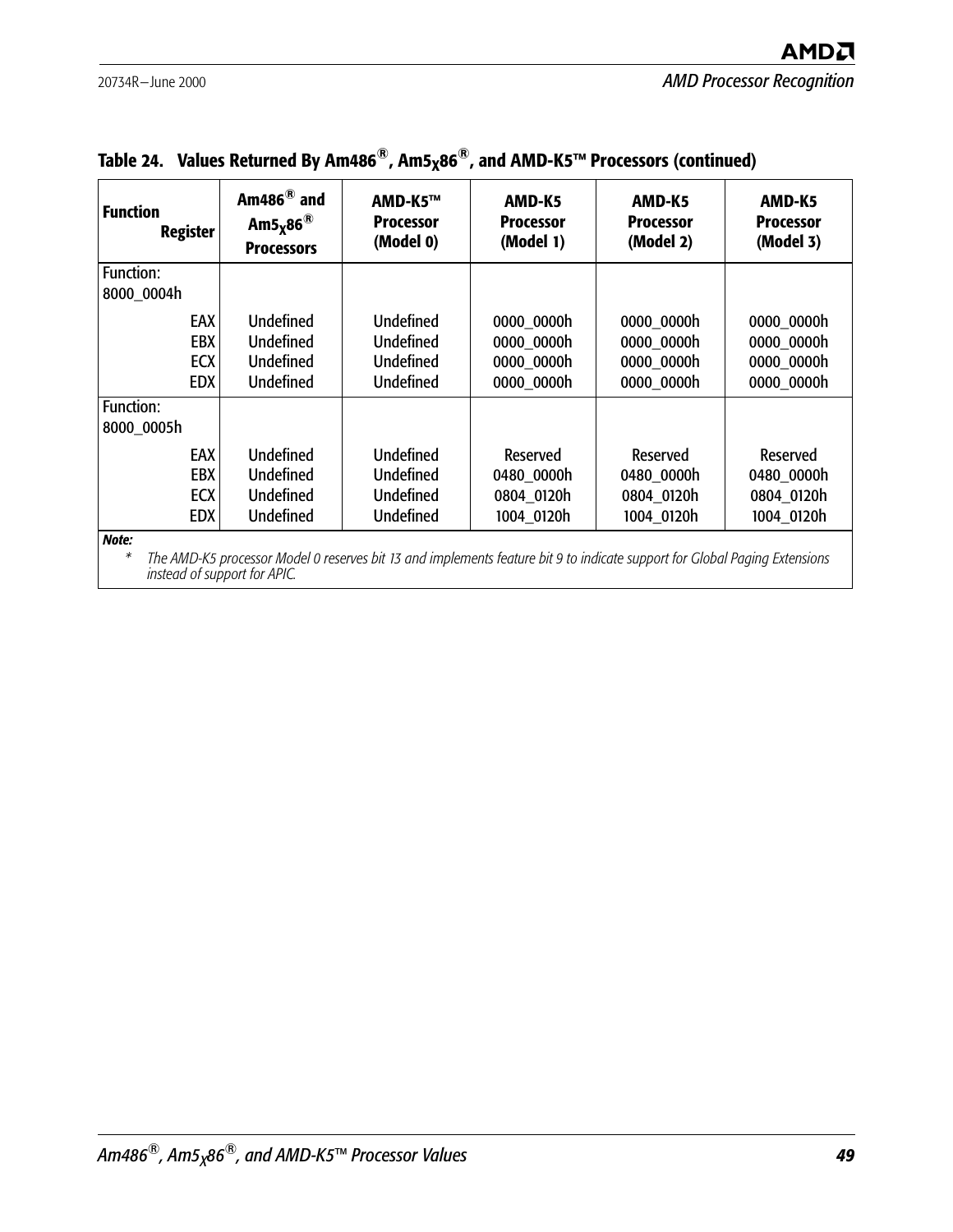**Table 24. Values Returned By Am486®, Am5$_X$86®, and AMD-K5™ Processors (continued)**

| Function Register | Am486® and Am5$_X$86® Processors | AMD-K5™ Processor (Model 0) | AMD-K5 Processor (Model 1) | AMD-K5 Processor (Model 2) | AMD-K5 Processor (Model 3) |
|---|---|---|---|---|---|
| Function: 8000_0004h | | | | | |
| EAX | Undefined | Undefined | 0000_0000h | 0000_0000h | 0000_0000h |
| EBX | Undefined | Undefined | 0000_0000h | 0000_0000h | 0000_0000h |
| ECX | Undefined | Undefined | 0000_0000h | 0000_0000h | 0000_0000h |
| EDX | Undefined | Undefined | 0000_0000h | 0000_0000h | 0000_0000h |
| Function: 8000_0005h | | | | | |
| EAX | Undefined | Undefined | Reserved | Reserved | Reserved |
| EBX | Undefined | Undefined | 0480_0000h | 0480_0000h | 0480_0000h |
| ECX | Undefined | Undefined | 0804_0120h | 0804_0120h | 0804_0120h |
| EDX | Undefined | Undefined | 1004_0120h | 1004_0120h | 1004_0120h |

***Note:***

\* *The AMD-K5 processor Model 0 reserves bit 13 and implements feature bit 9 to indicate support for Global Paging Extensions instead of support for APIC.*